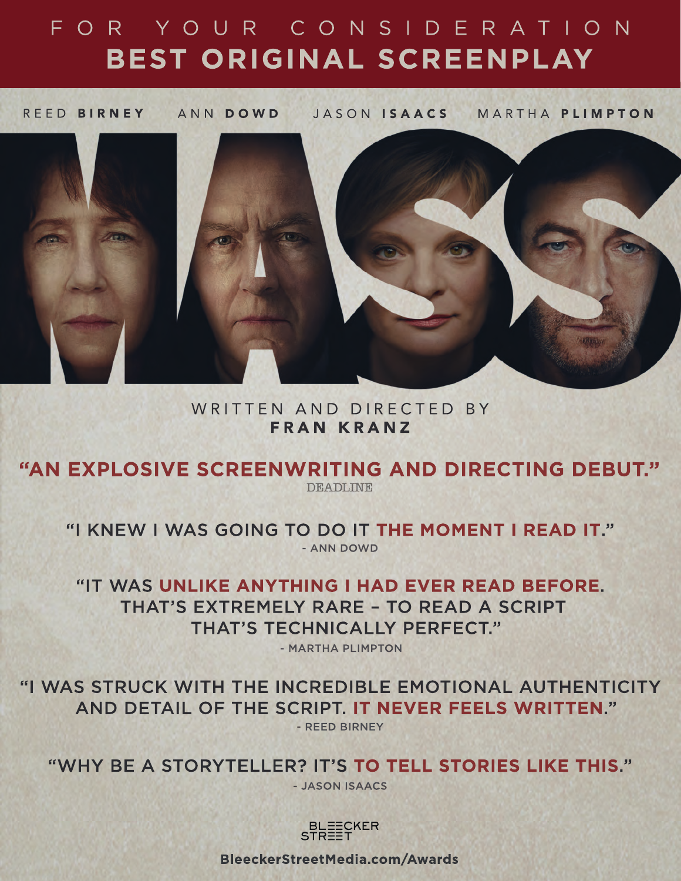FOR YOUR CONSIDERATION

# BEST ORIGINAL SCREENPLAY

REED **BIRNEY** ANN **DOWD** JASON **ISAACS** MARTHA **PLIMPTON**

# MASS

WRITTEN AND DIRECTED BY
**FRAN KRANZ**

**"AN EXPLOSIVE SCREENWRITING AND DIRECTING DEBUT."**
DEADLINE

"I KNEW I WAS GOING TO DO IT **THE MOMENT I READ IT**."
- ANN DOWD

"IT WAS **UNLIKE ANYTHING I HAD EVER READ BEFORE**. THAT'S EXTREMELY RARE – TO READ A SCRIPT THAT'S TECHNICALLY PERFECT."
- MARTHA PLIMPTON

"I WAS STRUCK WITH THE INCREDIBLE EMOTIONAL AUTHENTICITY AND DETAIL OF THE SCRIPT. **IT NEVER FEELS WRITTEN**."
- REED BIRNEY

"WHY BE A STORYTELLER? IT'S **TO TELL STORIES LIKE THIS**."
- JASON ISAACS

BLEECKER STREET

**BleeckerStreetMedia.com/Awards**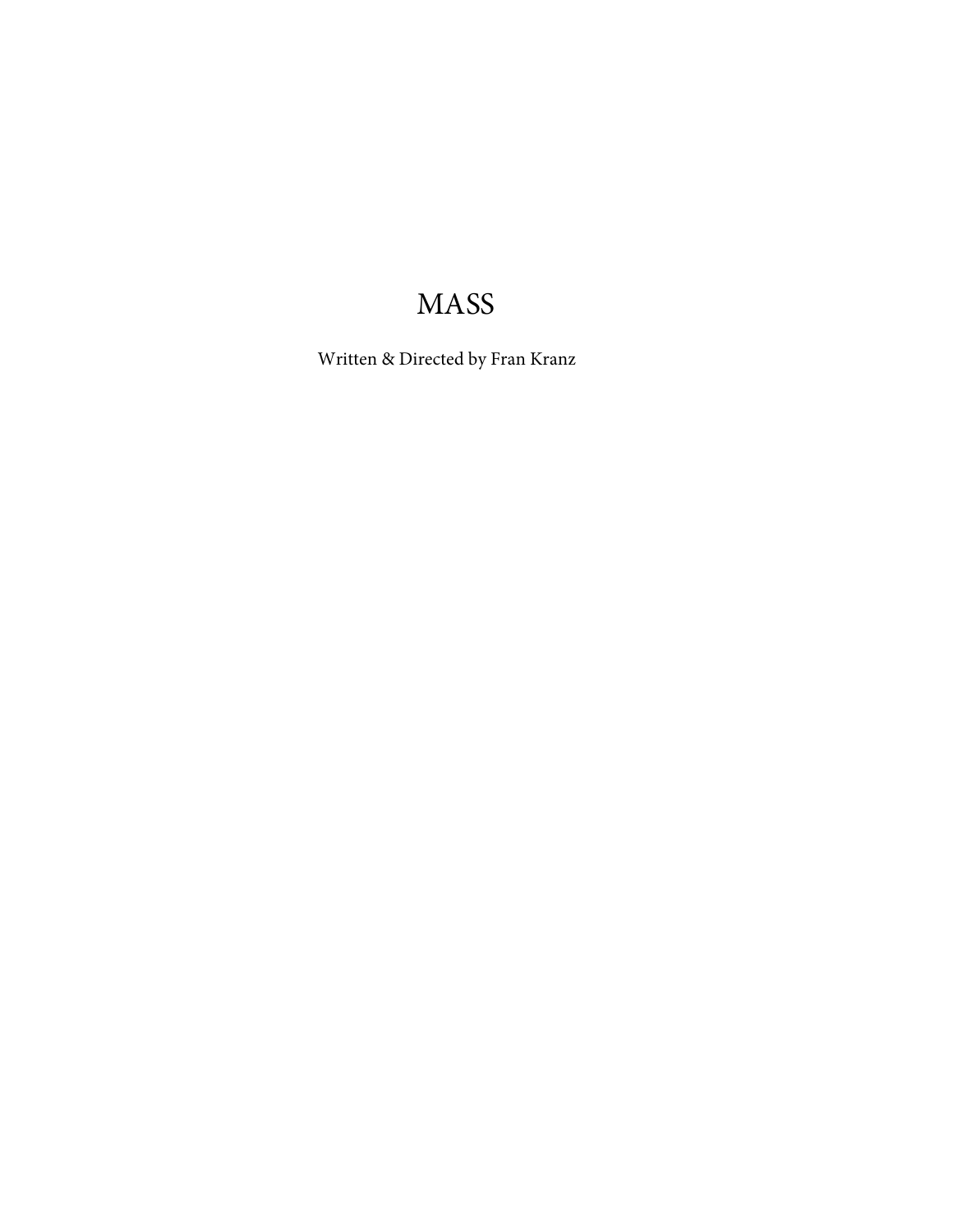# MASS

Written & Directed by Fran Kranz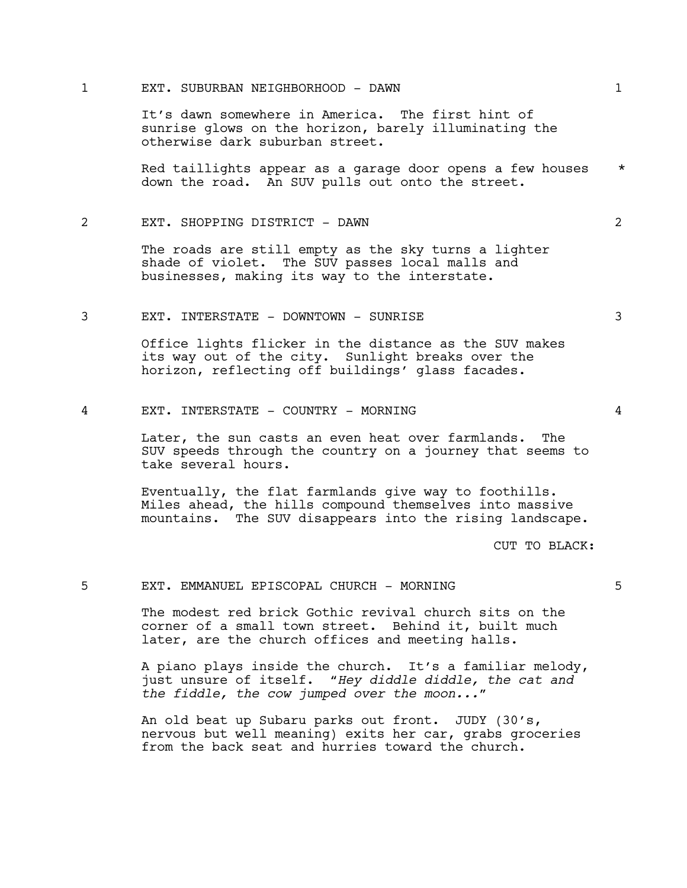1 EXT. SUBURBAN NEIGHBORHOOD - DAWN 1

It's dawn somewhere in America. The first hint of sunrise glows on the horizon, barely illuminating the otherwise dark suburban street.

Red taillights appear as a garage door opens a few houses down the road. An SUV pulls out onto the street. *

2 EXT. SHOPPING DISTRICT - DAWN 2

The roads are still empty as the sky turns a lighter shade of violet. The SUV passes local malls and businesses, making its way to the interstate.

3 EXT. INTERSTATE - DOWNTOWN - SUNRISE 3

Office lights flicker in the distance as the SUV makes its way out of the city. Sunlight breaks over the horizon, reflecting off buildings' glass facades.

4 EXT. INTERSTATE - COUNTRY - MORNING 4

Later, the sun casts an even heat over farmlands. The SUV speeds through the country on a journey that seems to take several hours.

Eventually, the flat farmlands give way to foothills. Miles ahead, the hills compound themselves into massive mountains. The SUV disappears into the rising landscape.

CUT TO BLACK:

5 EXT. EMMANUEL EPISCOPAL CHURCH - MORNING 5

The modest red brick Gothic revival church sits on the corner of a small town street. Behind it, built much later, are the church offices and meeting halls.

A piano plays inside the church. It's a familiar melody, just unsure of itself. "*Hey diddle diddle, the cat and the fiddle, the cow jumped over the moon...*"

An old beat up Subaru parks out front. JUDY (30's, nervous but well meaning) exits her car, grabs groceries from the back seat and hurries toward the church.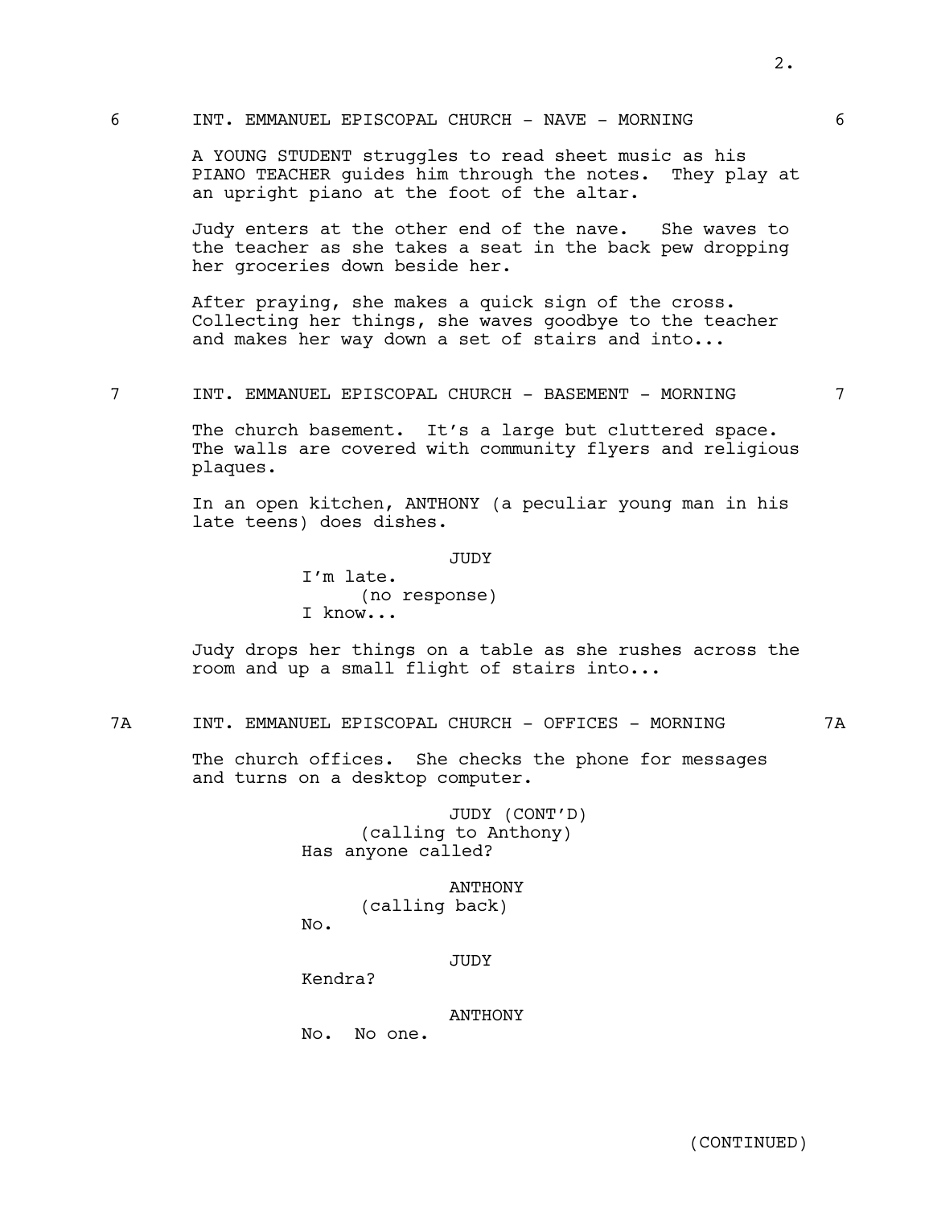6 INT. EMMANUEL EPISCOPAL CHURCH - NAVE - MORNING 6

A YOUNG STUDENT struggles to read sheet music as his PIANO TEACHER guides him through the notes. They play at an upright piano at the foot of the altar.

Judy enters at the other end of the nave. She waves to the teacher as she takes a seat in the back pew dropping her groceries down beside her.

After praying, she makes a quick sign of the cross. Collecting her things, she waves goodbye to the teacher and makes her way down a set of stairs and into...

7 INT. EMMANUEL EPISCOPAL CHURCH - BASEMENT - MORNING 7

The church basement. It's a large but cluttered space. The walls are covered with community flyers and religious plaques.

In an open kitchen, ANTHONY (a peculiar young man in his late teens) does dishes.

JUDY
I'm late.
(no response)
I know...

Judy drops her things on a table as she rushes across the room and up a small flight of stairs into...

7A INT. EMMANUEL EPISCOPAL CHURCH - OFFICES - MORNING 7A

The church offices. She checks the phone for messages and turns on a desktop computer.

JUDY (CONT'D)
(calling to Anthony)
Has anyone called?

ANTHONY
(calling back)
No.

JUDY
Kendra?

ANTHONY
No. No one.

(CONTINUED)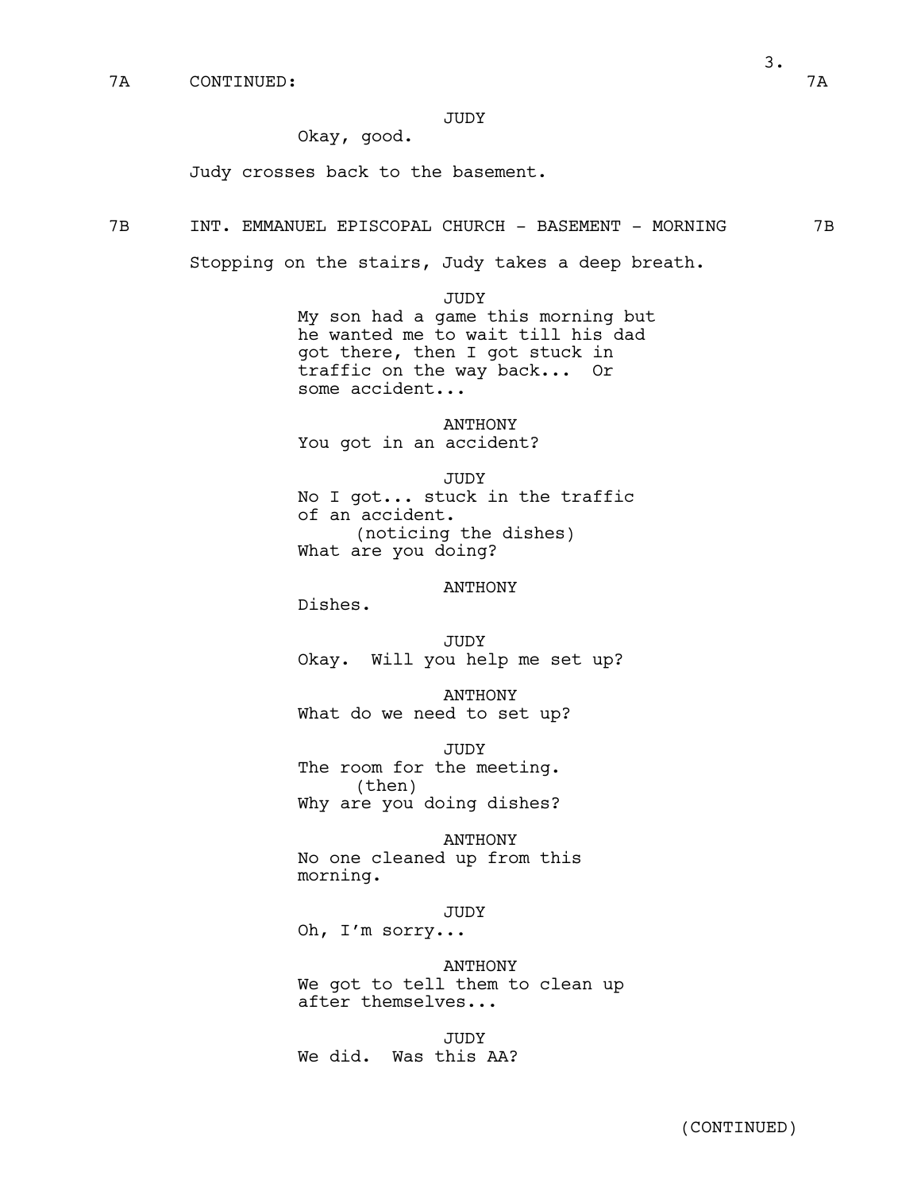7A CONTINUED: 7A

JUDY
Okay, good.

Judy crosses back to the basement.

7B INT. EMMANUEL EPISCOPAL CHURCH - BASEMENT - MORNING 7B

Stopping on the stairs, Judy takes a deep breath.

JUDY
My son had a game this morning but he wanted me to wait till his dad got there, then I got stuck in traffic on the way back... Or some accident...

ANTHONY
You got in an accident?

JUDY
No I got... stuck in the traffic of an accident.
(noticing the dishes)
What are you doing?

ANTHONY
Dishes.

JUDY
Okay. Will you help me set up?

ANTHONY
What do we need to set up?

JUDY
The room for the meeting.
(then)
Why are you doing dishes?

ANTHONY
No one cleaned up from this morning.

JUDY
Oh, I'm sorry...

ANTHONY
We got to tell them to clean up after themselves...

JUDY
We did. Was this AA?

(CONTINUED)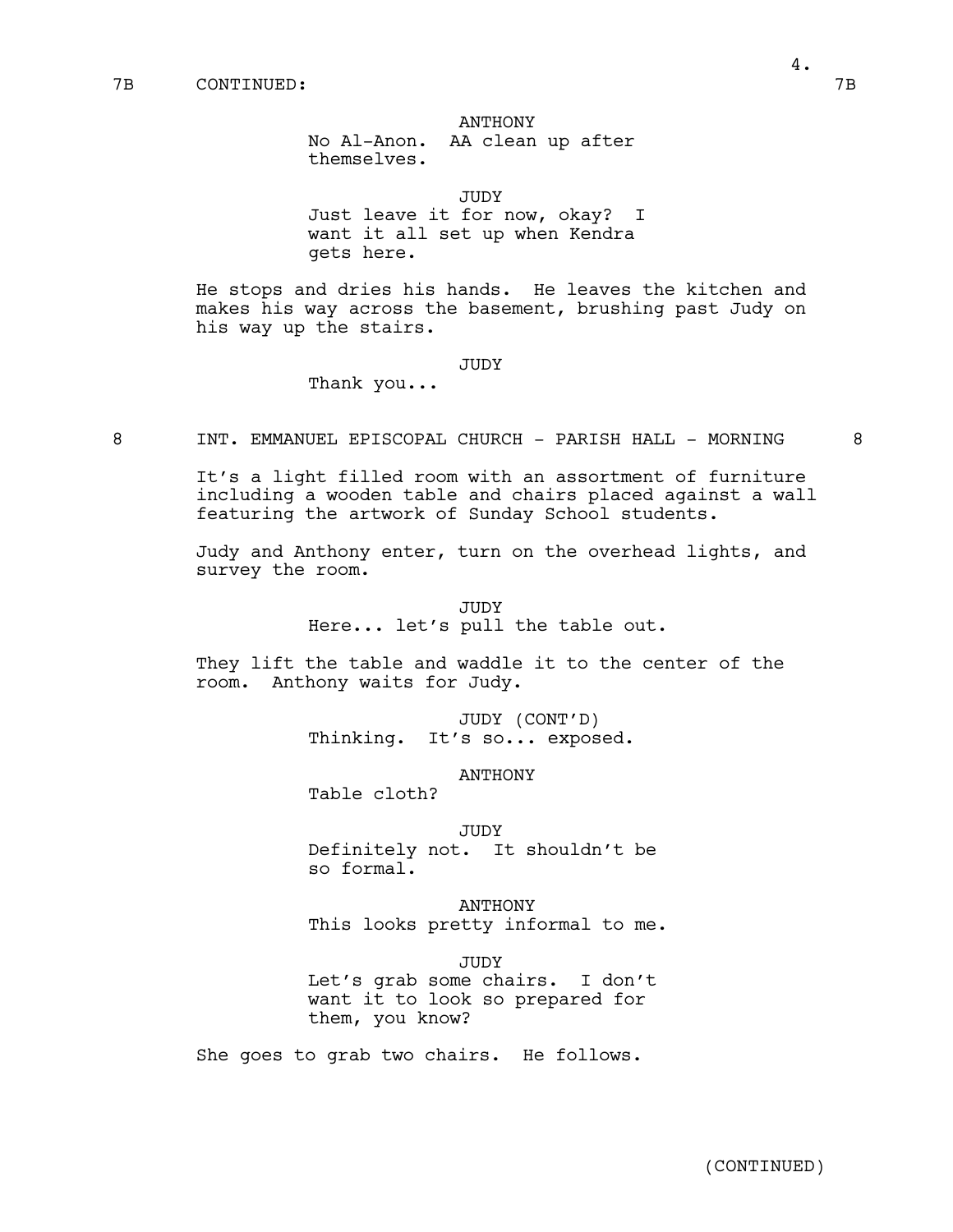7B CONTINUED: 7B

ANTHONY
No Al-Anon. AA clean up after themselves.

JUDY
Just leave it for now, okay? I want it all set up when Kendra gets here.

He stops and dries his hands. He leaves the kitchen and makes his way across the basement, brushing past Judy on his way up the stairs.

JUDY
Thank you...

8 INT. EMMANUEL EPISCOPAL CHURCH - PARISH HALL - MORNING 8

It's a light filled room with an assortment of furniture including a wooden table and chairs placed against a wall featuring the artwork of Sunday School students.

Judy and Anthony enter, turn on the overhead lights, and survey the room.

JUDY
Here... let's pull the table out.

They lift the table and waddle it to the center of the room. Anthony waits for Judy.

JUDY (CONT'D)
Thinking. It's so... exposed.

ANTHONY
Table cloth?

JUDY
Definitely not. It shouldn't be so formal.

ANTHONY
This looks pretty informal to me.

JUDY
Let's grab some chairs. I don't want it to look so prepared for them, you know?

She goes to grab two chairs. He follows.

(CONTINUED)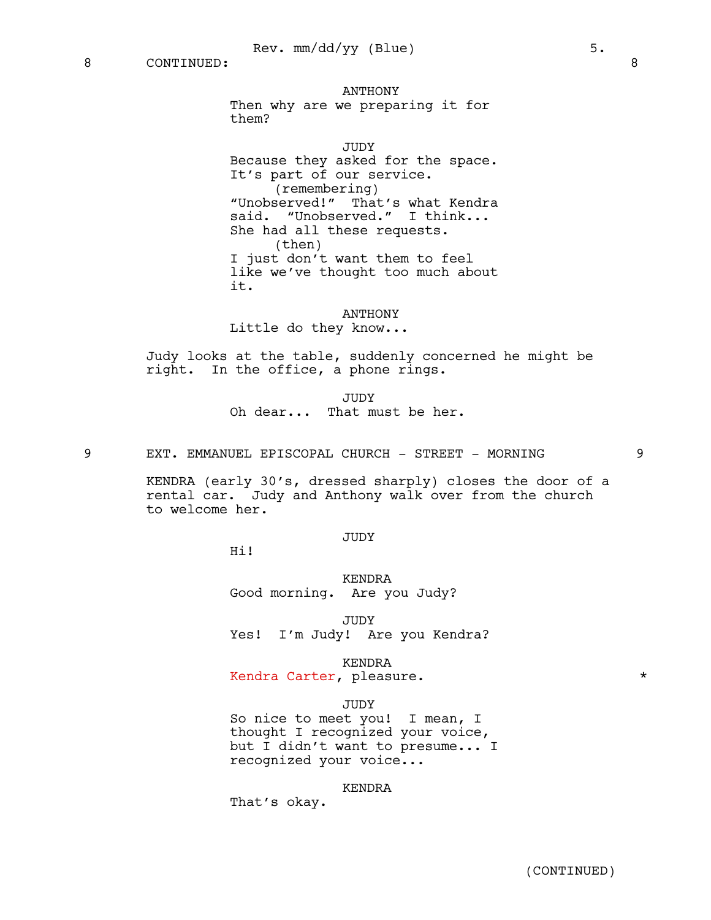8 CONTINUED: 8

ANTHONY
Then why are we preparing it for them?

JUDY
Because they asked for the space. It's part of our service.
(remembering)
"Unobserved!" That's what Kendra said. "Unobserved." I think... She had all these requests.
(then)
I just don't want them to feel like we've thought too much about it.

ANTHONY
Little do they know...

Judy looks at the table, suddenly concerned he might be right. In the office, a phone rings.

JUDY
Oh dear... That must be her.

9 EXT. EMMANUEL EPISCOPAL CHURCH - STREET - MORNING 9

KENDRA (early 30's, dressed sharply) closes the door of a rental car. Judy and Anthony walk over from the church to welcome her.

JUDY
Hi!

KENDRA
Good morning. Are you Judy?

JUDY
Yes! I'm Judy! Are you Kendra?

KENDRA
Kendra Carter, pleasure. *

JUDY
So nice to meet you! I mean, I thought I recognized your voice, but I didn't want to presume... I recognized your voice...

KENDRA
That's okay.

(CONTINUED)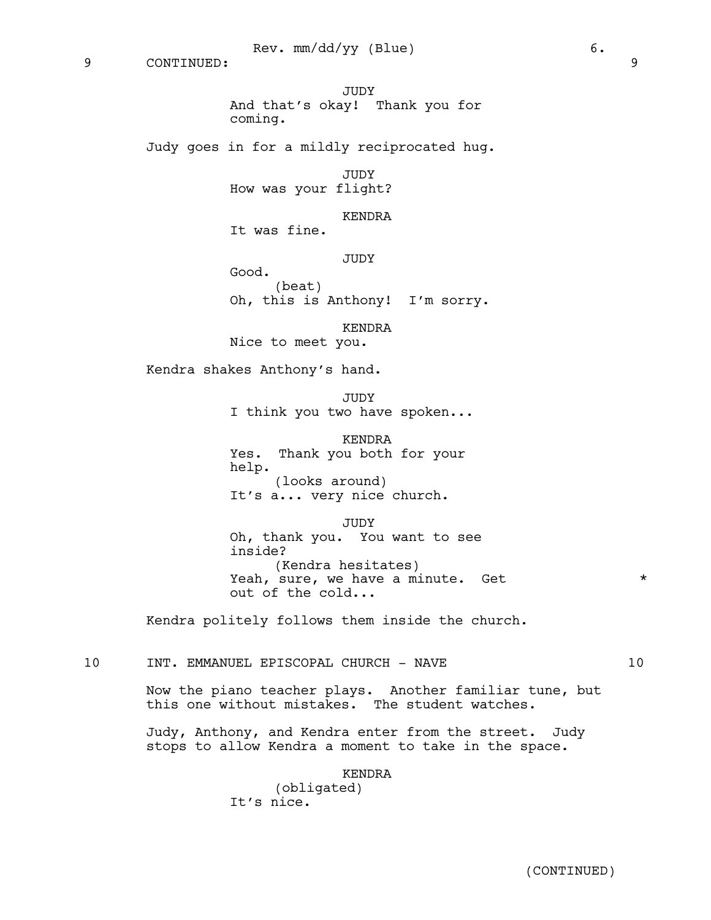9 CONTINUED: 9

JUDY
And that's okay! Thank you for coming.

Judy goes in for a mildly reciprocated hug.

JUDY
How was your flight?

KENDRA
It was fine.

JUDY
Good.
(beat)
Oh, this is Anthony! I'm sorry.

KENDRA
Nice to meet you.

Kendra shakes Anthony's hand.

JUDY
I think you two have spoken...

KENDRA
Yes. Thank you both for your help.
(looks around)
It's a... very nice church.

JUDY
Oh, thank you. You want to see inside?
(Kendra hesitates)
Yeah, sure, we have a minute. Get out of the cold... *

Kendra politely follows them inside the church.

10 INT. EMMANUEL EPISCOPAL CHURCH - NAVE 10

Now the piano teacher plays. Another familiar tune, but this one without mistakes. The student watches.

Judy, Anthony, and Kendra enter from the street. Judy stops to allow Kendra a moment to take in the space.

KENDRA
(obligated)
It's nice.

(CONTINUED)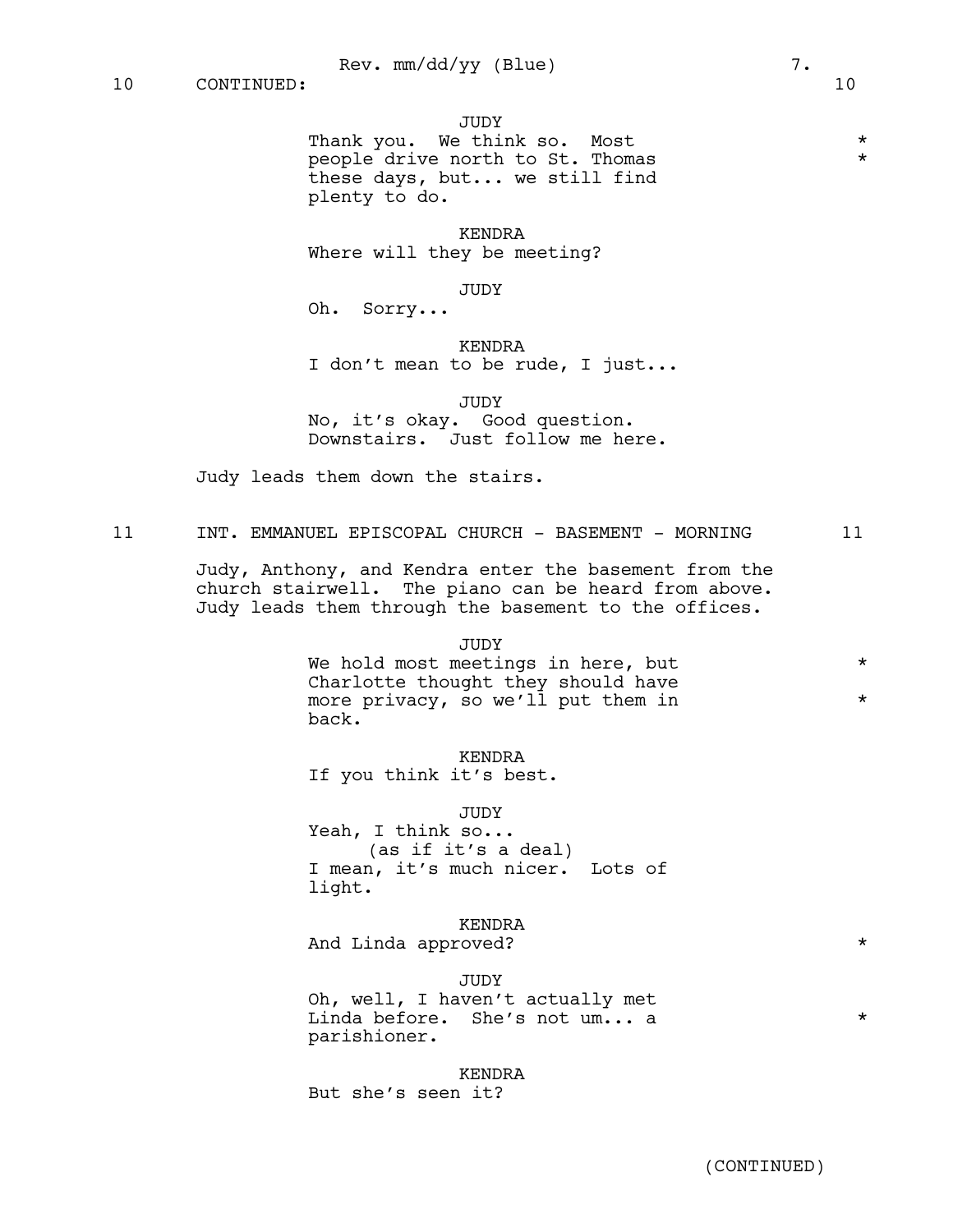10 CONTINUED: 10

JUDY
Thank you. We think so. Most people drive north to St. Thomas these days, but... we still find plenty to do. *

KENDRA
Where will they be meeting?

JUDY
Oh. Sorry...

KENDRA
I don't mean to be rude, I just...

JUDY
No, it's okay. Good question. Downstairs. Just follow me here.

Judy leads them down the stairs.

## 11 INT. EMMANUEL EPISCOPAL CHURCH - BASEMENT - MORNING 11

Judy, Anthony, and Kendra enter the basement from the church stairwell. The piano can be heard from above. Judy leads them through the basement to the offices.

JUDY
We hold most meetings in here, but Charlotte thought they should have more privacy, so we'll put them in back. *

KENDRA
If you think it's best.

JUDY
Yeah, I think so...
(as if it's a deal)
I mean, it's much nicer. Lots of light.

KENDRA
And Linda approved? *

JUDY
Oh, well, I haven't actually met Linda before. She's not um... a parishioner. *

KENDRA
But she's seen it?

(CONTINUED)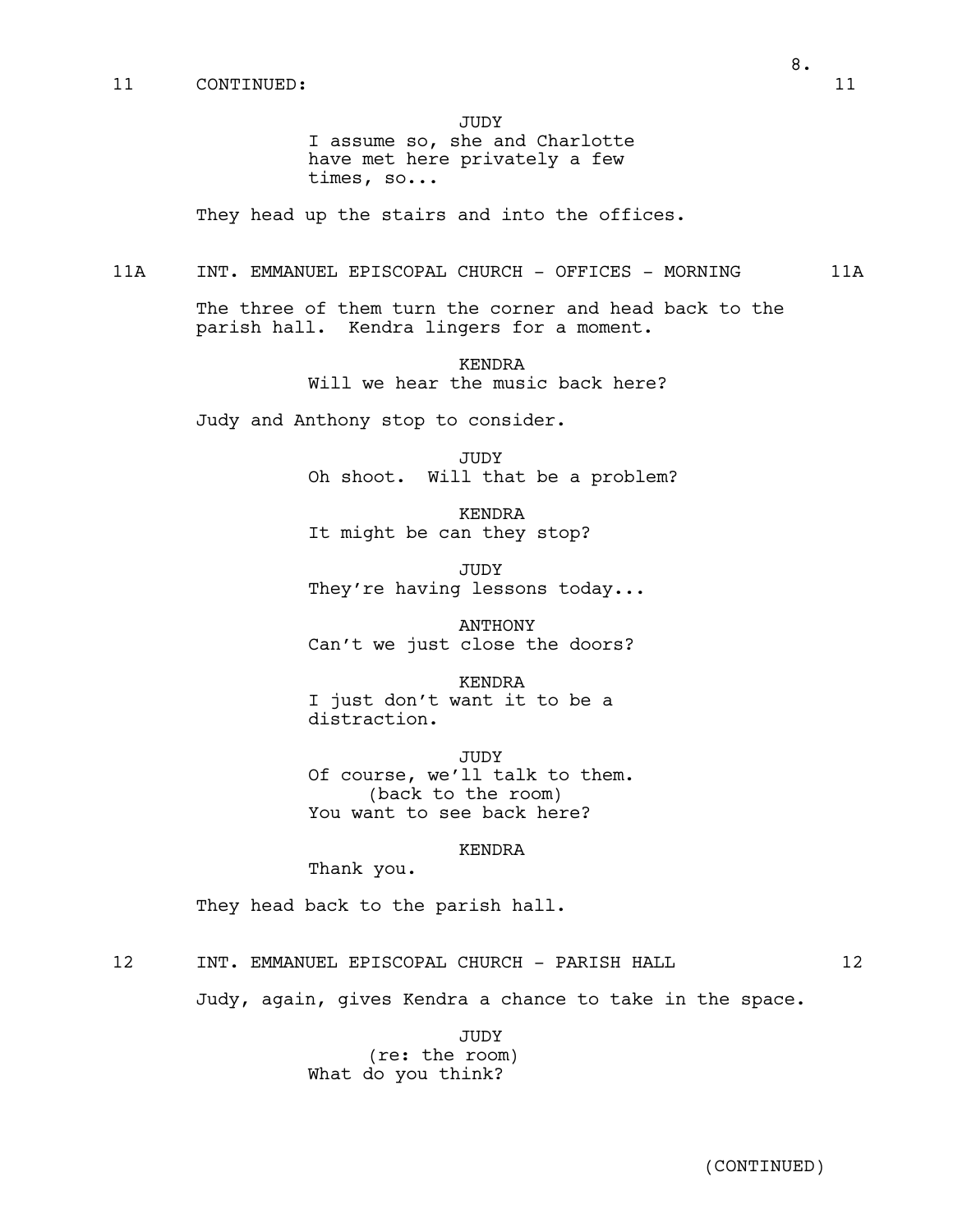11 CONTINUED: 11

JUDY
I assume so, she and Charlotte have met here privately a few times, so...

They head up the stairs and into the offices.

11A INT. EMMANUEL EPISCOPAL CHURCH - OFFICES - MORNING 11A

The three of them turn the corner and head back to the parish hall. Kendra lingers for a moment.

KENDRA
Will we hear the music back here?

Judy and Anthony stop to consider.

JUDY
Oh shoot. Will that be a problem?

KENDRA
It might be can they stop?

JUDY
They're having lessons today...

ANTHONY
Can't we just close the doors?

KENDRA
I just don't want it to be a distraction.

JUDY
Of course, we'll talk to them.
(back to the room)
You want to see back here?

KENDRA
Thank you.

They head back to the parish hall.

12 INT. EMMANUEL EPISCOPAL CHURCH - PARISH HALL 12

Judy, again, gives Kendra a chance to take in the space.

JUDY
(re: the room)
What do you think?

(CONTINUED)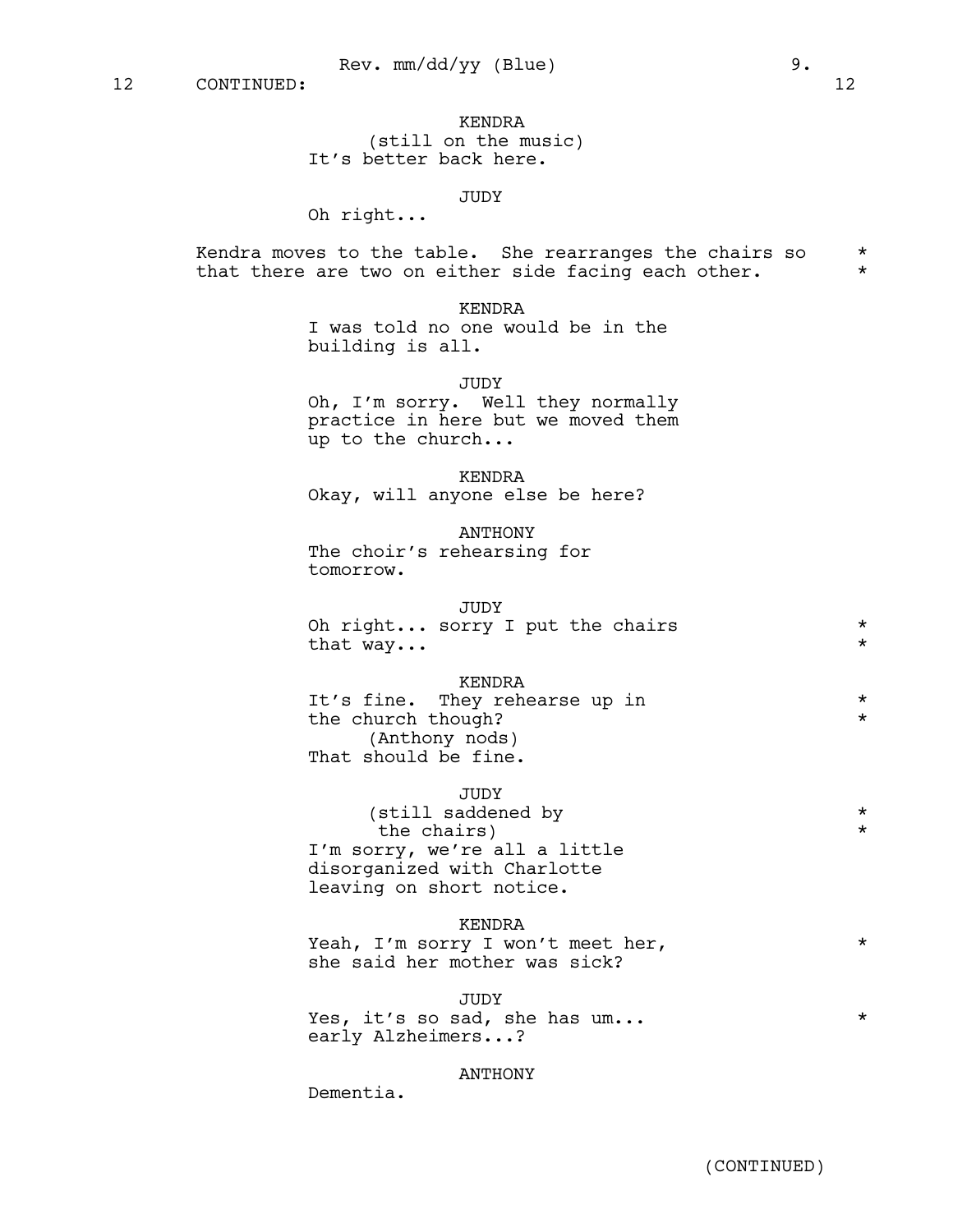12 CONTINUED: 12

KENDRA
(still on the music)
It's better back here.

JUDY
Oh right...

Kendra moves to the table. She rearranges the chairs so that there are two on either side facing each other. *

KENDRA
I was told no one would be in the building is all.

JUDY
Oh, I'm sorry. Well they normally practice in here but we moved them up to the church...

KENDRA
Okay, will anyone else be here?

ANTHONY
The choir's rehearsing for tomorrow.

JUDY
Oh right... sorry I put the chairs that way... *

KENDRA
It's fine. They rehearse up in the church though? *
(Anthony nods)
That should be fine.

JUDY
(still saddened by the chairs) *
I'm sorry, we're all a little disorganized with Charlotte leaving on short notice.

KENDRA
Yeah, I'm sorry I won't meet her, she said her mother was sick? *

JUDY
Yes, it's so sad, she has um... early Alzheimers...? *

ANTHONY
Dementia.

(CONTINUED)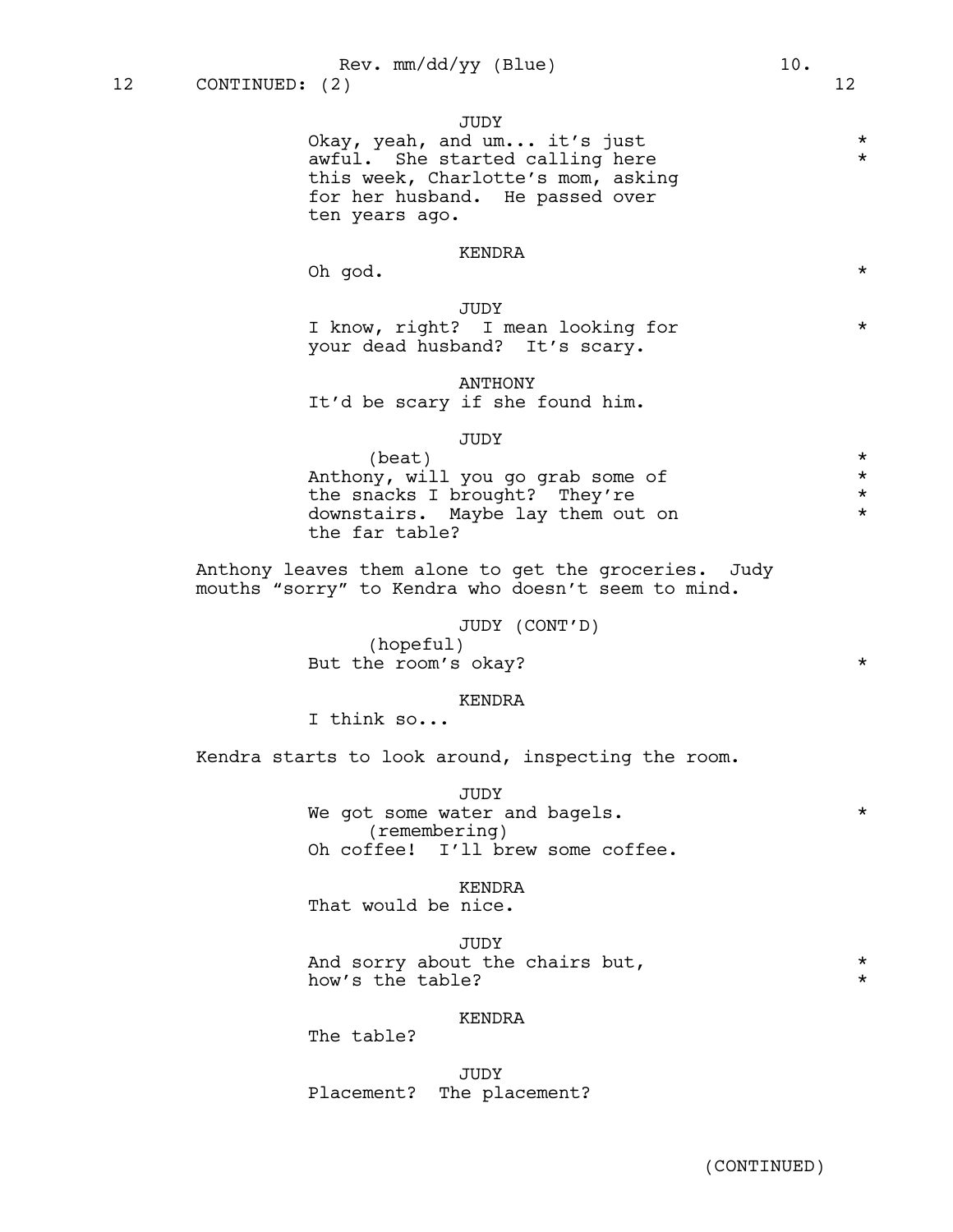12 CONTINUED: (2) 12

JUDY
Okay, yeah, and um... it's just awful. She started calling here this week, Charlotte's mom, asking for her husband. He passed over ten years ago.

KENDRA
Oh god.

JUDY
I know, right? I mean looking for your dead husband? It's scary.

ANTHONY
It'd be scary if she found him.

JUDY
(beat)
Anthony, will you go grab some of the snacks I brought? They're downstairs. Maybe lay them out on the far table?

Anthony leaves them alone to get the groceries. Judy mouths "sorry" to Kendra who doesn't seem to mind.

JUDY (CONT'D)
(hopeful)
But the room's okay?

KENDRA
I think so...

Kendra starts to look around, inspecting the room.

JUDY
We got some water and bagels.
(remembering)
Oh coffee! I'll brew some coffee.

KENDRA
That would be nice.

JUDY
And sorry about the chairs but, how's the table?

KENDRA
The table?

JUDY
Placement? The placement?

(CONTINUED)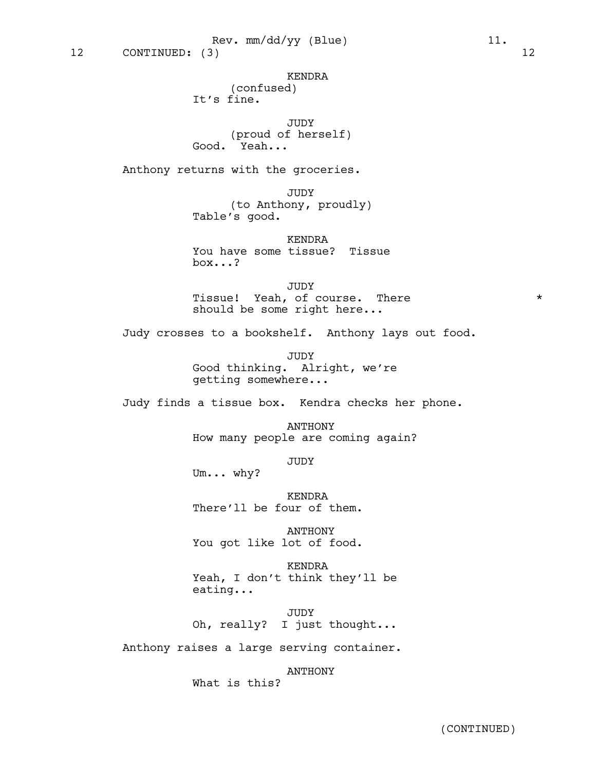12 CONTINUED: (3) 12

KENDRA
(confused)
It's fine.

JUDY
(proud of herself)
Good. Yeah...

Anthony returns with the groceries.

JUDY
(to Anthony, proudly)
Table's good.

KENDRA
You have some tissue? Tissue box...?

JUDY
Tissue! Yeah, of course. There should be some right here... *

Judy crosses to a bookshelf. Anthony lays out food.

JUDY
Good thinking. Alright, we're getting somewhere...

Judy finds a tissue box. Kendra checks her phone.

ANTHONY
How many people are coming again?

JUDY
Um... why?

KENDRA
There'll be four of them.

ANTHONY
You got like lot of food.

KENDRA
Yeah, I don't think they'll be eating...

JUDY
Oh, really? I just thought...

Anthony raises a large serving container.

ANTHONY
What is this?

(CONTINUED)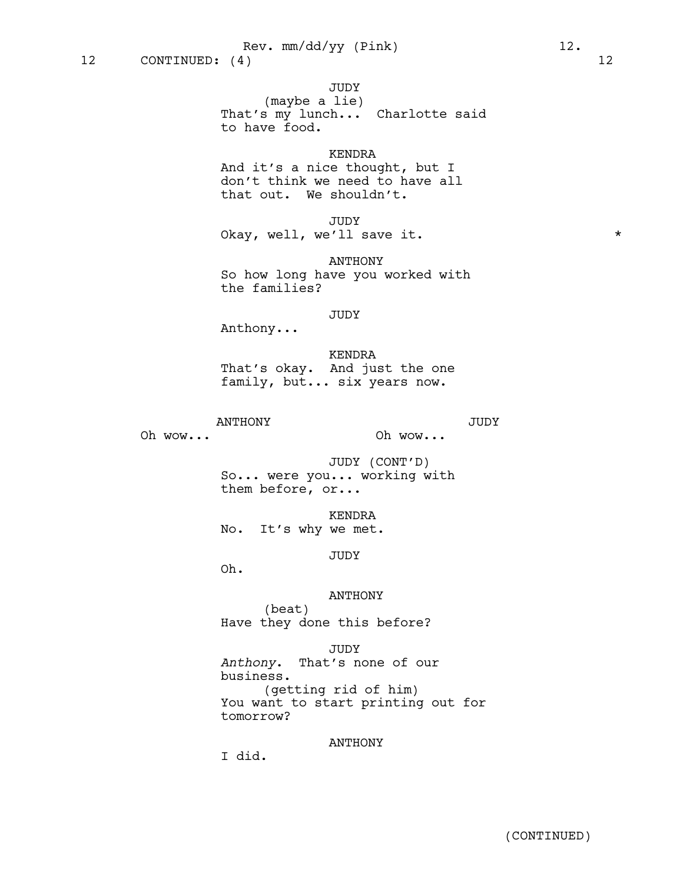12 CONTINUED: (4) 12

JUDY
(maybe a lie)
That's my lunch... Charlotte said to have food.

KENDRA
And it's a nice thought, but I don't think we need to have all that out. We shouldn't.

JUDY
Okay, well, we'll save it. *

ANTHONY
So how long have you worked with the families?

JUDY
Anthony...

KENDRA
That's okay. And just the one family, but... six years now.

ANTHONY
Oh wow...

JUDY
Oh wow...

JUDY (CONT'D)
So... were you... working with them before, or...

KENDRA
No. It's why we met.

JUDY
Oh.

ANTHONY
(beat)
Have they done this before?

JUDY
*Anthony*. That's none of our business.
(getting rid of him)
You want to start printing out for tomorrow?

ANTHONY
I did.

(CONTINUED)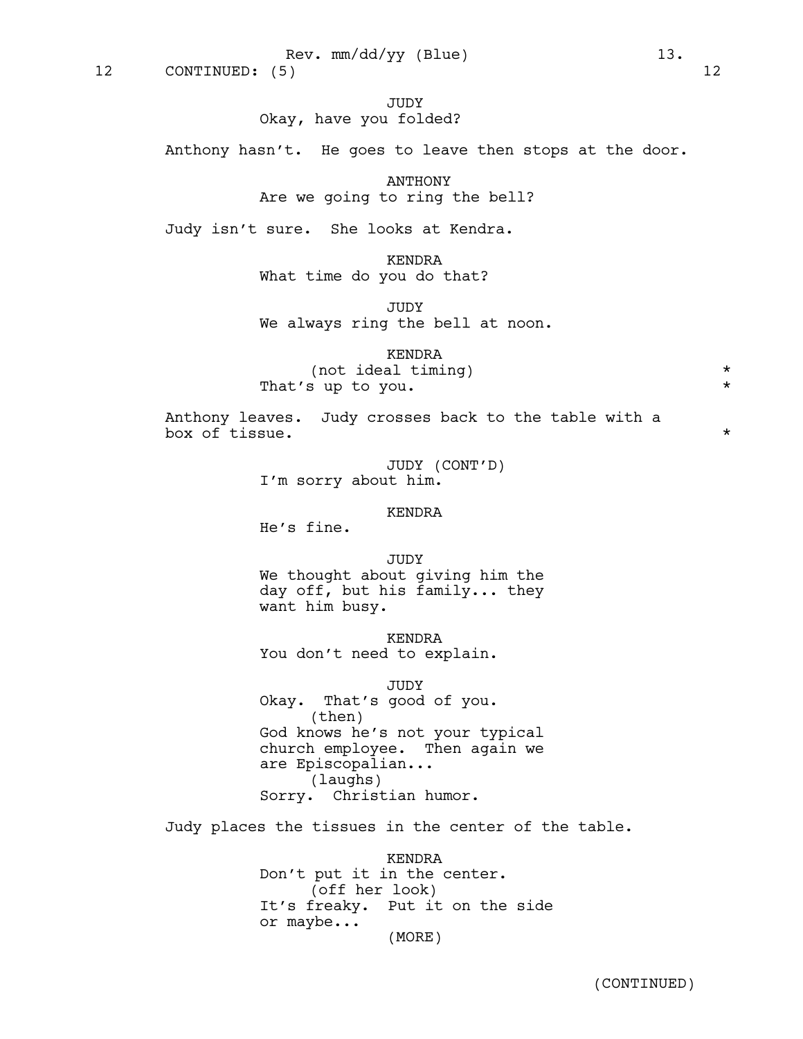12 CONTINUED: (5) 12

JUDY
Okay, have you folded?

Anthony hasn't. He goes to leave then stops at the door.

ANTHONY
Are we going to ring the bell?

Judy isn't sure. She looks at Kendra.

KENDRA
What time do you do that?

JUDY
We always ring the bell at noon.

KENDRA
(not ideal timing) *
That's up to you. *

Anthony leaves. Judy crosses back to the table with a box of tissue. *

JUDY (CONT'D)
I'm sorry about him.

KENDRA
He's fine.

JUDY
We thought about giving him the day off, but his family... they want him busy.

KENDRA
You don't need to explain.

JUDY
Okay. That's good of you.
(then)
God knows he's not your typical church employee. Then again we are Episcopalian...
(laughs)
Sorry. Christian humor.

Judy places the tissues in the center of the table.

KENDRA
Don't put it in the center.
(off her look)
It's freaky. Put it on the side or maybe...
(MORE)

(CONTINUED)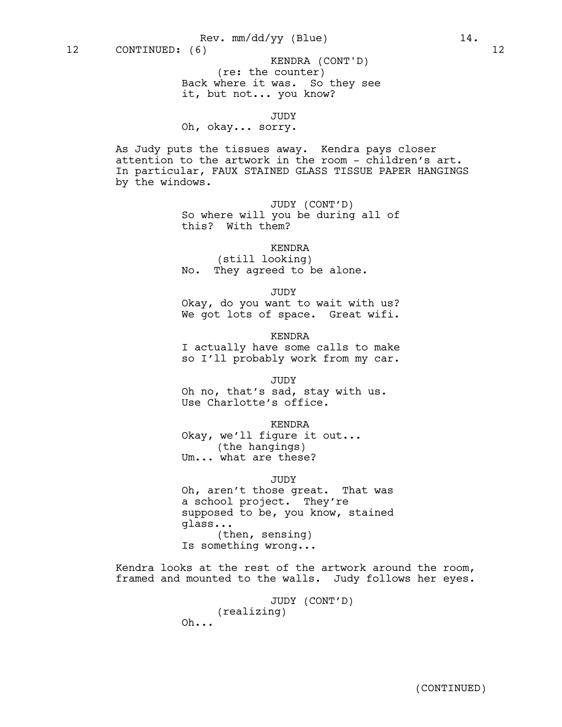12 CONTINUED: (6) 12

KENDRA (CONT'D)
(re: the counter)
Back where it was. So they see it, but not... you know?

JUDY
Oh, okay... sorry.

As Judy puts the tissues away. Kendra pays closer attention to the artwork in the room - children's art. In particular, FAUX STAINED GLASS TISSUE PAPER HANGINGS by the windows.

JUDY (CONT'D)
So where will you be during all of this? With them?

KENDRA
(still looking)
No. They agreed to be alone.

JUDY
Okay, do you want to wait with us? We got lots of space. Great wifi.

KENDRA
I actually have some calls to make so I'll probably work from my car.

JUDY
Oh no, that's sad, stay with us. Use Charlotte's office.

KENDRA
Okay, we'll figure it out...
(the hangings)
Um... what are these?

JUDY
Oh, aren't those great. That was a school project. They're supposed to be, you know, stained glass...
(then, sensing)
Is something wrong...

Kendra looks at the rest of the artwork around the room, framed and mounted to the walls. Judy follows her eyes.

JUDY (CONT'D)
(realizing)
Oh...

(CONTINUED)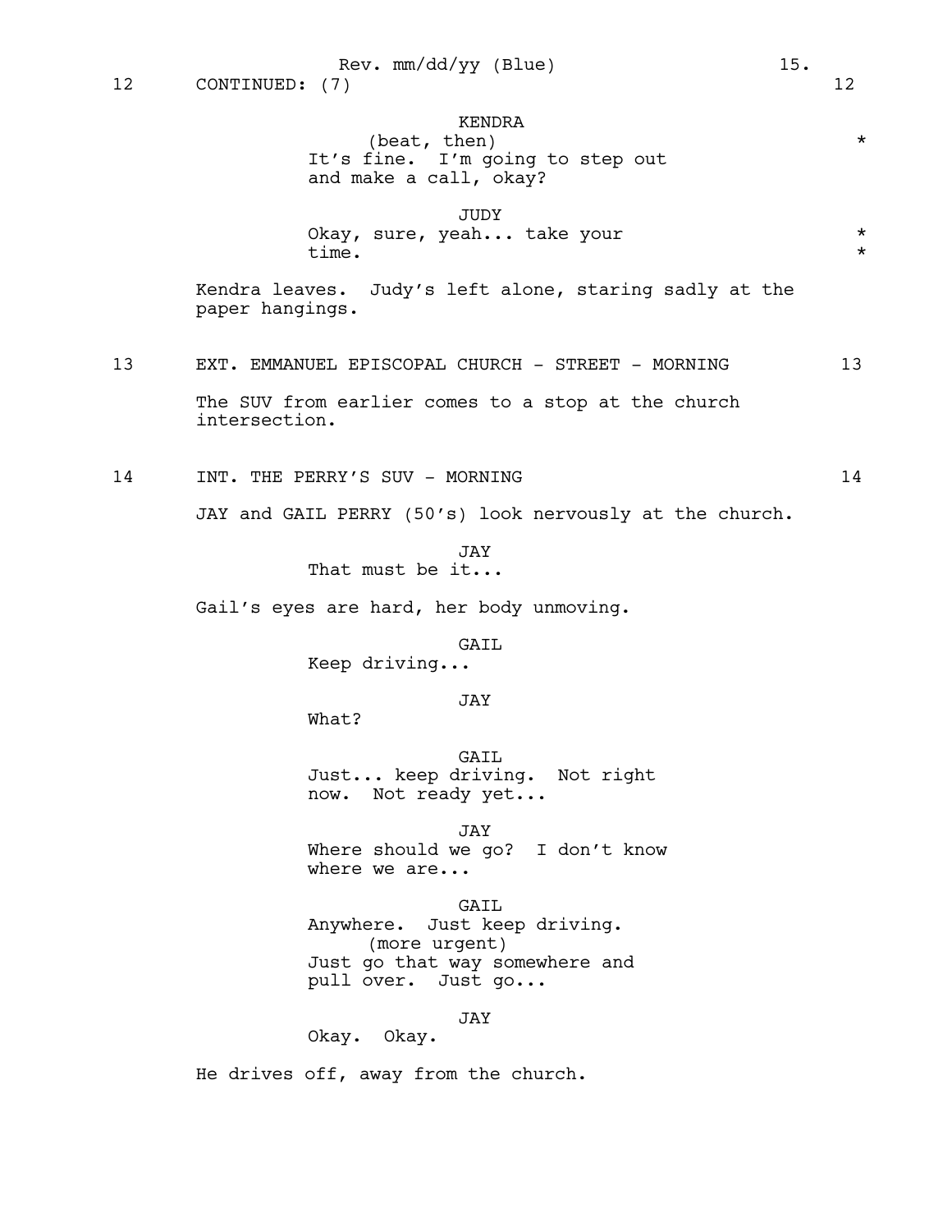12 CONTINUED: (7) 12

KENDRA
(beat, then) *
It's fine. I'm going to step out
and make a call, okay?

JUDY
Okay, sure, yeah... take your *
time. *

Kendra leaves. Judy's left alone, staring sadly at the paper hangings.

13 EXT. EMMANUEL EPISCOPAL CHURCH - STREET - MORNING 13

The SUV from earlier comes to a stop at the church intersection.

14 INT. THE PERRY'S SUV - MORNING 14

JAY and GAIL PERRY (50's) look nervously at the church.

JAY
That must be it...

Gail's eyes are hard, her body unmoving.

GAIL
Keep driving...

JAY
What?

GAIL
Just... keep driving. Not right
now. Not ready yet...

JAY
Where should we go? I don't know
where we are...

GAIL
Anywhere. Just keep driving.
(more urgent)
Just go that way somewhere and
pull over. Just go...

JAY
Okay. Okay.

He drives off, away from the church.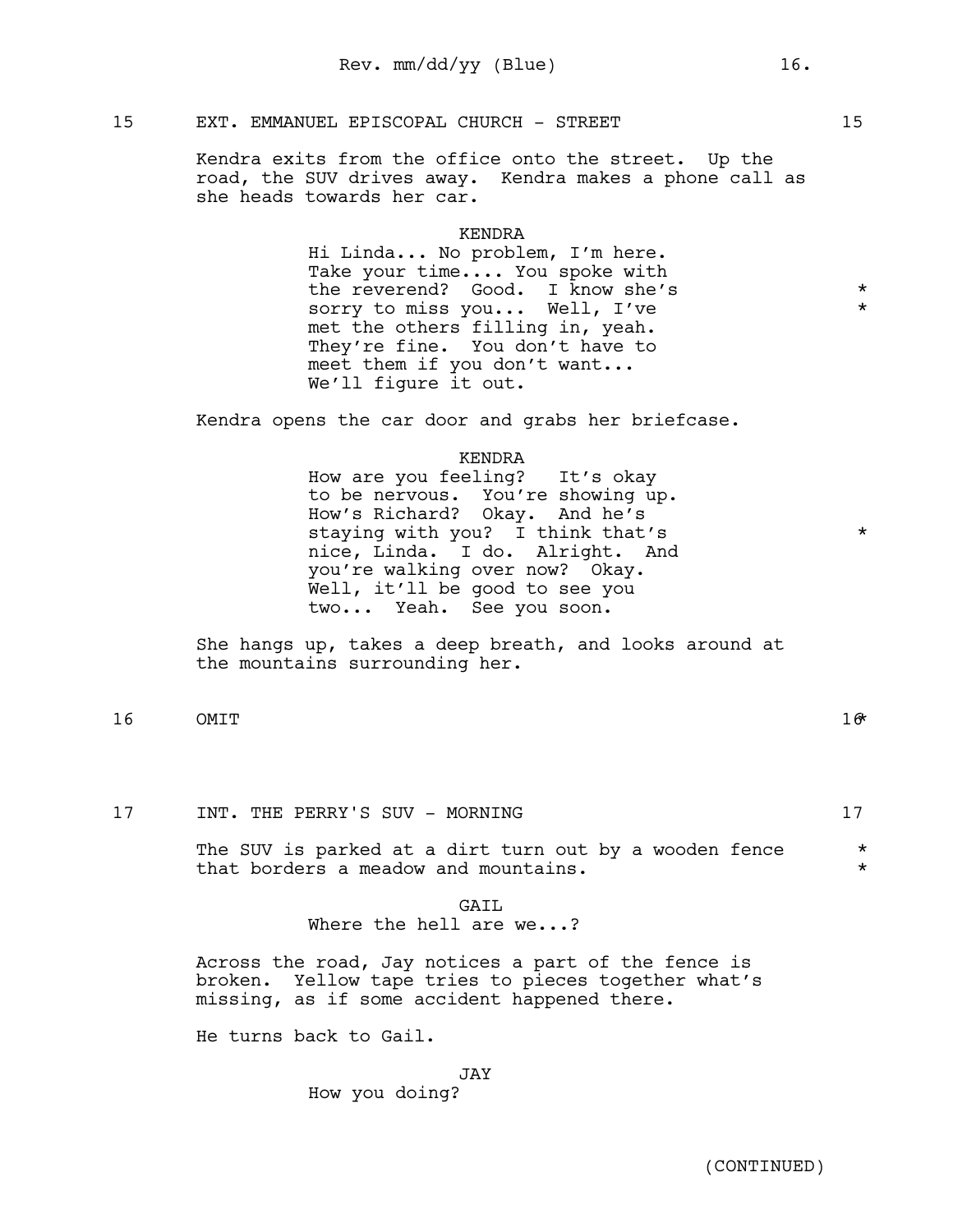15 EXT. EMMANUEL EPISCOPAL CHURCH - STREET 15

Kendra exits from the office onto the street. Up the road, the SUV drives away. Kendra makes a phone call as she heads towards her car.

KENDRA
Hi Linda... No problem, I'm here. Take your time.... You spoke with the reverend? Good. I know she's sorry to miss you... Well, I've met the others filling in, yeah. They're fine. You don't have to meet them if you don't want... We'll figure it out. * *

Kendra opens the car door and grabs her briefcase.

KENDRA
How are you feeling? It's okay to be nervous. You're showing up. How's Richard? Okay. And he's staying with you? I think that's nice, Linda. I do. Alright. And you're walking over now? Okay. Well, it'll be good to see you two... Yeah. See you soon. *

She hangs up, takes a deep breath, and looks around at the mountains surrounding her.

16 OMIT 16 *

17 INT. THE PERRY'S SUV - MORNING 17

The SUV is parked at a dirt turn out by a wooden fence that borders a meadow and mountains. * *

GAIL
Where the hell are we...?

Across the road, Jay notices a part of the fence is broken. Yellow tape tries to pieces together what's missing, as if some accident happened there.

He turns back to Gail.

JAY
How you doing?

(CONTINUED)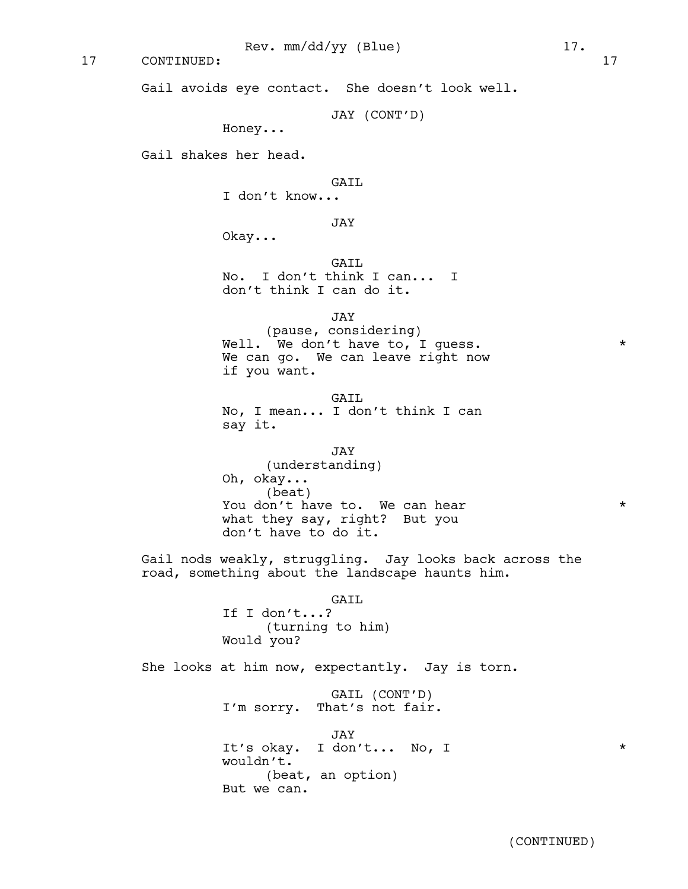17 CONTINUED: 17

Gail avoids eye contact. She doesn't look well.

JAY (CONT'D)
Honey...

Gail shakes her head.

GAIL
I don't know...

JAY
Okay...

GAIL
No. I don't think I can... I don't think I can do it.

JAY
(pause, considering)
Well. We don't have to, I guess. We can go. We can leave right now if you want. *

GAIL
No, I mean... I don't think I can say it.

JAY
(understanding)
Oh, okay...
(beat)
You don't have to. We can hear what they say, right? But you don't have to do it. *

Gail nods weakly, struggling. Jay looks back across the road, something about the landscape haunts him.

GAIL
If I don't...?
(turning to him)
Would you?

She looks at him now, expectantly. Jay is torn.

GAIL (CONT'D)
I'm sorry. That's not fair.

JAY
It's okay. I don't... No, I wouldn't. *
(beat, an option)
But we can.

(CONTINUED)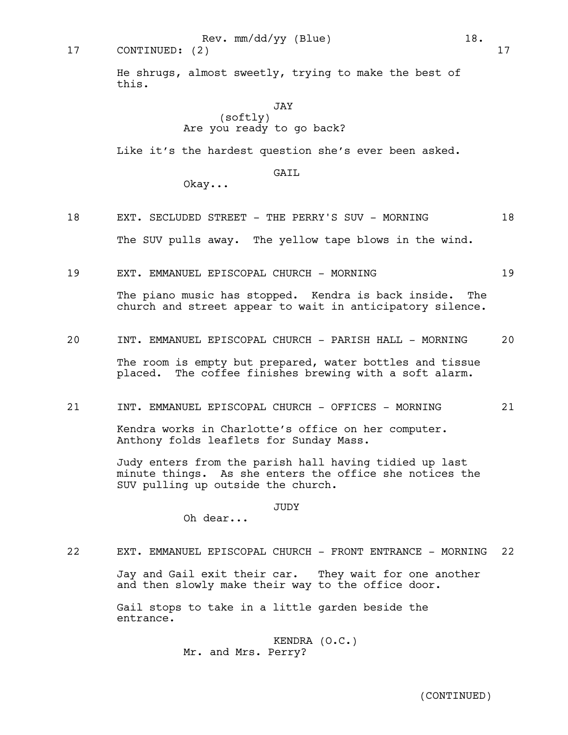17 CONTINUED: (2) 17

He shrugs, almost sweetly, trying to make the best of this.

JAY
(softly)
Are you ready to go back?

Like it's the hardest question she's ever been asked.

GAIL
Okay...

18 EXT. SECLUDED STREET - THE PERRY'S SUV - MORNING 18

The SUV pulls away. The yellow tape blows in the wind.

19 EXT. EMMANUEL EPISCOPAL CHURCH - MORNING 19

The piano music has stopped. Kendra is back inside. The church and street appear to wait in anticipatory silence.

20 INT. EMMANUEL EPISCOPAL CHURCH - PARISH HALL - MORNING 20

The room is empty but prepared, water bottles and tissue placed. The coffee finishes brewing with a soft alarm.

21 INT. EMMANUEL EPISCOPAL CHURCH - OFFICES - MORNING 21

Kendra works in Charlotte's office on her computer. Anthony folds leaflets for Sunday Mass.

Judy enters from the parish hall having tidied up last minute things. As she enters the office she notices the SUV pulling up outside the church.

JUDY
Oh dear...

22 EXT. EMMANUEL EPISCOPAL CHURCH - FRONT ENTRANCE - MORNING 22

Jay and Gail exit their car. They wait for one another and then slowly make their way to the office door.

Gail stops to take in a little garden beside the entrance.

KENDRA (O.C.)
Mr. and Mrs. Perry?

(CONTINUED)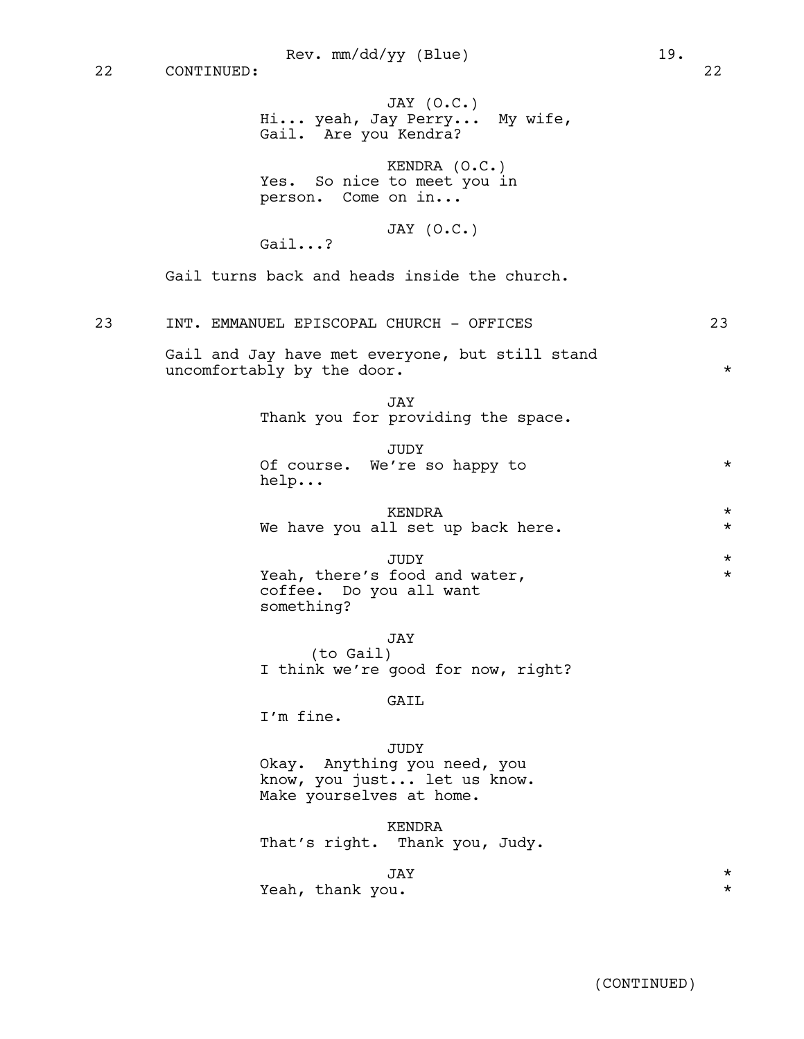22 CONTINUED: 22

JAY (O.C.)
Hi... yeah, Jay Perry... My wife, Gail. Are you Kendra?

KENDRA (O.C.)
Yes. So nice to meet you in person. Come on in...

JAY (O.C.)
Gail...?

Gail turns back and heads inside the church.

23 INT. EMMANUEL EPISCOPAL CHURCH - OFFICES 23

Gail and Jay have met everyone, but still stand uncomfortably by the door. *

JAY
Thank you for providing the space.

JUDY
Of course. We're so happy to help... *

KENDRA *
We have you all set up back here. *

JUDY *
Yeah, there's food and water, coffee. Do you all want something? *

JAY
(to Gail)
I think we're good for now, right?

GAIL
I'm fine.

JUDY
Okay. Anything you need, you know, you just... let us know. Make yourselves at home.

KENDRA
That's right. Thank you, Judy.

JAY *
Yeah, thank you. *

(CONTINUED)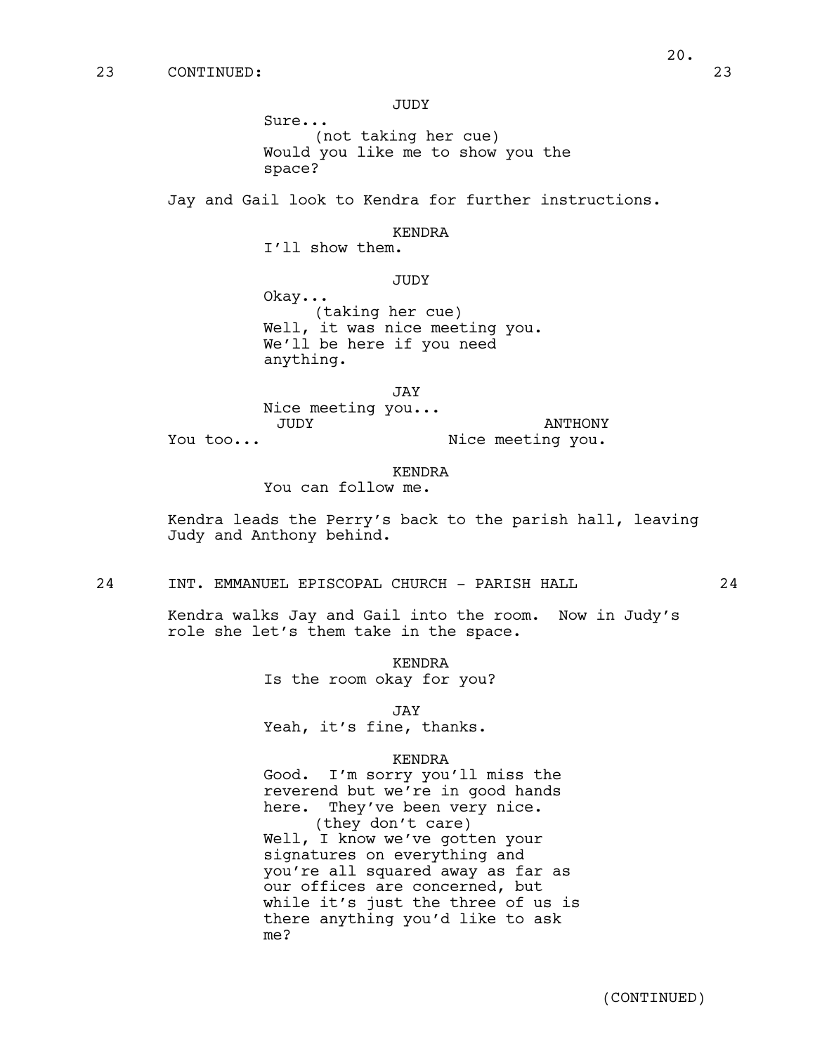23 CONTINUED: 23

JUDY
Sure...
(not taking her cue)
Would you like me to show you the space?

Jay and Gail look to Kendra for further instructions.

KENDRA
I'll show them.

JUDY
Okay...
(taking her cue)
Well, it was nice meeting you. We'll be here if you need anything.

JAY
Nice meeting you...

JUDY
You too...

ANTHONY
Nice meeting you.

KENDRA
You can follow me.

Kendra leads the Perry's back to the parish hall, leaving Judy and Anthony behind.

24 INT. EMMANUEL EPISCOPAL CHURCH - PARISH HALL 24

Kendra walks Jay and Gail into the room. Now in Judy's role she let's them take in the space.

KENDRA
Is the room okay for you?

JAY
Yeah, it's fine, thanks.

KENDRA
Good. I'm sorry you'll miss the reverend but we're in good hands here. They've been very nice.
(they don't care)
Well, I know we've gotten your signatures on everything and you're all squared away as far as our offices are concerned, but while it's just the three of us is there anything you'd like to ask me?

(CONTINUED)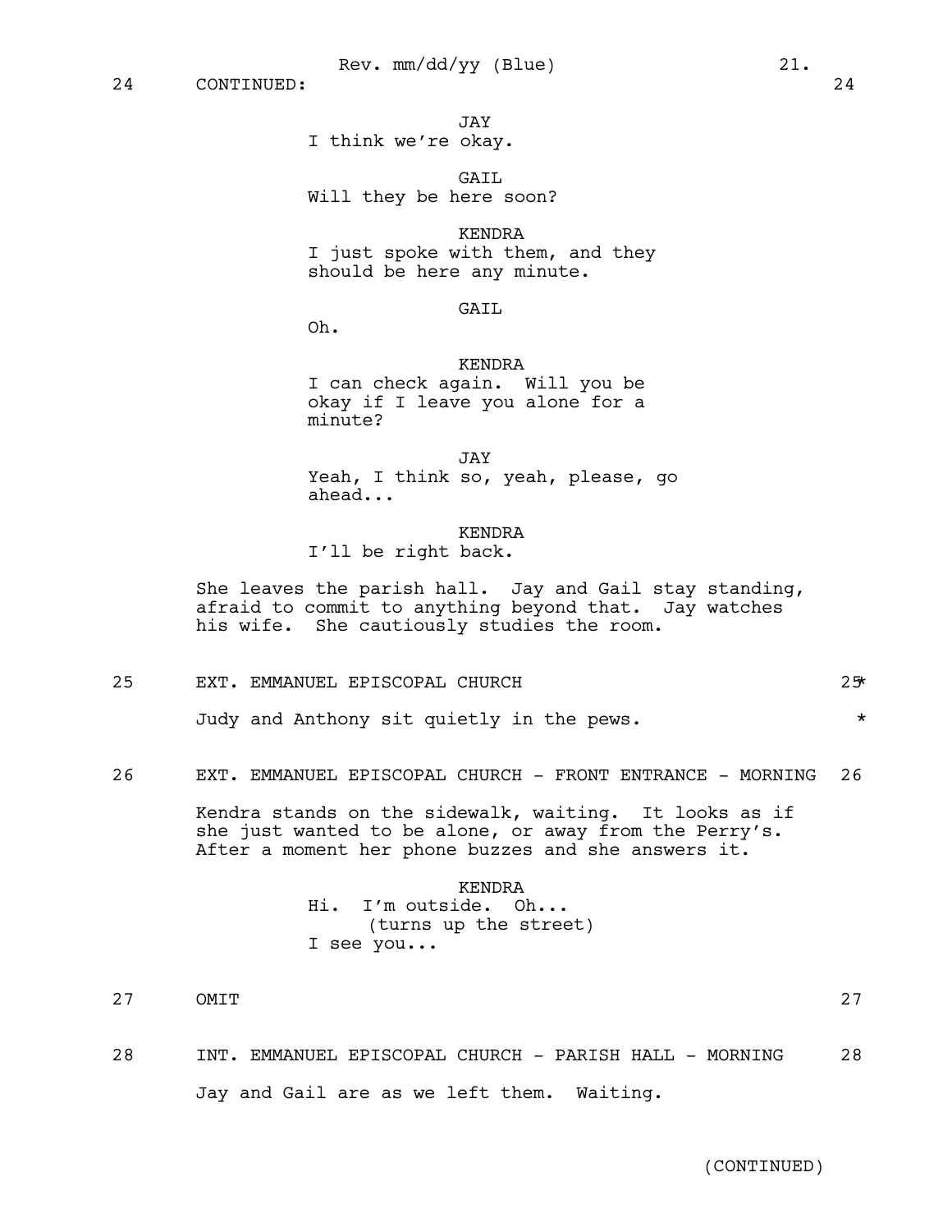24 CONTINUED: 24

JAY
I think we're okay.

GAIL
Will they be here soon?

KENDRA
I just spoke with them, and they should be here any minute.

GAIL
Oh.

KENDRA
I can check again. Will you be okay if I leave you alone for a minute?

JAY
Yeah, I think so, yeah, please, go ahead...

KENDRA
I'll be right back.

She leaves the parish hall. Jay and Gail stay standing, afraid to commit to anything beyond that. Jay watches his wife. She cautiously studies the room.

25 EXT. EMMANUEL EPISCOPAL CHURCH 25 *

Judy and Anthony sit quietly in the pews. *

26 EXT. EMMANUEL EPISCOPAL CHURCH - FRONT ENTRANCE - MORNING 26

Kendra stands on the sidewalk, waiting. It looks as if she just wanted to be alone, or away from the Perry's. After a moment her phone buzzes and she answers it.

KENDRA
Hi. I'm outside. Oh...
(turns up the street)
I see you...

27 OMIT 27

28 INT. EMMANUEL EPISCOPAL CHURCH - PARISH HALL - MORNING 28

Jay and Gail are as we left them. Waiting.

(CONTINUED)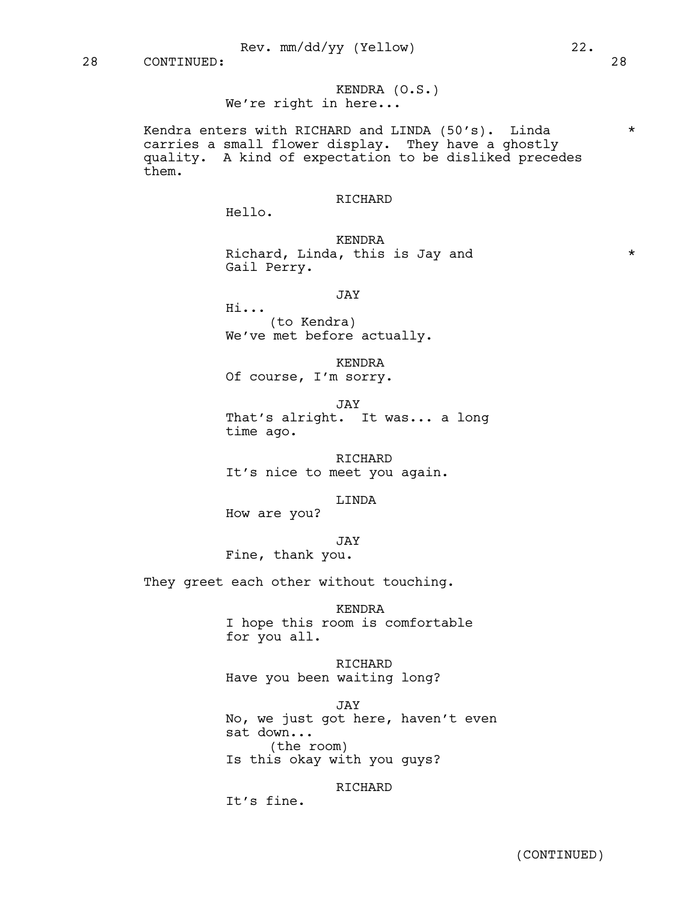28 CONTINUED: 28

KENDRA (O.S.)
We're right in here...

Kendra enters with RICHARD and LINDA (50's). Linda carries a small flower display. They have a ghostly quality. A kind of expectation to be disliked precedes them. *

RICHARD
Hello.

KENDRA
Richard, Linda, this is Jay and Gail Perry. *

JAY
Hi...
(to Kendra)
We've met before actually.

KENDRA
Of course, I'm sorry.

JAY
That's alright. It was... a long time ago.

RICHARD
It's nice to meet you again.

LINDA
How are you?

JAY
Fine, thank you.

They greet each other without touching.

KENDRA
I hope this room is comfortable for you all.

RICHARD
Have you been waiting long?

JAY
No, we just got here, haven't even sat down...
(the room)
Is this okay with you guys?

RICHARD
It's fine.

(CONTINUED)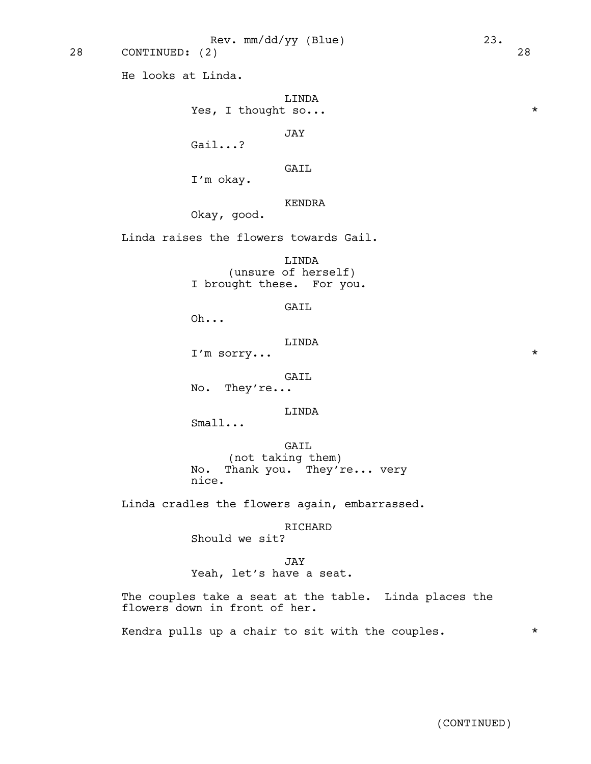28 CONTINUED: (2) 28

He looks at Linda.

LINDA
Yes, I thought so... *

JAY
Gail...?

GAIL
I'm okay.

KENDRA
Okay, good.

Linda raises the flowers towards Gail.

LINDA
(unsure of herself)
I brought these. For you.

GAIL
Oh...

LINDA
I'm sorry... *

GAIL
No. They're...

LINDA
Small...

GAIL
(not taking them)
No. Thank you. They're... very nice.

Linda cradles the flowers again, embarrassed.

RICHARD
Should we sit?

JAY
Yeah, let's have a seat.

The couples take a seat at the table. Linda places the flowers down in front of her.

Kendra pulls up a chair to sit with the couples. *

(CONTINUED)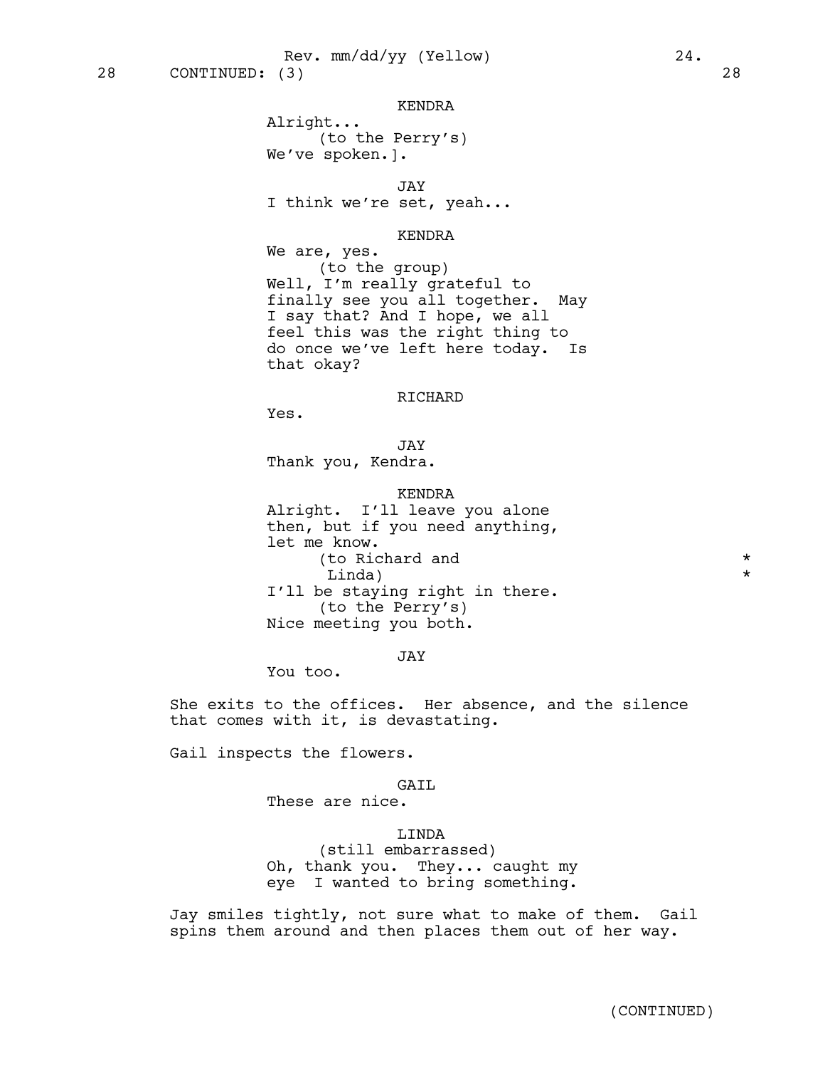28 CONTINUED: (3) 28

KENDRA
Alright...
(to the Perry's)
We've spoken.].

JAY
I think we're set, yeah...

KENDRA
We are, yes.
(to the group)
Well, I'm really grateful to finally see you all together. May I say that? And I hope, we all feel this was the right thing to do once we've left here today. Is that okay?

RICHARD
Yes.

JAY
Thank you, Kendra.

KENDRA
Alright. I'll leave you alone then, but if you need anything, let me know.
(to Richard and Linda) *
I'll be staying right in there.
(to the Perry's)
Nice meeting you both.

JAY
You too.

She exits to the offices. Her absence, and the silence that comes with it, is devastating.

Gail inspects the flowers.

GAIL
These are nice.

LINDA
(still embarrassed)
Oh, thank you. They... caught my eye I wanted to bring something.

Jay smiles tightly, not sure what to make of them. Gail spins them around and then places them out of her way.

(CONTINUED)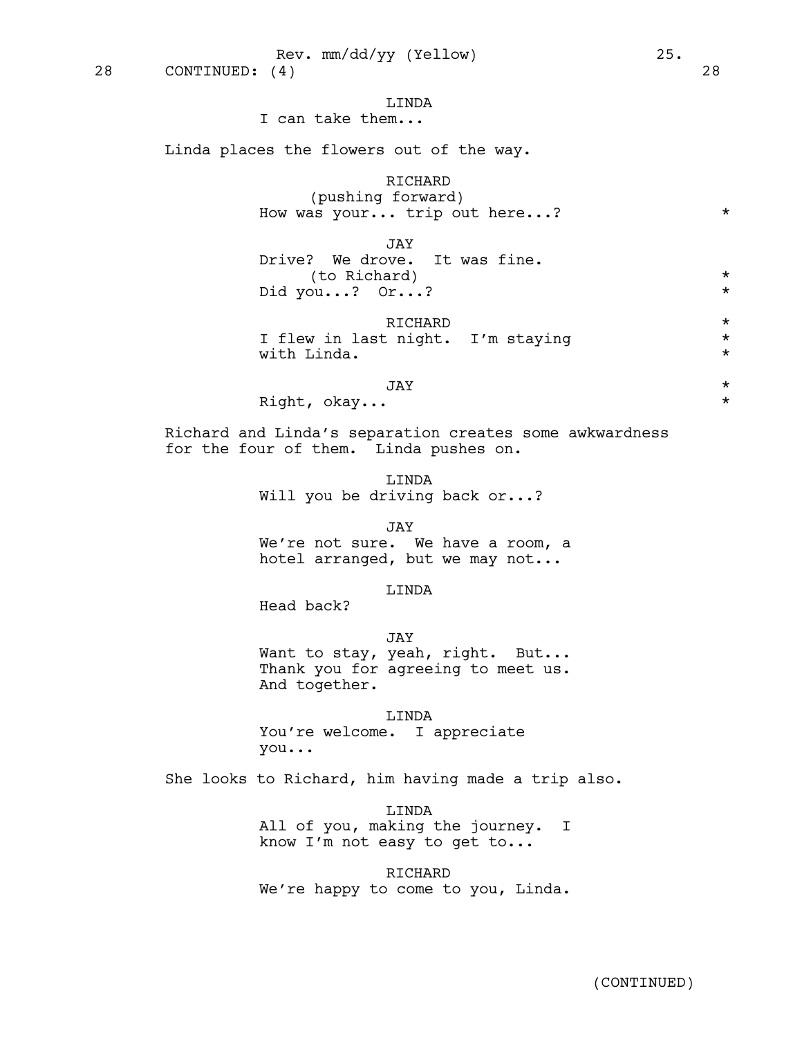28 CONTINUED: (4) 28

LINDA
I can take them...

Linda places the flowers out of the way.

RICHARD
(pushing forward)
How was your... trip out here...? *

JAY
Drive? We drove. It was fine.
(to Richard) *
Did you...? Or...? *

RICHARD *
I flew in last night. I'm staying *
with Linda. *

JAY *
Right, okay... *

Richard and Linda's separation creates some awkwardness for the four of them. Linda pushes on.

LINDA
Will you be driving back or...?

JAY
We're not sure. We have a room, a hotel arranged, but we may not...

LINDA
Head back?

JAY
Want to stay, yeah, right. But... Thank you for agreeing to meet us. And together.

LINDA
You're welcome. I appreciate you...

She looks to Richard, him having made a trip also.

LINDA
All of you, making the journey. I know I'm not easy to get to...

RICHARD
We're happy to come to you, Linda.

(CONTINUED)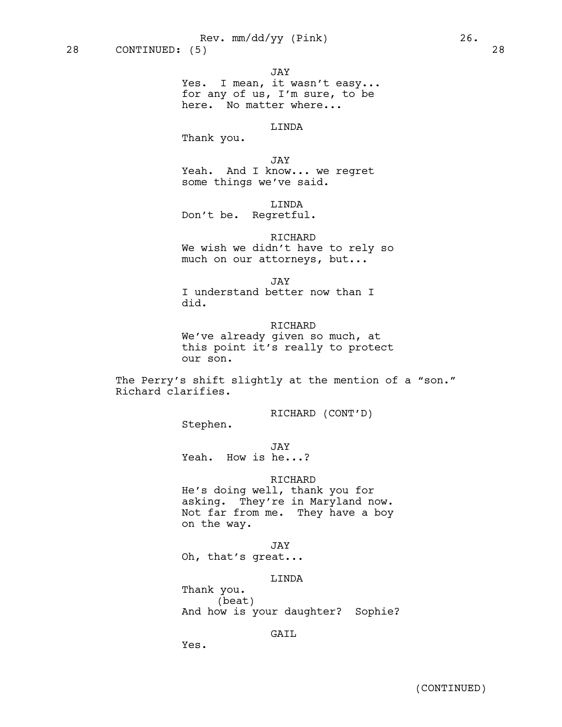28 CONTINUED: (5) 28

JAY
Yes. I mean, it wasn't easy... for any of us, I'm sure, to be here. No matter where...

LINDA
Thank you.

JAY
Yeah. And I know... we regret some things we've said.

LINDA
Don't be. Regretful.

RICHARD
We wish we didn't have to rely so much on our attorneys, but...

JAY
I understand better now than I did.

RICHARD
We've already given so much, at this point it's really to protect our son.

The Perry's shift slightly at the mention of a "son." Richard clarifies.

RICHARD (CONT'D)
Stephen.

JAY
Yeah. How is he...?

RICHARD
He's doing well, thank you for asking. They're in Maryland now. Not far from me. They have a boy on the way.

JAY
Oh, that's great...

LINDA
Thank you.
(beat)
And how is your daughter? Sophie?

GAIL
Yes.

(CONTINUED)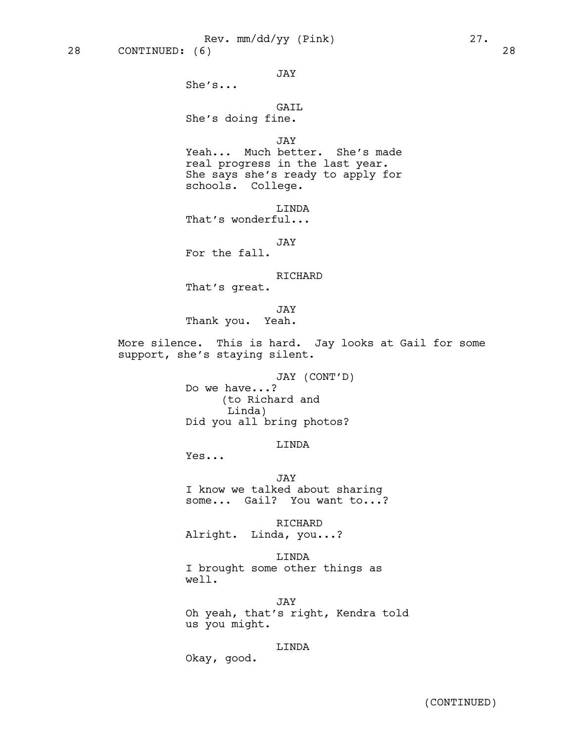28 CONTINUED: (6) 28

JAY
She's...

GAIL
She's doing fine.

JAY
Yeah... Much better. She's made real progress in the last year. She says she's ready to apply for schools. College.

LINDA
That's wonderful...

JAY
For the fall.

RICHARD
That's great.

JAY
Thank you. Yeah.

More silence. This is hard. Jay looks at Gail for some support, she's staying silent.

JAY (CONT'D)
Do we have...?
(to Richard and Linda)
Did you all bring photos?

LINDA
Yes...

JAY
I know we talked about sharing some... Gail? You want to...?

RICHARD
Alright. Linda, you...?

LINDA
I brought some other things as well.

JAY
Oh yeah, that's right, Kendra told us you might.

LINDA
Okay, good.

(CONTINUED)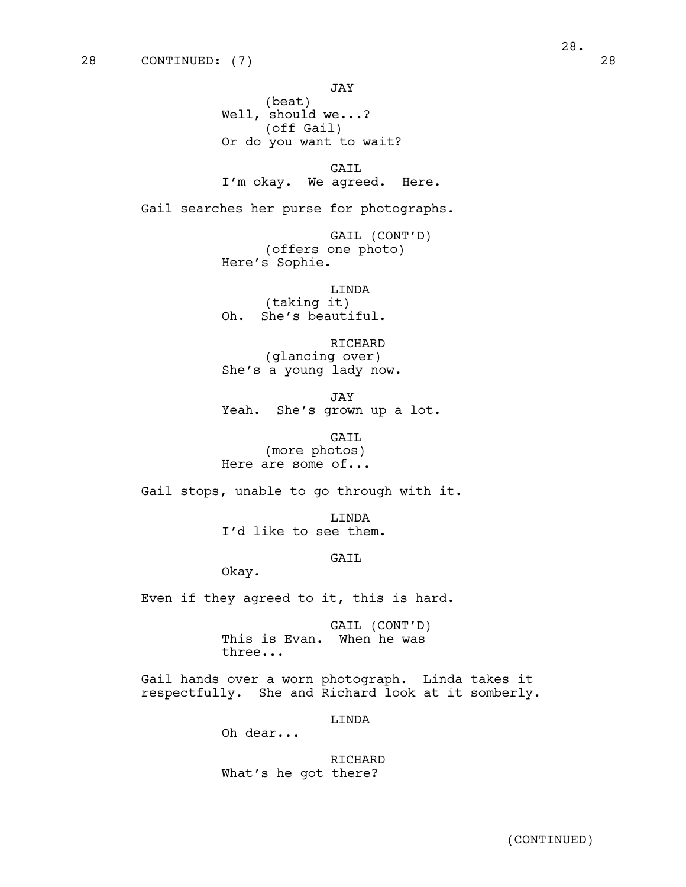28 CONTINUED: (7) 28

JAY
(beat)
Well, should we...?
(off Gail)
Or do you want to wait?

GAIL
I'm okay. We agreed. Here.

Gail searches her purse for photographs.

GAIL (CONT'D)
(offers one photo)
Here's Sophie.

LINDA
(taking it)
Oh. She's beautiful.

RICHARD
(glancing over)
She's a young lady now.

JAY
Yeah. She's grown up a lot.

GAIL
(more photos)
Here are some of...

Gail stops, unable to go through with it.

LINDA
I'd like to see them.

GAIL
Okay.

Even if they agreed to it, this is hard.

GAIL (CONT'D)
This is Evan. When he was three...

Gail hands over a worn photograph. Linda takes it respectfully. She and Richard look at it somberly.

LINDA
Oh dear...

RICHARD
What's he got there?

(CONTINUED)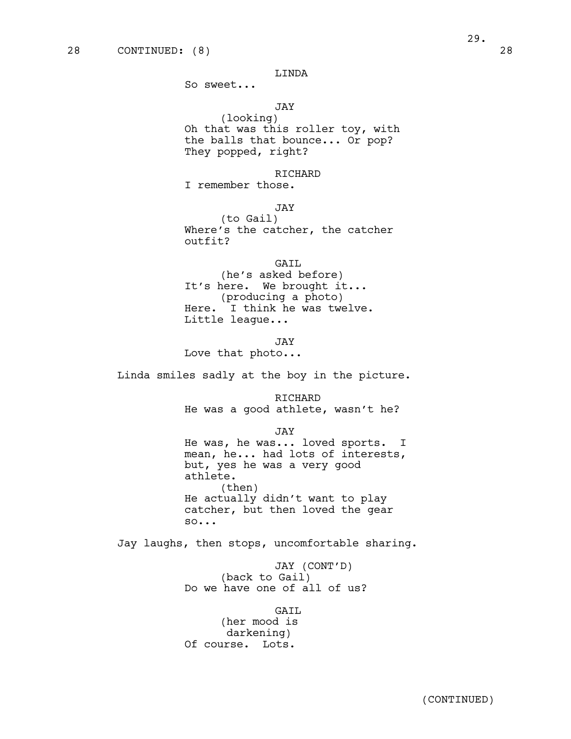28 CONTINUED: (8) 28

LINDA
So sweet...

JAY
(looking)
Oh that was this roller toy, with the balls that bounce... Or pop? They popped, right?

RICHARD
I remember those.

JAY
(to Gail)
Where's the catcher, the catcher outfit?

GAIL
(he's asked before)
It's here. We brought it...
(producing a photo)
Here. I think he was twelve. Little league...

JAY
Love that photo...

Linda smiles sadly at the boy in the picture.

RICHARD
He was a good athlete, wasn't he?

JAY
He was, he was... loved sports. I mean, he... had lots of interests, but, yes he was a very good athlete.
(then)
He actually didn't want to play catcher, but then loved the gear so...

Jay laughs, then stops, uncomfortable sharing.

JAY (CONT'D)
(back to Gail)
Do we have one of all of us?

GAIL
(her mood is darkening)
Of course. Lots.

(CONTINUED)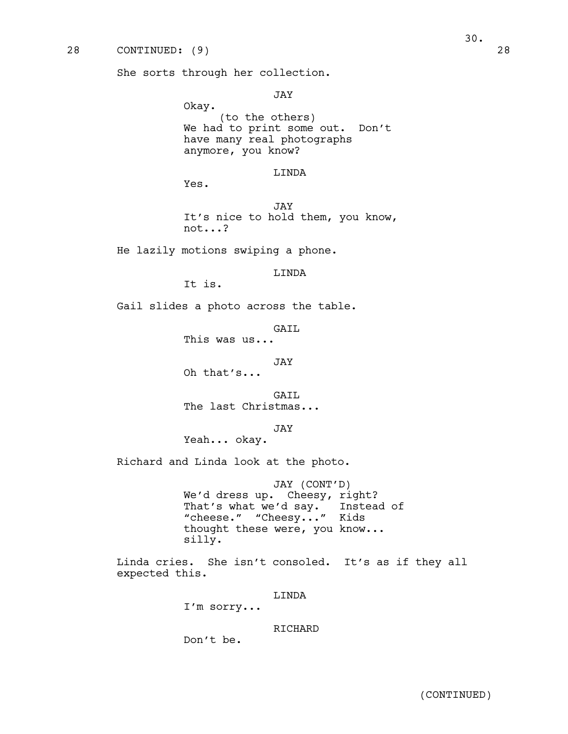28 CONTINUED: (9) 28

She sorts through her collection.

JAY
Okay.
(to the others)
We had to print some out. Don't have many real photographs anymore, you know?

LINDA
Yes.

JAY
It's nice to hold them, you know, not...?

He lazily motions swiping a phone.

LINDA
It is.

Gail slides a photo across the table.

GAIL
This was us...

JAY
Oh that's...

GAIL
The last Christmas...

JAY
Yeah... okay.

Richard and Linda look at the photo.

JAY (CONT'D)
We'd dress up. Cheesy, right? That's what we'd say. Instead of "cheese." "Cheesy..." Kids thought these were, you know... silly.

Linda cries. She isn't consoled. It's as if they all expected this.

LINDA
I'm sorry...

RICHARD
Don't be.

(CONTINUED)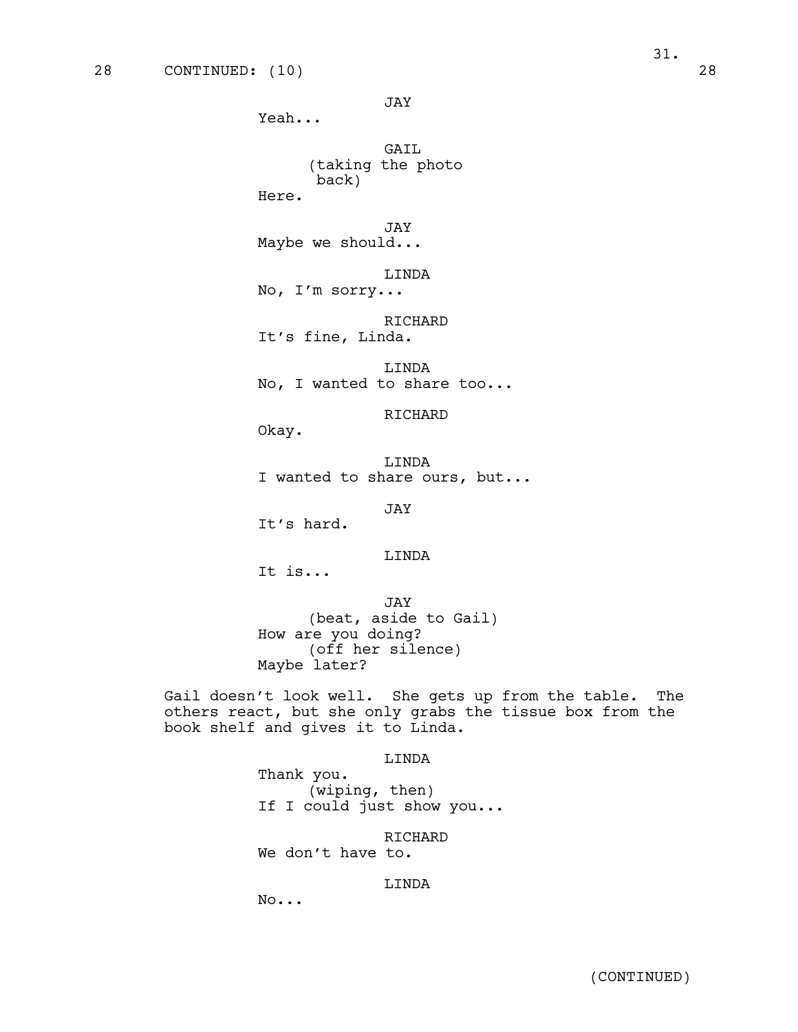28 CONTINUED: (10) 28

JAY
Yeah...

GAIL
(taking the photo back)
Here.

JAY
Maybe we should...

LINDA
No, I'm sorry...

RICHARD
It's fine, Linda.

LINDA
No, I wanted to share too...

RICHARD
Okay.

LINDA
I wanted to share ours, but...

JAY
It's hard.

LINDA
It is...

JAY
(beat, aside to Gail)
How are you doing?
(off her silence)
Maybe later?

Gail doesn't look well. She gets up from the table. The others react, but she only grabs the tissue box from the book shelf and gives it to Linda.

LINDA
Thank you.
(wiping, then)
If I could just show you...

RICHARD
We don't have to.

LINDA
No...

(CONTINUED)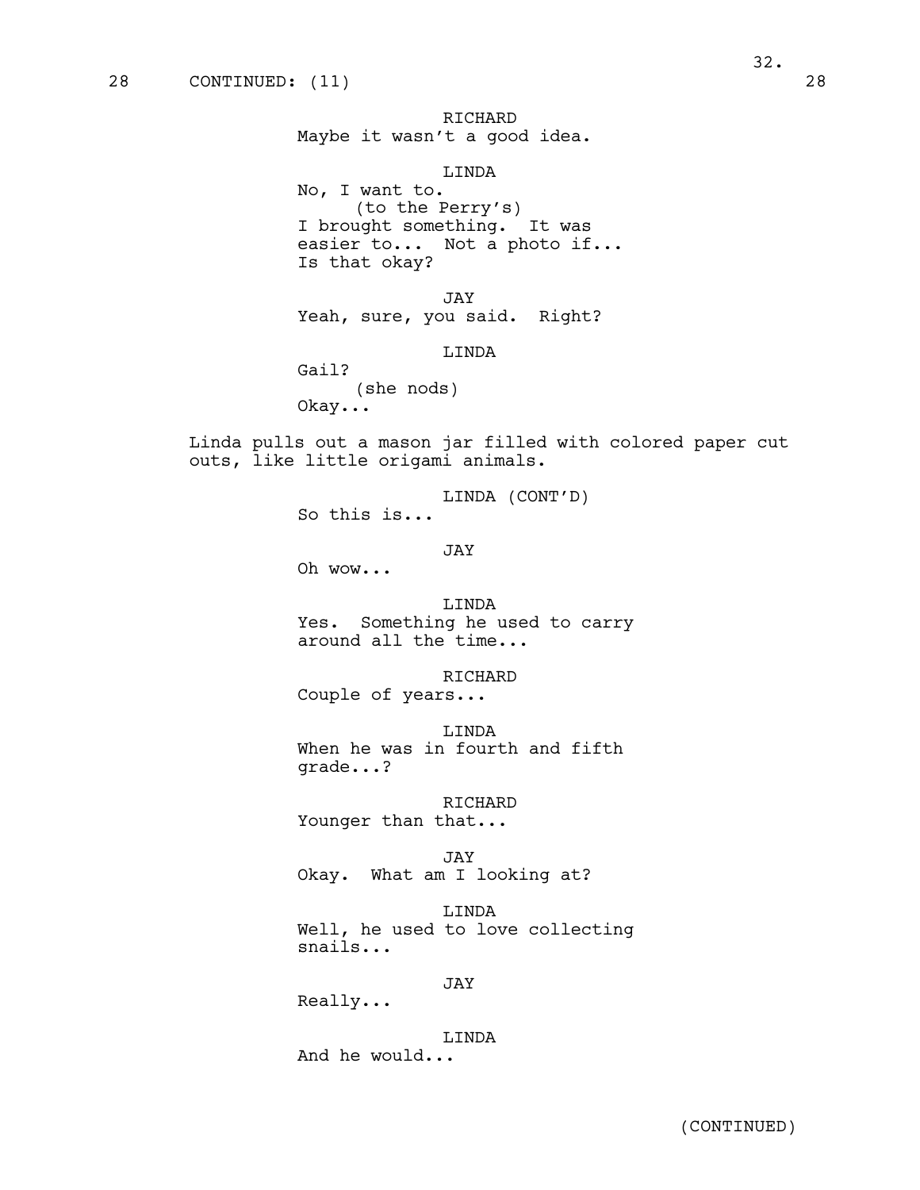28 CONTINUED: (11) 28

RICHARD
Maybe it wasn't a good idea.

LINDA
No, I want to.
(to the Perry's)
I brought something. It was easier to... Not a photo if... Is that okay?

JAY
Yeah, sure, you said. Right?

LINDA
Gail?
(she nods)
Okay...

Linda pulls out a mason jar filled with colored paper cut outs, like little origami animals.

LINDA (CONT'D)
So this is...

JAY
Oh wow...

LINDA
Yes. Something he used to carry around all the time...

RICHARD
Couple of years...

LINDA
When he was in fourth and fifth grade...?

RICHARD
Younger than that...

JAY
Okay. What am I looking at?

LINDA
Well, he used to love collecting snails...

JAY
Really...

LINDA
And he would...

(CONTINUED)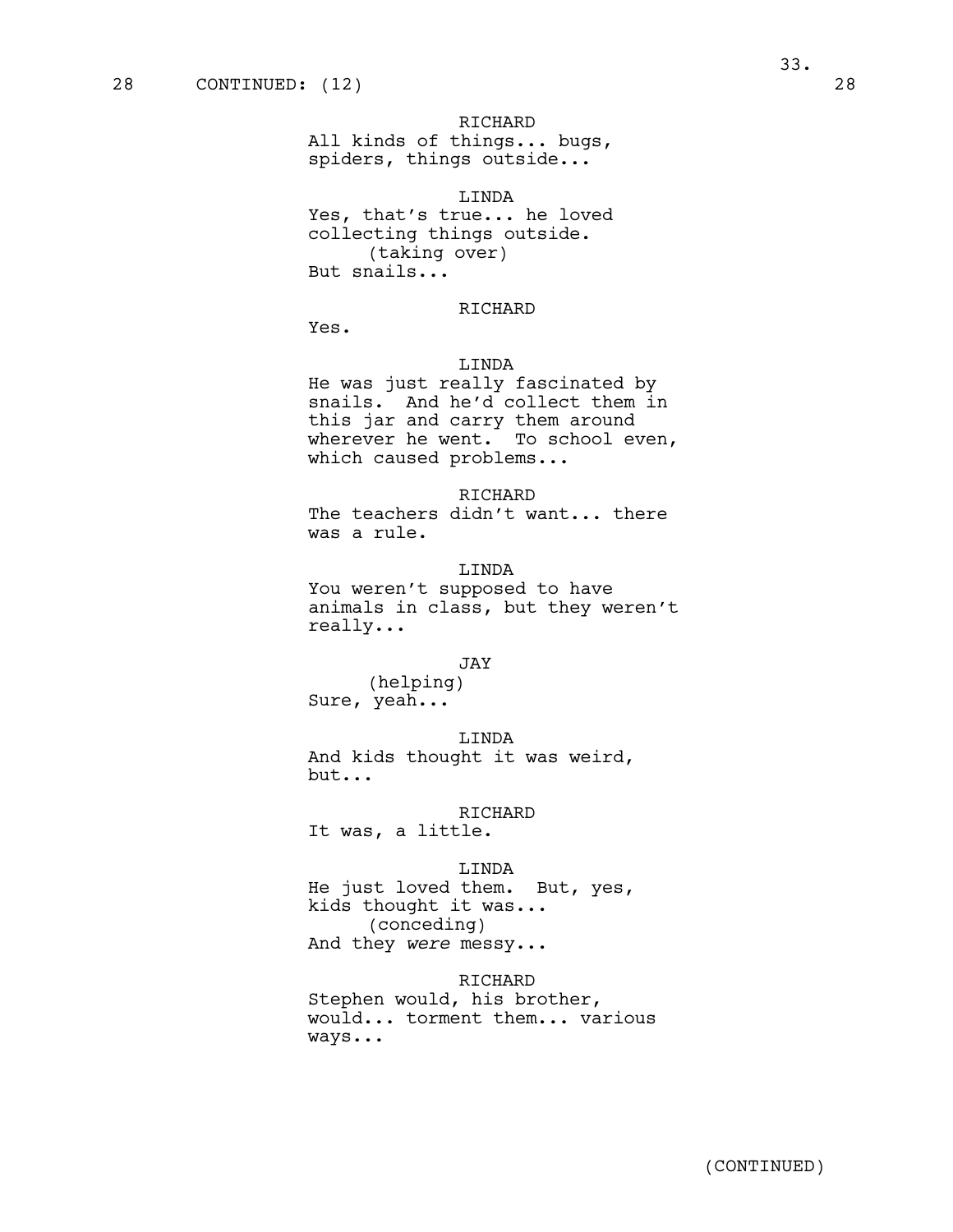28 CONTINUED: (12) 28

RICHARD
All kinds of things... bugs, spiders, things outside...

LINDA
Yes, that's true... he loved collecting things outside.
(taking over)
But snails...

RICHARD
Yes.

LINDA
He was just really fascinated by snails. And he'd collect them in this jar and carry them around wherever he went. To school even, which caused problems...

RICHARD
The teachers didn't want... there was a rule.

LINDA
You weren't supposed to have animals in class, but they weren't really...

JAY
(helping)
Sure, yeah...

LINDA
And kids thought it was weird, but...

RICHARD
It was, a little.

LINDA
He just loved them. But, yes, kids thought it was...
(conceding)
And they *were* messy...

RICHARD
Stephen would, his brother, would... torment them... various ways...

(CONTINUED)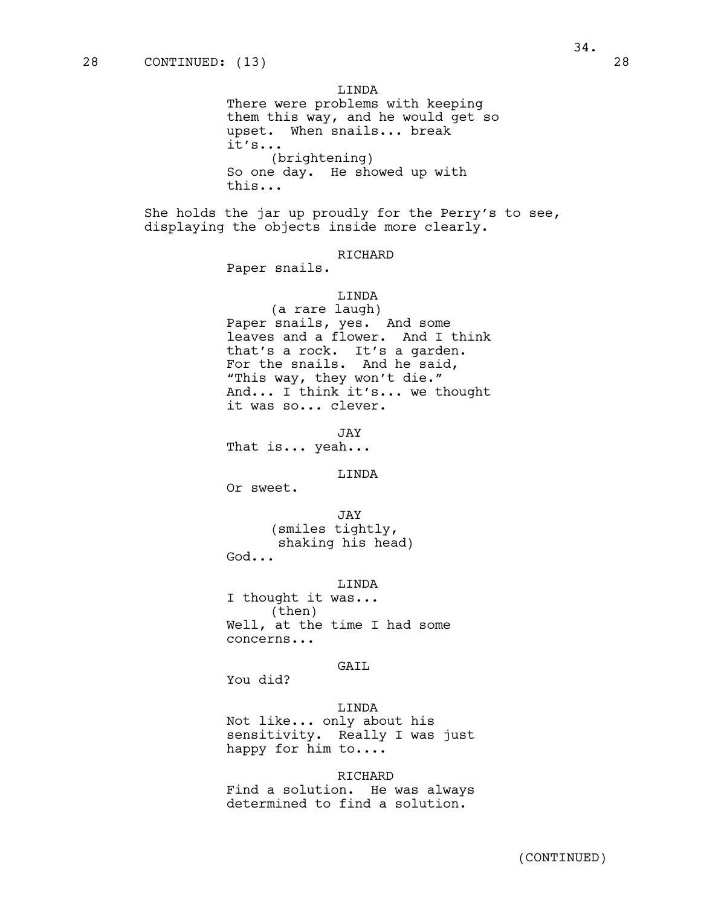28 CONTINUED: (13) 28

LINDA
There were problems with keeping them this way, and he would get so upset. When snails... break it's...
(brightening)
So one day. He showed up with this...

She holds the jar up proudly for the Perry's to see, displaying the objects inside more clearly.

RICHARD
Paper snails.

LINDA
(a rare laugh)
Paper snails, yes. And some leaves and a flower. And I think that's a rock. It's a garden. For the snails. And he said, "This way, they won't die." And... I think it's... we thought it was so... clever.

JAY
That is... yeah...

LINDA
Or sweet.

JAY
(smiles tightly, shaking his head)
God...

LINDA
I thought it was...
(then)
Well, at the time I had some concerns...

GAIL
You did?

LINDA
Not like... only about his sensitivity. Really I was just happy for him to....

RICHARD
Find a solution. He was always determined to find a solution.

(CONTINUED)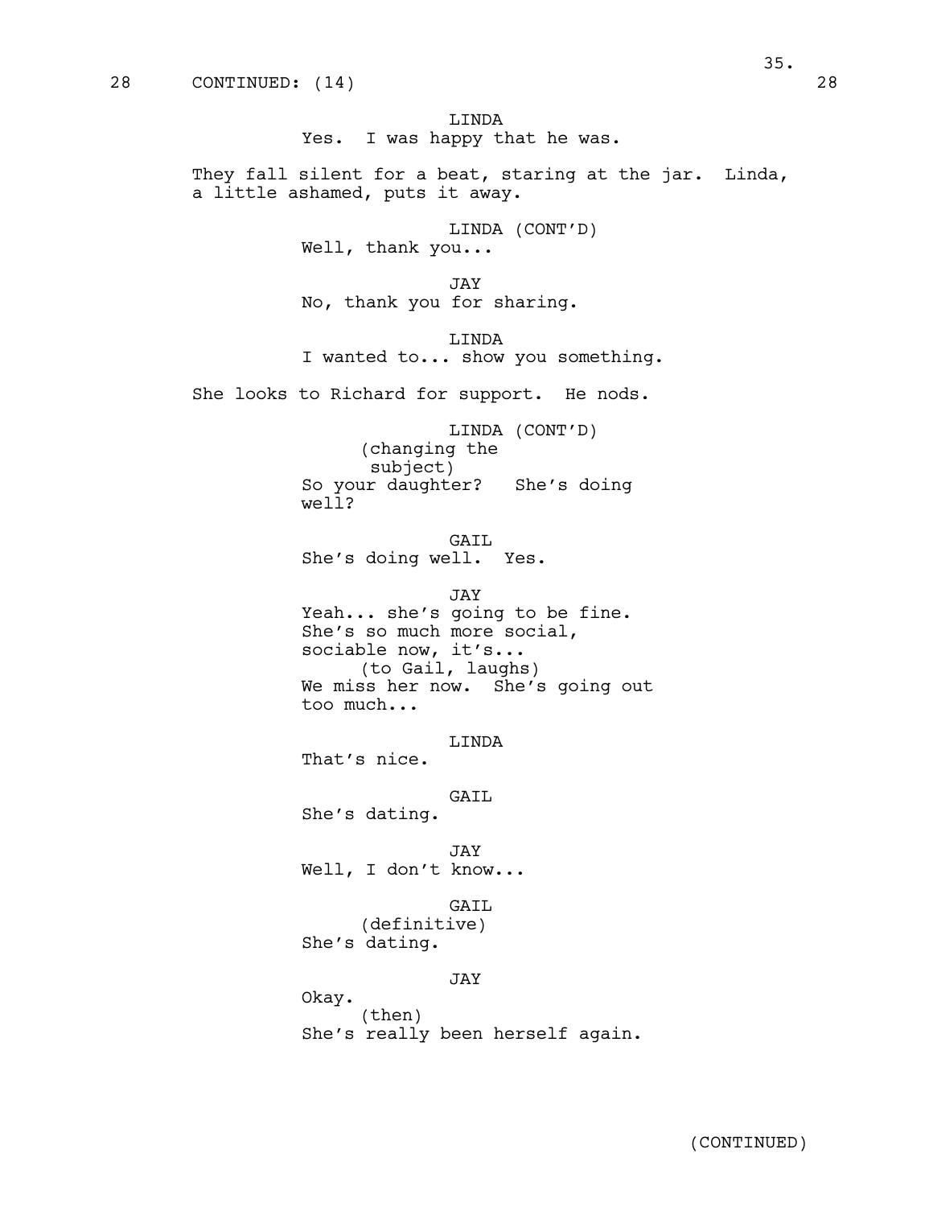28 CONTINUED: (14) 28

LINDA
Yes. I was happy that he was.

They fall silent for a beat, staring at the jar. Linda, a little ashamed, puts it away.

LINDA (CONT'D)
Well, thank you...

JAY
No, thank you for sharing.

LINDA
I wanted to... show you something.

She looks to Richard for support. He nods.

LINDA (CONT'D)
(changing the subject)
So your daughter? She's doing well?

GAIL
She's doing well. Yes.

JAY
Yeah... she's going to be fine. She's so much more social, sociable now, it's...
(to Gail, laughs)
We miss her now. She's going out too much...

LINDA
That's nice.

GAIL
She's dating.

JAY
Well, I don't know...

GAIL
(definitive)
She's dating.

JAY
Okay.
(then)
She's really been herself again.

(CONTINUED)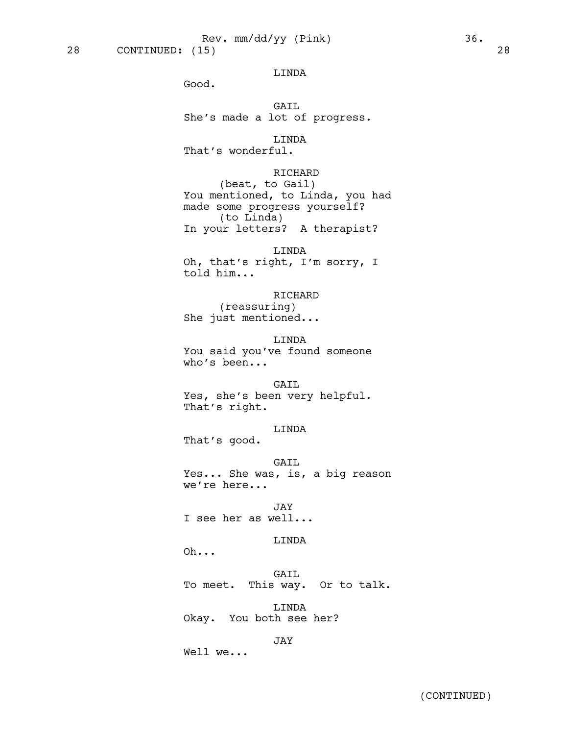28 CONTINUED: (15) 28

LINDA
Good.

GAIL
She's made a lot of progress.

LINDA
That's wonderful.

RICHARD
(beat, to Gail)
You mentioned, to Linda, you had made some progress yourself?
(to Linda)
In your letters? A therapist?

LINDA
Oh, that's right, I'm sorry, I told him...

RICHARD
(reassuring)
She just mentioned...

LINDA
You said you've found someone who's been...

GAIL
Yes, she's been very helpful. That's right.

LINDA
That's good.

GAIL
Yes... She was, is, a big reason we're here...

JAY
I see her as well...

LINDA
Oh...

GAIL
To meet. This way. Or to talk.

LINDA
Okay. You both see her?

JAY
Well we...

(CONTINUED)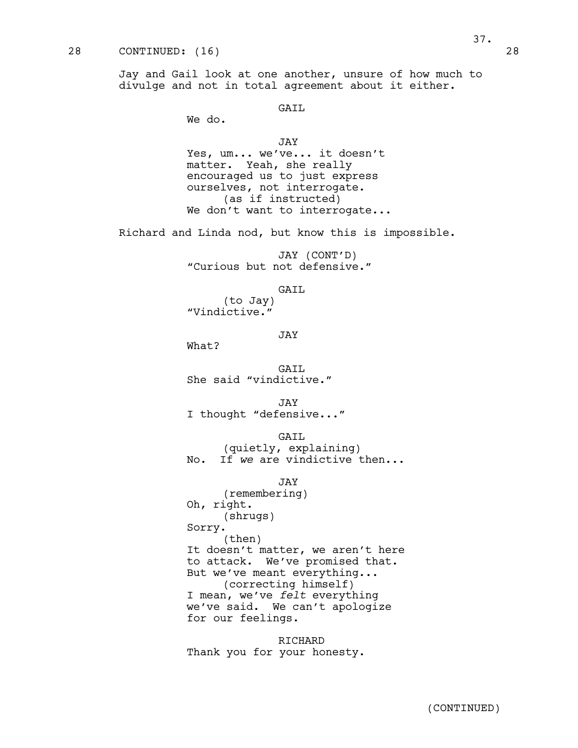28 CONTINUED: (16) 28

Jay and Gail look at one another, unsure of how much to divulge and not in total agreement about it either.

GAIL
We do.

JAY
Yes, um... we've... it doesn't matter. Yeah, she really encouraged us to just express ourselves, not interrogate.
(as if instructed)
We don't want to interrogate...

Richard and Linda nod, but know this is impossible.

JAY (CONT'D)
"Curious but not defensive."

GAIL
(to Jay)
"Vindictive."

JAY
What?

GAIL
She said "vindictive."

JAY
I thought "defensive..."

GAIL
(quietly, explaining)
No. If *we* are vindictive then...

JAY
(remembering)
Oh, right.
(shrugs)
Sorry.
(then)
It doesn't matter, we aren't here to attack. We've promised that. But we've meant everything...
(correcting himself)
I mean, we've *felt* everything we've said. We can't apologize for our feelings.

RICHARD
Thank you for your honesty.

(CONTINUED)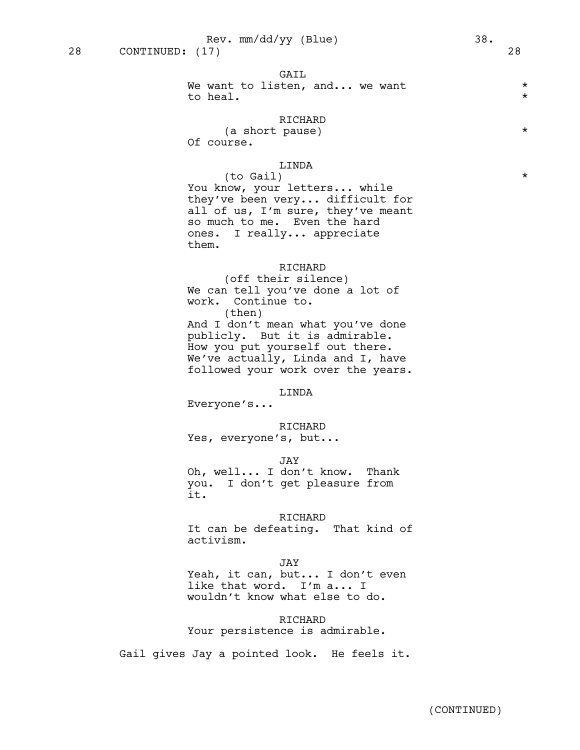28 CONTINUED: (17) 28

GAIL
We want to listen, and... we want to heal. *

RICHARD
(a short pause) *
Of course.

LINDA
(to Gail) *
You know, your letters... while they've been very... difficult for all of us, I'm sure, they've meant so much to me. Even the hard ones. I really... appreciate them.

RICHARD
(off their silence)
We can tell you've done a lot of work. Continue to.
(then)
And I don't mean what you've done publicly. But it is admirable. How you put yourself out there. We've actually, Linda and I, have followed your work over the years.

LINDA
Everyone's...

RICHARD
Yes, everyone's, but...

JAY
Oh, well... I don't know. Thank you. I don't get pleasure from it.

RICHARD
It can be defeating. That kind of activism.

JAY
Yeah, it can, but... I don't even like that word. I'm a... I wouldn't know what else to do.

RICHARD
Your persistence is admirable.

Gail gives Jay a pointed look. He feels it.

(CONTINUED)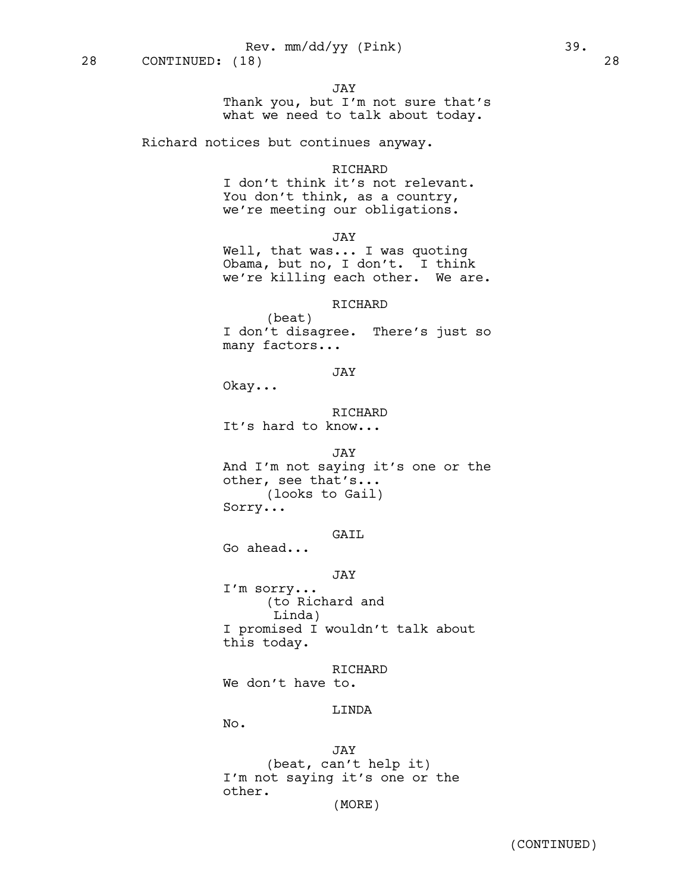28 CONTINUED: (18) 28

JAY
Thank you, but I'm not sure that's what we need to talk about today.

Richard notices but continues anyway.

RICHARD
I don't think it's not relevant. You don't think, as a country, we're meeting our obligations.

JAY
Well, that was... I was quoting Obama, but no, I don't. I think we're killing each other. We are.

RICHARD
(beat)
I don't disagree. There's just so many factors...

JAY
Okay...

RICHARD
It's hard to know...

JAY
And I'm not saying it's one or the other, see that's...
(looks to Gail)
Sorry...

GAIL
Go ahead...

JAY
I'm sorry...
(to Richard and Linda)
I promised I wouldn't talk about this today.

RICHARD
We don't have to.

LINDA
No.

JAY
(beat, can't help it)
I'm not saying it's one or the other.
(MORE)

(CONTINUED)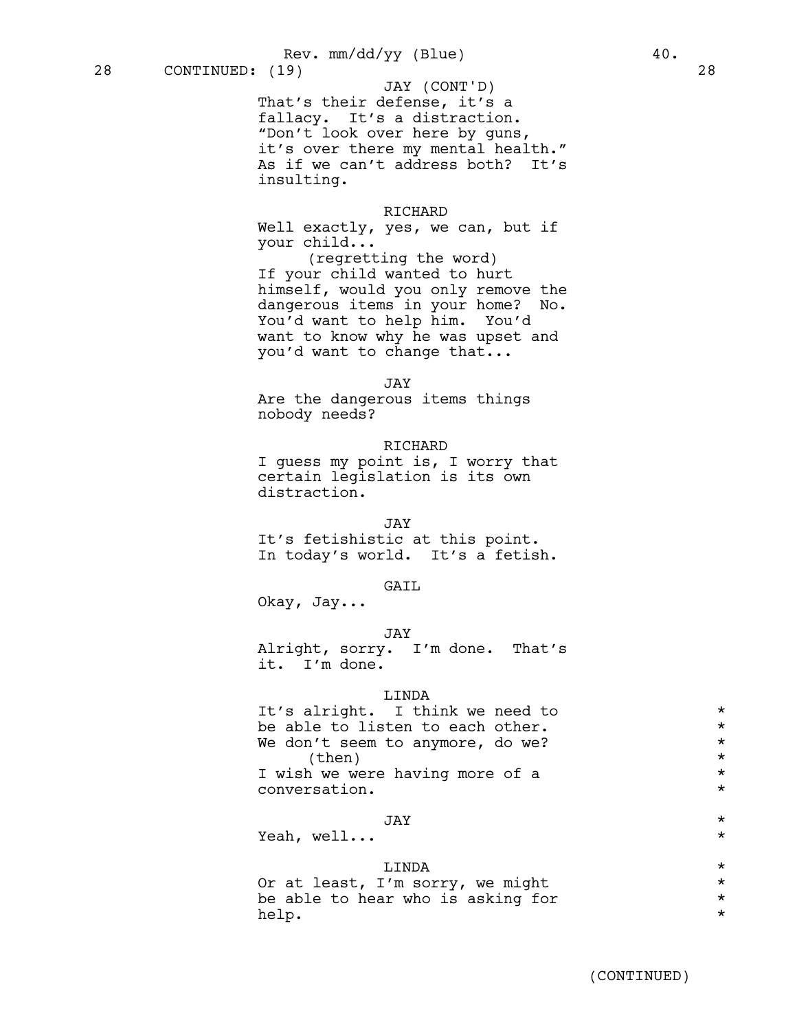28 CONTINUED: (19) 28

JAY (CONT'D)
That's their defense, it's a fallacy. It's a distraction. "Don't look over here by guns, it's over there my mental health." As if we can't address both? It's insulting.

RICHARD
Well exactly, yes, we can, but if your child...
(regretting the word)
If your child wanted to hurt himself, would you only remove the dangerous items in your home? No. You'd want to help him. You'd want to know why he was upset and you'd want to change that...

JAY
Are the dangerous items things nobody needs?

RICHARD
I guess my point is, I worry that certain legislation is its own distraction.

JAY
It's fetishistic at this point. In today's world. It's a fetish.

GAIL
Okay, Jay...

JAY
Alright, sorry. I'm done. That's it. I'm done.

LINDA
It's alright. I think we need to be able to listen to each other. We don't seem to anymore, do we?
(then)
I wish we were having more of a conversation. *

JAY
Yeah, well... *

LINDA
Or at least, I'm sorry, we might be able to hear who is asking for help. *

(CONTINUED)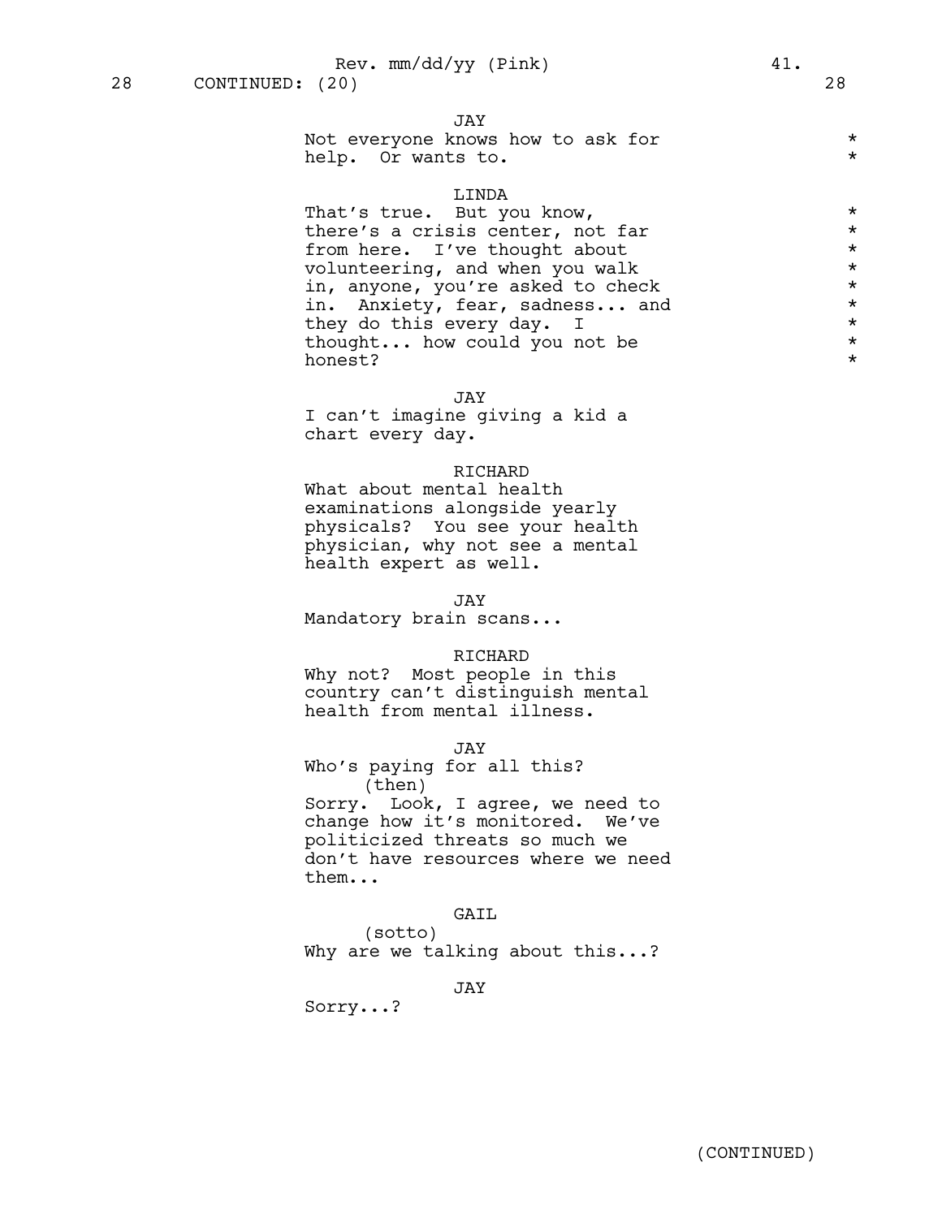28 CONTINUED: (20) 28

JAY
Not everyone knows how to ask for help. Or wants to. *

LINDA
That's true. But you know, there's a crisis center, not far from here. I've thought about volunteering, and when you walk in, anyone, you're asked to check in. Anxiety, fear, sadness... and they do this every day. I thought... how could you not be honest? *

JAY
I can't imagine giving a kid a chart every day.

RICHARD
What about mental health examinations alongside yearly physicals? You see your health physician, why not see a mental health expert as well.

JAY
Mandatory brain scans...

RICHARD
Why not? Most people in this country can't distinguish mental health from mental illness.

JAY
Who's paying for all this?
(then)
Sorry. Look, I agree, we need to change how it's monitored. We've politicized threats so much we don't have resources where we need them...

GAIL
(sotto)
Why are we talking about this...?

JAY
Sorry...?

(CONTINUED)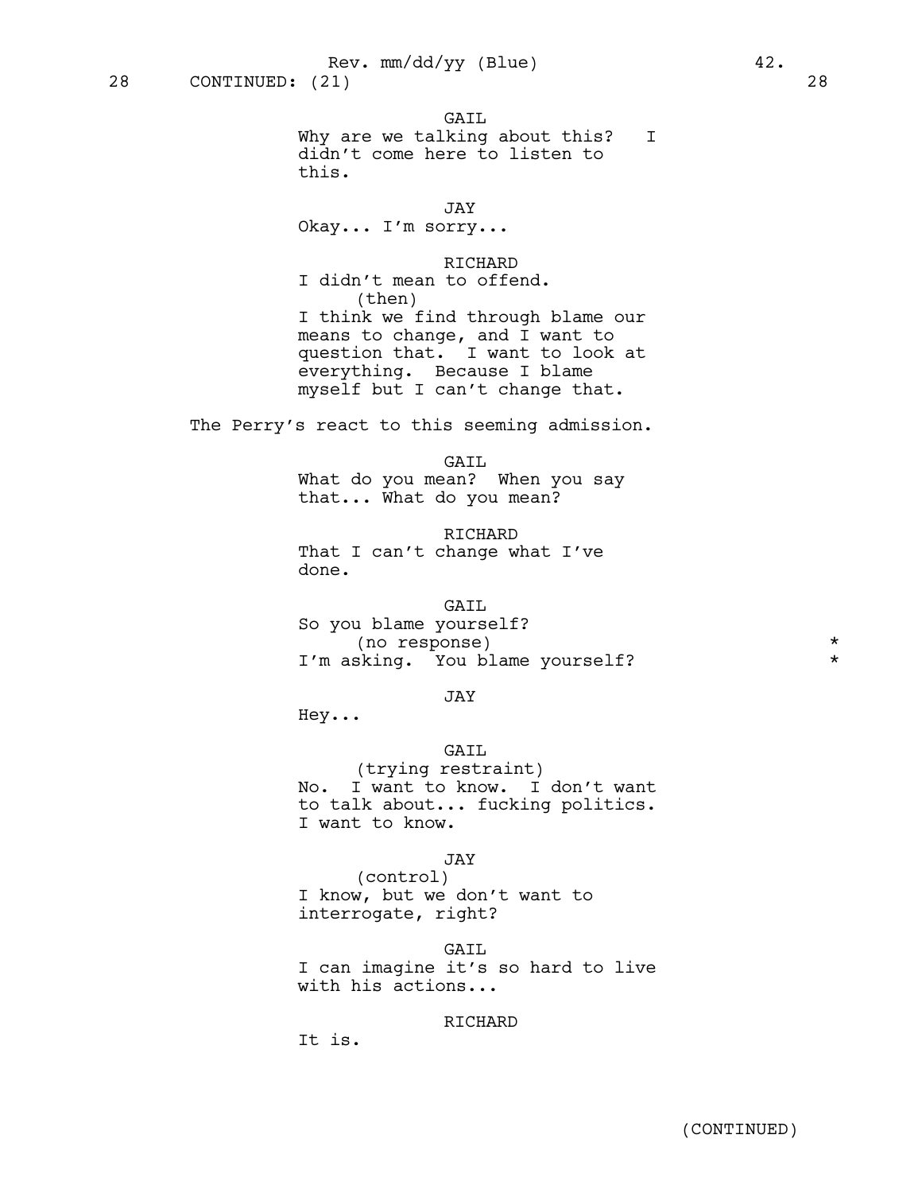28 CONTINUED: (21) 28

GAIL
Why are we talking about this? I didn't come here to listen to this.

JAY
Okay... I'm sorry...

RICHARD
I didn't mean to offend.
(then)
I think we find through blame our means to change, and I want to question that. I want to look at everything. Because I blame myself but I can't change that.

The Perry's react to this seeming admission.

GAIL
What do you mean? When you say that... What do you mean?

RICHARD
That I can't change what I've done.

GAIL
So you blame yourself?
(no response) *
I'm asking. You blame yourself? *

JAY
Hey...

GAIL
(trying restraint)
No. I want to know. I don't want to talk about... fucking politics. I want to know.

JAY
(control)
I know, but we don't want to interrogate, right?

GAIL
I can imagine it's so hard to live with his actions...

RICHARD
It is.

(CONTINUED)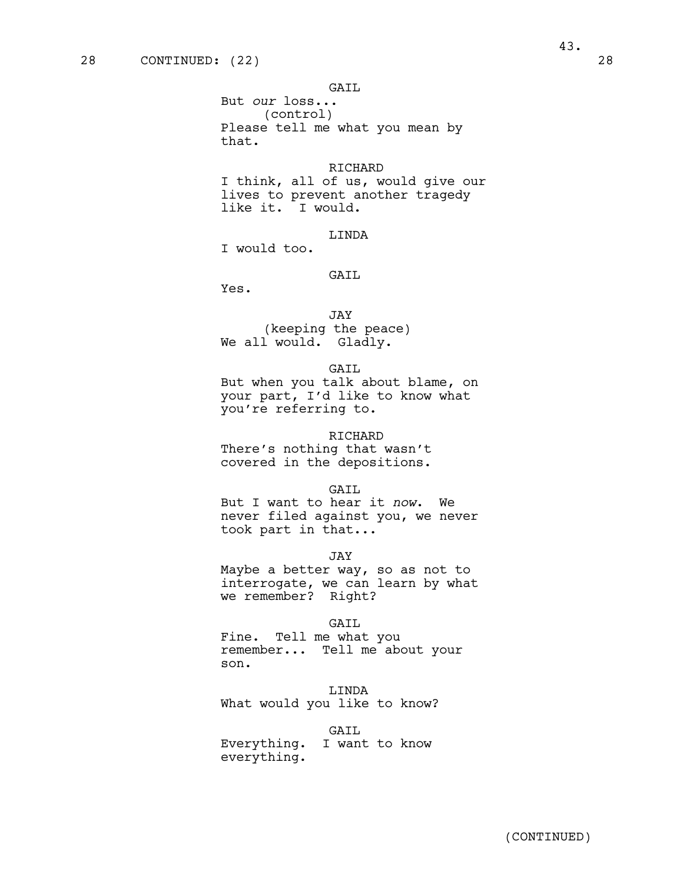28 CONTINUED: (22) 28

GAIL
But *our* loss...
(control)
Please tell me what you mean by that.

RICHARD
I think, all of us, would give our lives to prevent another tragedy like it. I would.

LINDA
I would too.

GAIL
Yes.

JAY
(keeping the peace)
We all would. Gladly.

GAIL
But when you talk about blame, on your part, I'd like to know what you're referring to.

RICHARD
There's nothing that wasn't covered in the depositions.

GAIL
But I want to hear it *now*. We never filed against you, we never took part in that...

JAY
Maybe a better way, so as not to interrogate, we can learn by what we remember? Right?

GAIL
Fine. Tell me what you remember... Tell me about your son.

LINDA
What would you like to know?

GAIL
Everything. I want to know everything.

(CONTINUED)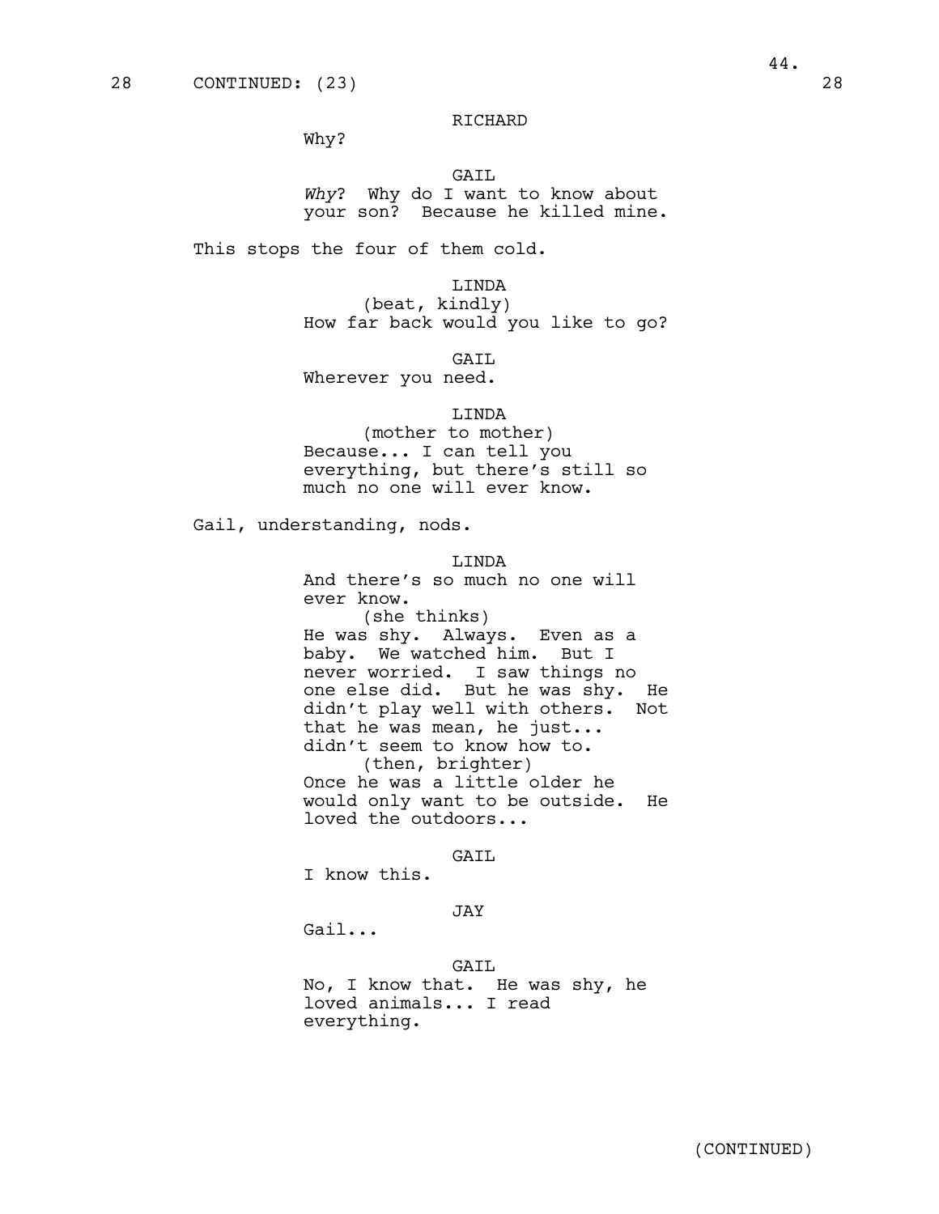28 CONTINUED: (23) 28

RICHARD
Why?

GAIL
*Why*? Why do I want to know about your son? Because he killed mine.

This stops the four of them cold.

LINDA
(beat, kindly)
How far back would you like to go?

GAIL
Wherever you need.

LINDA
(mother to mother)
Because... I can tell you everything, but there's still so much no one will ever know.

Gail, understanding, nods.

LINDA
And there's so much no one will ever know.
(she thinks)
He was shy. Always. Even as a baby. We watched him. But I never worried. I saw things no one else did. But he was shy. He didn't play well with others. Not that he was mean, he just... didn't seem to know how to.
(then, brighter)
Once he was a little older he would only want to be outside. He loved the outdoors...

GAIL
I know this.

JAY
Gail...

GAIL
No, I know that. He was shy, he loved animals... I read everything.

(CONTINUED)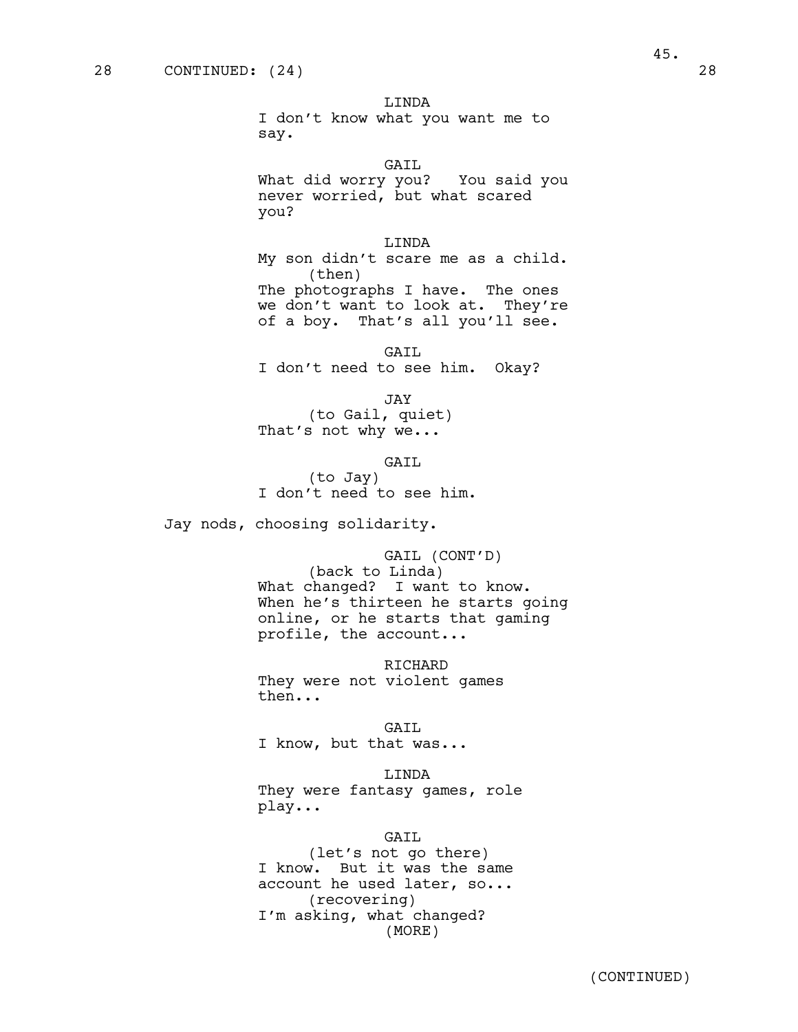28 CONTINUED: (24) 28

LINDA
I don't know what you want me to say.

GAIL
What did worry you? You said you never worried, but what scared you?

LINDA
My son didn't scare me as a child.
(then)
The photographs I have. The ones we don't want to look at. They're of a boy. That's all you'll see.

GAIL
I don't need to see him. Okay?

JAY
(to Gail, quiet)
That's not why we...

GAIL
(to Jay)
I don't need to see him.

Jay nods, choosing solidarity.

GAIL (CONT'D)
(back to Linda)
What changed? I want to know. When he's thirteen he starts going online, or he starts that gaming profile, the account...

RICHARD
They were not violent games then...

GAIL
I know, but that was...

LINDA
They were fantasy games, role play...

GAIL
(let's not go there)
I know. But it was the same account he used later, so...
(recovering)
I'm asking, what changed?
(MORE)

(CONTINUED)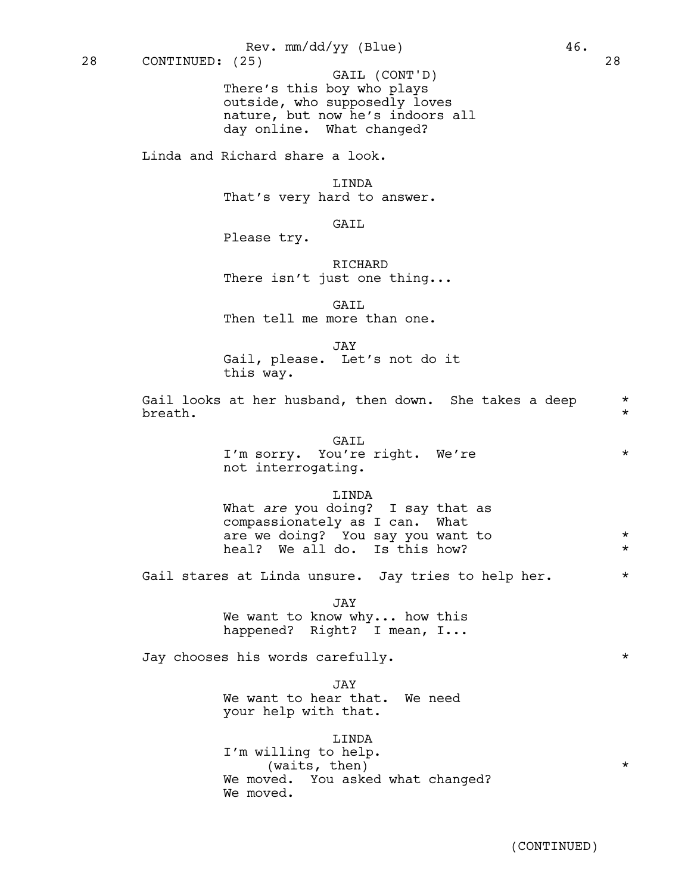28 CONTINUED: (25) 28

GAIL (CONT'D)
There's this boy who plays outside, who supposedly loves nature, but now he's indoors all day online. What changed?

Linda and Richard share a look.

LINDA
That's very hard to answer.

GAIL
Please try.

RICHARD
There isn't just one thing...

GAIL
Then tell me more than one.

JAY
Gail, please. Let's not do it this way.

Gail looks at her husband, then down. She takes a deep breath. *

GAIL
I'm sorry. You're right. We're not interrogating. *

LINDA
What *are* you doing? I say that as compassionately as I can. What are we doing? You say you want to heal? We all do. Is this how? *

Gail stares at Linda unsure. Jay tries to help her. *

JAY
We want to know why... how this happened? Right? I mean, I...

Jay chooses his words carefully. *

JAY
We want to hear that. We need your help with that.

LINDA
I'm willing to help.
(waits, then) *
We moved. You asked what changed? We moved.

(CONTINUED)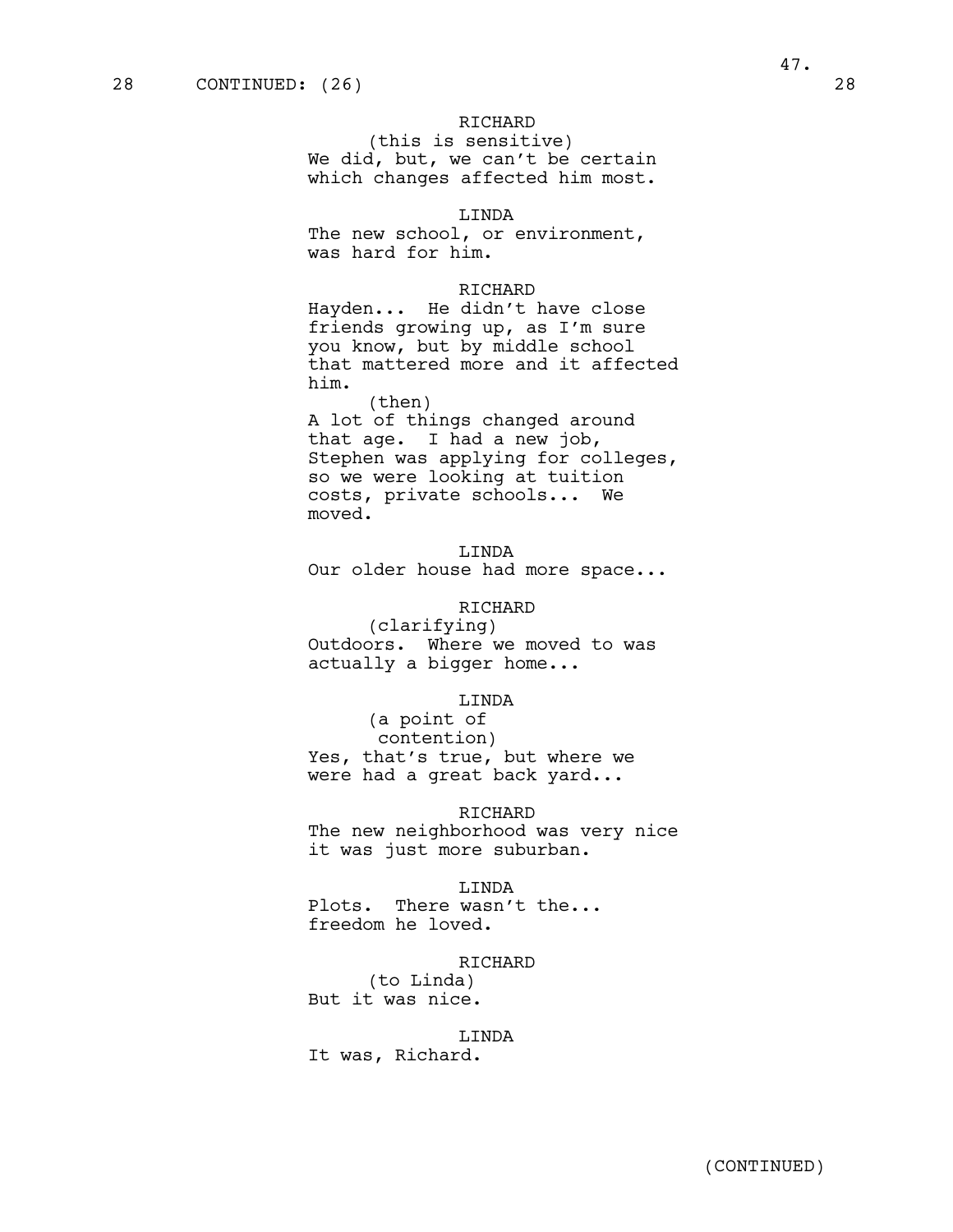28 CONTINUED: (26) 28

RICHARD
(this is sensitive)
We did, but, we can't be certain which changes affected him most.

LINDA
The new school, or environment, was hard for him.

RICHARD
Hayden... He didn't have close friends growing up, as I'm sure you know, but by middle school that mattered more and it affected him.
(then)
A lot of things changed around that age. I had a new job, Stephen was applying for colleges, so we were looking at tuition costs, private schools... We moved.

LINDA
Our older house had more space...

RICHARD
(clarifying)
Outdoors. Where we moved to was actually a bigger home...

LINDA
(a point of contention)
Yes, that's true, but where we were had a great back yard...

RICHARD
The new neighborhood was very nice it was just more suburban.

LINDA
Plots. There wasn't the... freedom he loved.

RICHARD
(to Linda)
But it was nice.

LINDA
It was, Richard.

(CONTINUED)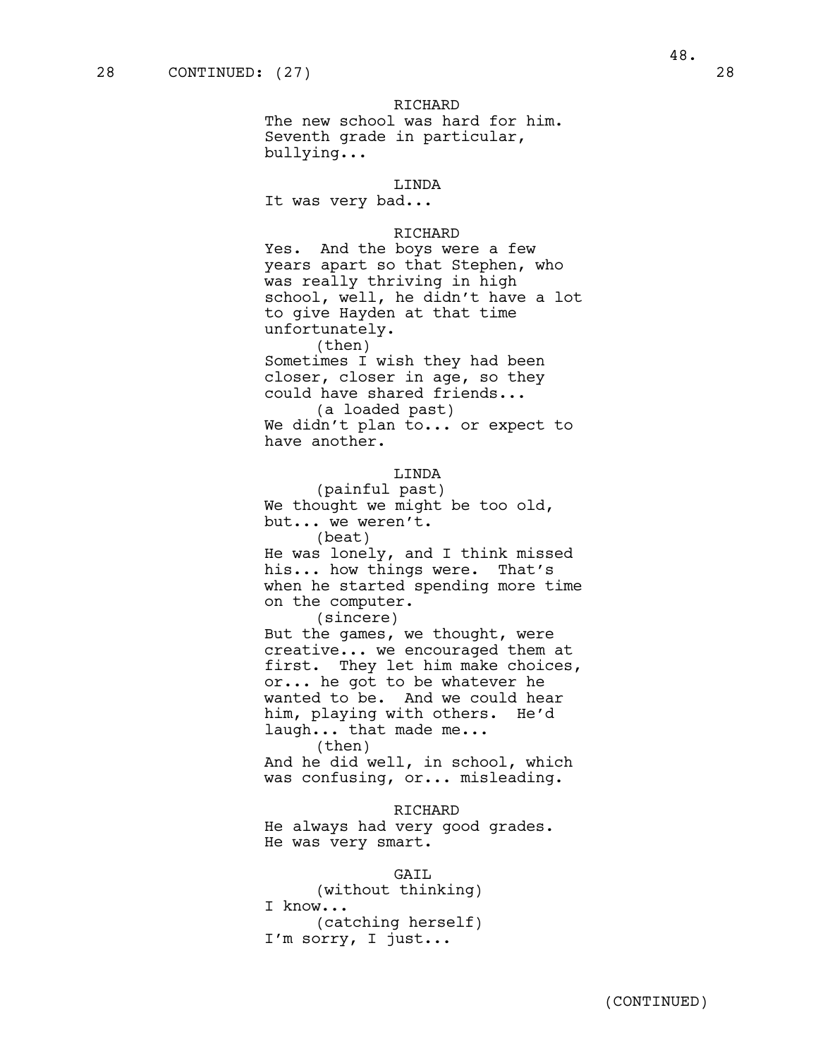28 CONTINUED: (27) 28

RICHARD
The new school was hard for him. Seventh grade in particular, bullying...

LINDA
It was very bad...

RICHARD
Yes. And the boys were a few years apart so that Stephen, who was really thriving in high school, well, he didn't have a lot to give Hayden at that time unfortunately.
(then)
Sometimes I wish they had been closer, closer in age, so they could have shared friends...
(a loaded past)
We didn't plan to... or expect to have another.

LINDA
(painful past)
We thought we might be too old, but... we weren't.
(beat)
He was lonely, and I think missed his... how things were. That's when he started spending more time on the computer.
(sincere)
But the games, we thought, were creative... we encouraged them at first. They let him make choices, or... he got to be whatever he wanted to be. And we could hear him, playing with others. He'd laugh... that made me...
(then)
And he did well, in school, which was confusing, or... misleading.

RICHARD
He always had very good grades. He was very smart.

GAIL
(without thinking)
I know...
(catching herself)
I'm sorry, I just...

(CONTINUED)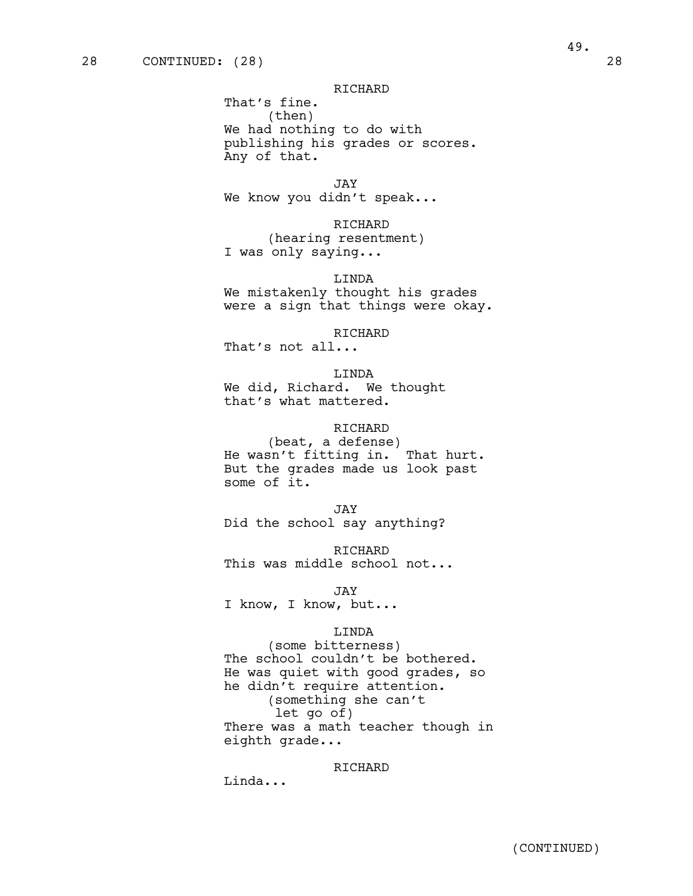28 CONTINUED: (28) 28

RICHARD
That's fine.
(then)
We had nothing to do with publishing his grades or scores. Any of that.

JAY
We know you didn't speak...

RICHARD
(hearing resentment)
I was only saying...

LINDA
We mistakenly thought his grades were a sign that things were okay.

RICHARD
That's not all...

LINDA
We did, Richard. We thought that's what mattered.

RICHARD
(beat, a defense)
He wasn't fitting in. That hurt. But the grades made us look past some of it.

JAY
Did the school say anything?

RICHARD
This was middle school not...

JAY
I know, I know, but...

LINDA
(some bitterness)
The school couldn't be bothered. He was quiet with good grades, so he didn't require attention.
(something she can't let go of)
There was a math teacher though in eighth grade...

RICHARD
Linda...

(CONTINUED)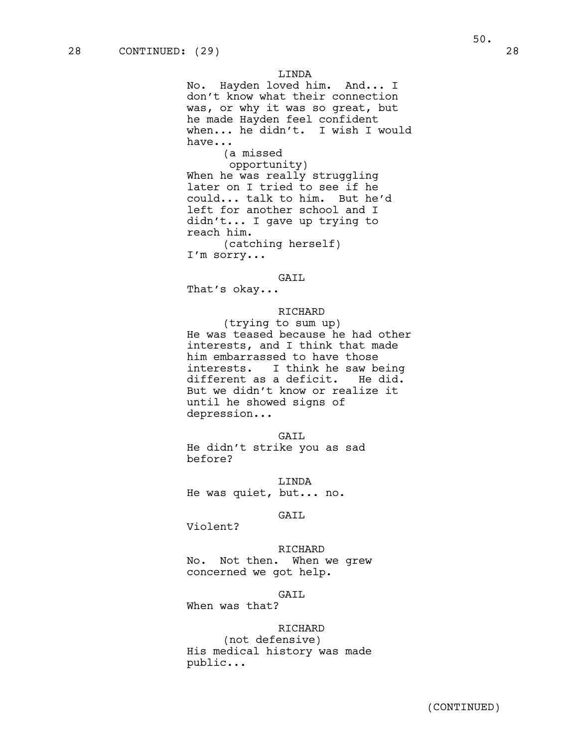28 CONTINUED: (29) 28

LINDA
No. Hayden loved him. And... I don't know what their connection was, or why it was so great, but he made Hayden feel confident when... he didn't. I wish I would have...
(a missed opportunity)
When he was really struggling later on I tried to see if he could... talk to him. But he'd left for another school and I didn't... I gave up trying to reach him.
(catching herself)
I'm sorry...

GAIL
That's okay...

RICHARD
(trying to sum up)
He was teased because he had other interests, and I think that made him embarrassed to have those interests. I think he saw being different as a deficit. He did. But we didn't know or realize it until he showed signs of depression...

GAIL
He didn't strike you as sad before?

LINDA
He was quiet, but... no.

GAIL
Violent?

RICHARD
No. Not then. When we grew concerned we got help.

GAIL
When was that?

RICHARD
(not defensive)
His medical history was made public...

(CONTINUED)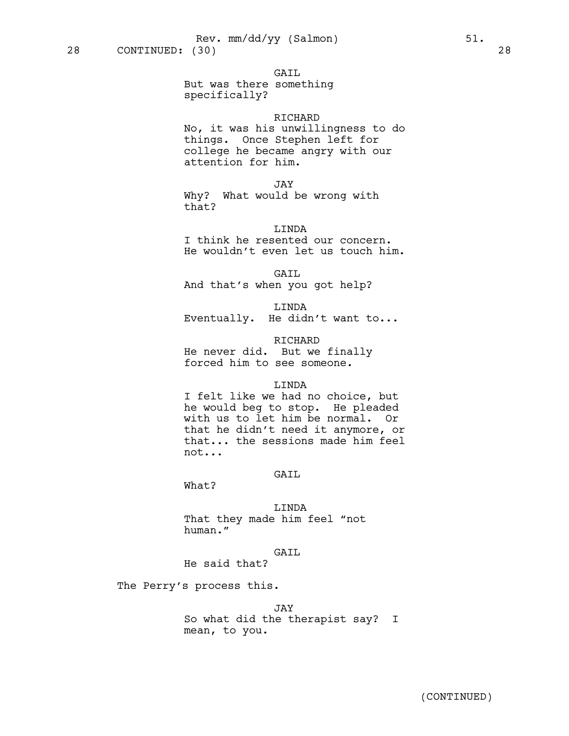28 CONTINUED: (30) 28

GAIL
But was there something specifically?

RICHARD
No, it was his unwillingness to do things. Once Stephen left for college he became angry with our attention for him.

JAY
Why? What would be wrong with that?

LINDA
I think he resented our concern. He wouldn't even let us touch him.

GAIL
And that's when you got help?

LINDA
Eventually. He didn't want to...

RICHARD
He never did. But we finally forced him to see someone.

LINDA
I felt like we had no choice, but he would beg to stop. He pleaded with us to let him be normal. Or that he didn't need it anymore, or that... the sessions made him feel not...

GAIL
What?

LINDA
That they made him feel "not human."

GAIL
He said that?

The Perry's process this.

JAY
So what did the therapist say? I mean, to you.

(CONTINUED)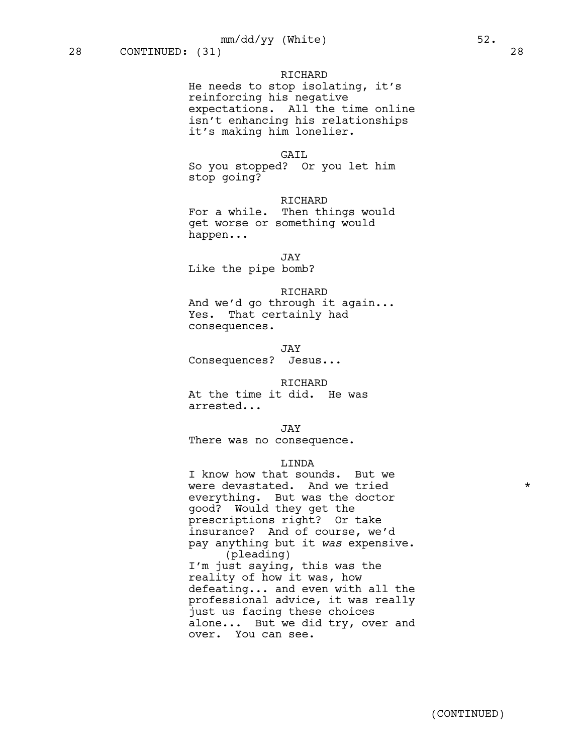28 CONTINUED: (31) 28

RICHARD
He needs to stop isolating, it's reinforcing his negative expectations. All the time online isn't enhancing his relationships it's making him lonelier.

GAIL
So you stopped? Or you let him stop going?

RICHARD
For a while. Then things would get worse or something would happen...

JAY
Like the pipe bomb?

RICHARD
And we'd go through it again... Yes. That certainly had consequences.

JAY
Consequences? Jesus...

RICHARD
At the time it did. He was arrested...

JAY
There was no consequence.

LINDA
I know how that sounds. But we were devastated. And we tried everything. But was the doctor good? Would they get the prescriptions right? Or take insurance? And of course, we'd pay anything but it *was* expensive.
(pleading)
I'm just saying, this was the reality of how it was, how defeating... and even with all the professional advice, it was really just us facing these choices alone... But we did try, over and over. You can see. *

(CONTINUED)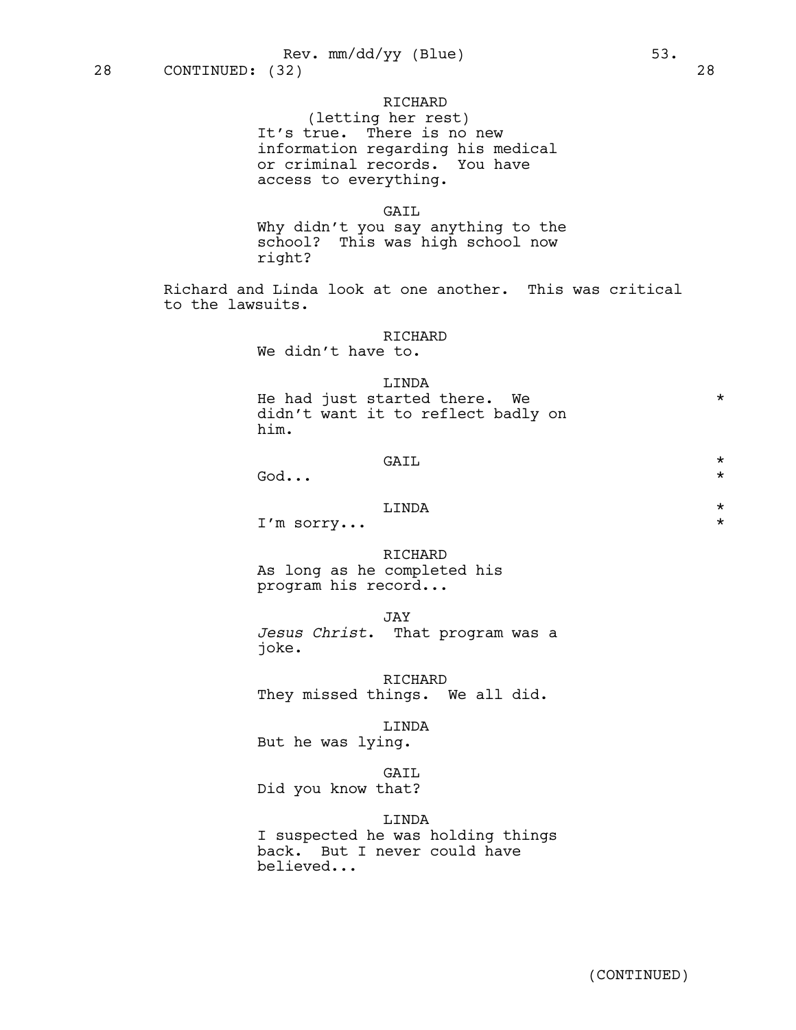28 CONTINUED: (32) 28

RICHARD
(letting her rest)
It's true. There is no new information regarding his medical or criminal records. You have access to everything.

GAIL
Why didn't you say anything to the school? This was high school now right?

Richard and Linda look at one another. This was critical to the lawsuits.

RICHARD
We didn't have to.

LINDA
He had just started there. We didn't want it to reflect badly on him. *

GAIL *
God... *

LINDA *
I'm sorry... *

RICHARD
As long as he completed his program his record...

JAY
*Jesus Christ.* That program was a joke.

RICHARD
They missed things. We all did.

LINDA
But he was lying.

GAIL
Did you know that?

LINDA
I suspected he was holding things back. But I never could have believed...

(CONTINUED)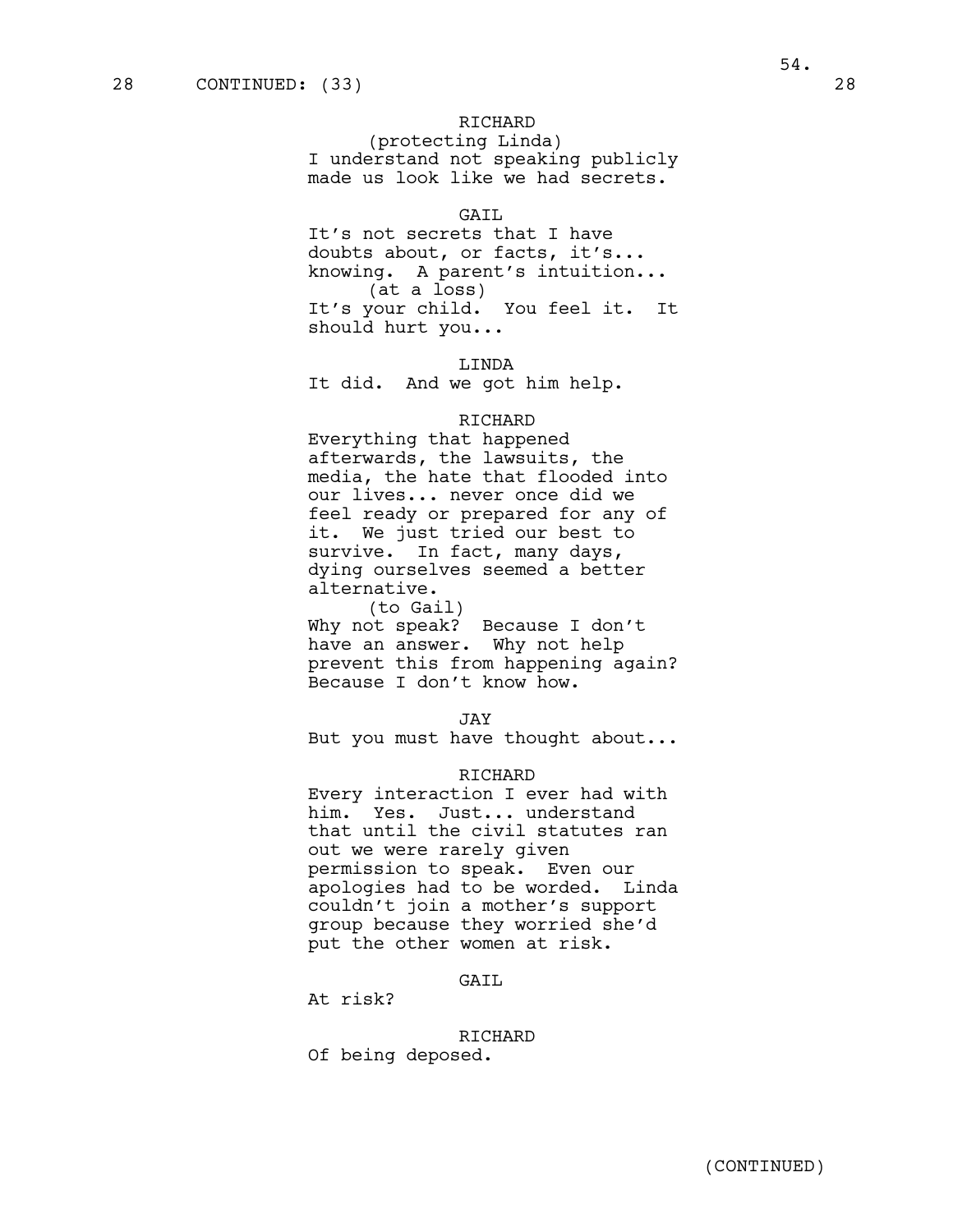28 CONTINUED: (33) 28

RICHARD
(protecting Linda)
I understand not speaking publicly made us look like we had secrets.

GAIL
It's not secrets that I have doubts about, or facts, it's... knowing. A parent's intuition...
(at a loss)
It's your child. You feel it. It should hurt you...

LINDA
It did. And we got him help.

RICHARD
Everything that happened afterwards, the lawsuits, the media, the hate that flooded into our lives... never once did we feel ready or prepared for any of it. We just tried our best to survive. In fact, many days, dying ourselves seemed a better alternative.
(to Gail)
Why not speak? Because I don't have an answer. Why not help prevent this from happening again? Because I don't know how.

JAY
But you must have thought about...

RICHARD
Every interaction I ever had with him. Yes. Just... understand that until the civil statutes ran out we were rarely given permission to speak. Even our apologies had to be worded. Linda couldn't join a mother's support group because they worried she'd put the other women at risk.

GAIL
At risk?

RICHARD
Of being deposed.

(CONTINUED)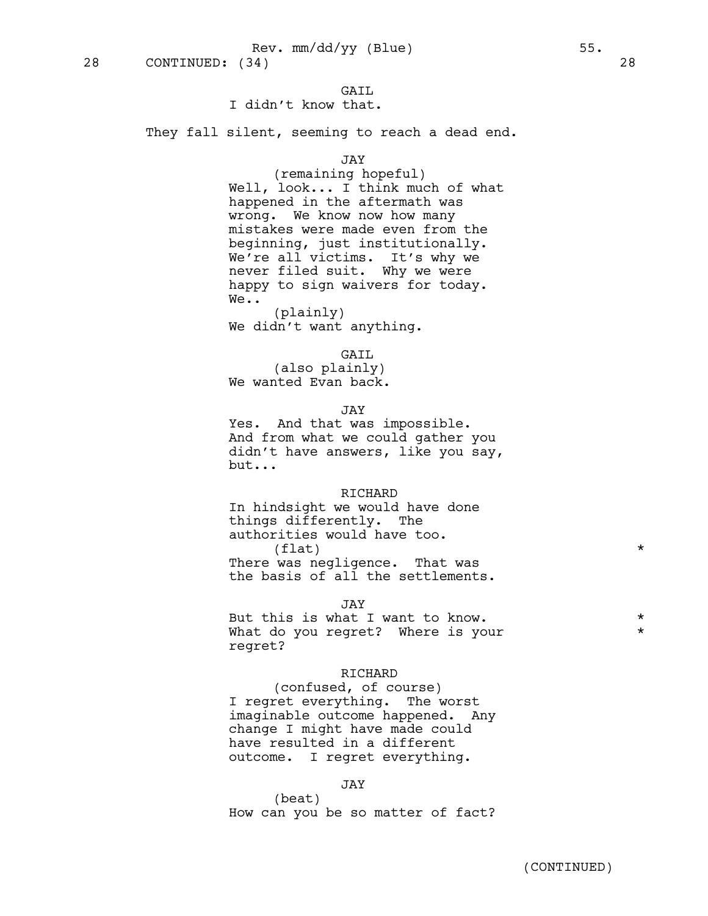28 CONTINUED: (34) 28

GAIL
I didn't know that.

They fall silent, seeming to reach a dead end.

JAY
(remaining hopeful)
Well, look... I think much of what happened in the aftermath was wrong. We know now how many mistakes were made even from the beginning, just institutionally. We're all victims. It's why we never filed suit. Why we were happy to sign waivers for today. We..
(plainly)
We didn't want anything.

GAIL
(also plainly)
We wanted Evan back.

JAY
Yes. And that was impossible. And from what we could gather you didn't have answers, like you say, but...

RICHARD
In hindsight we would have done things differently. The authorities would have too.
(flat) *
There was negligence. That was the basis of all the settlements.

JAY
But this is what I want to know. *
What do you regret? Where is your *
regret?

RICHARD
(confused, of course)
I regret everything. The worst imaginable outcome happened. Any change I might have made could have resulted in a different outcome. I regret everything.

JAY
(beat)
How can you be so matter of fact?

(CONTINUED)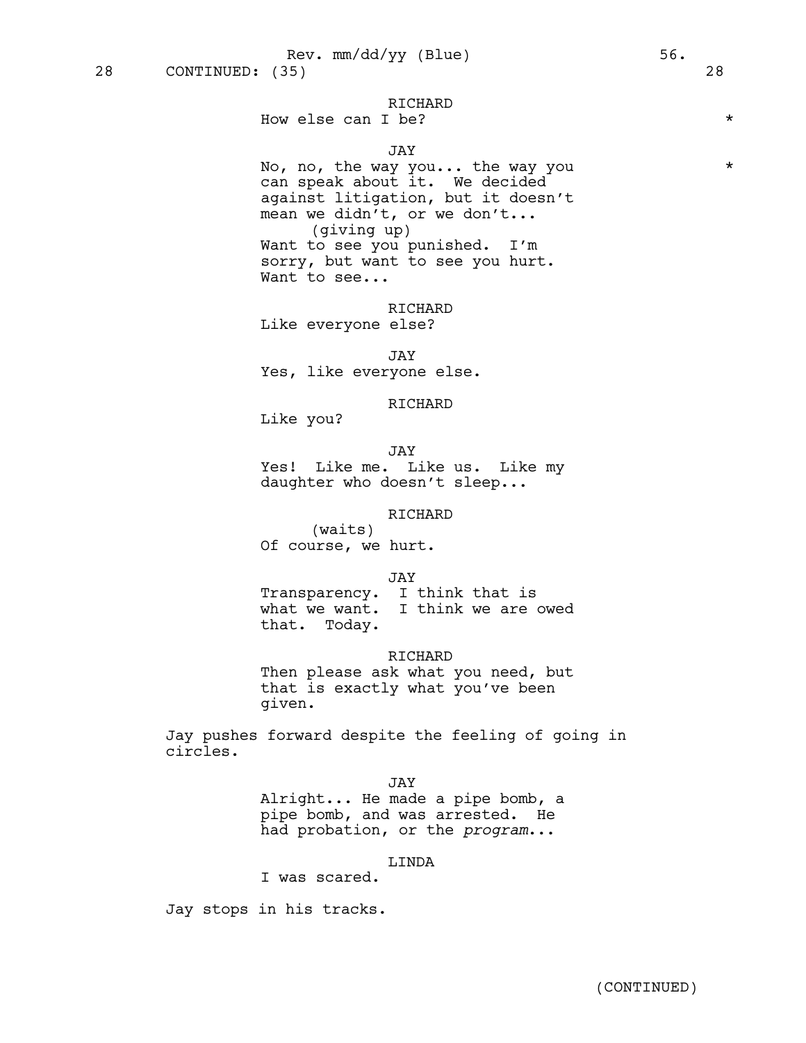RICHARD
How else can I be? *

JAY
No, no, the way you... the way you *
can speak about it. We decided
against litigation, but it doesn't
mean we didn't, or we don't...
(giving up)
Want to see you punished. I'm
sorry, but want to see you hurt.
Want to see...

RICHARD
Like everyone else?

JAY
Yes, like everyone else.

RICHARD
Like you?

JAY
Yes! Like me. Like us. Like my
daughter who doesn't sleep...

RICHARD
(waits)
Of course, we hurt.

JAY
Transparency. I think that is
what we want. I think we are owed
that. Today.

RICHARD
Then please ask what you need, but
that is exactly what you've been
given.

Jay pushes forward despite the feeling of going in
circles.

JAY
Alright... He made a pipe bomb, a
pipe bomb, and was arrested. He
had probation, or the *program*...

LINDA
I was scared.

Jay stops in his tracks.

(CONTINUED)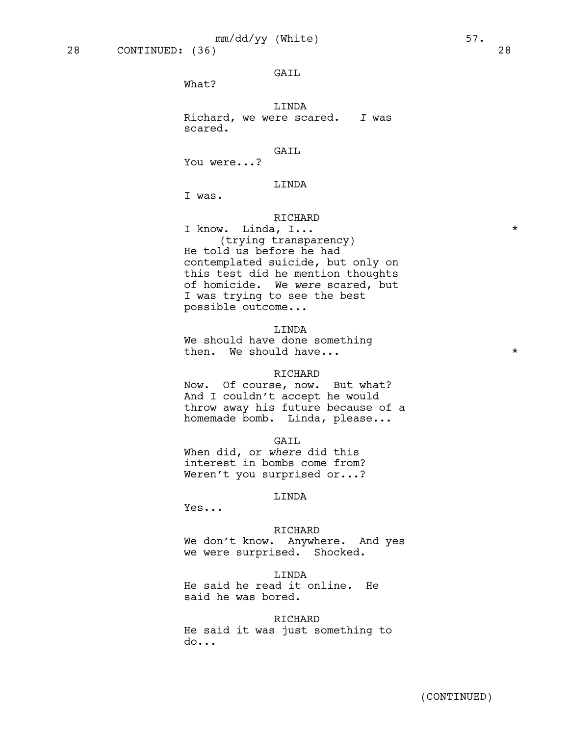28 CONTINUED: (36) 28

GAIL
What?

LINDA
Richard, we were scared. *I* was scared.

GAIL
You were...?

LINDA
I was.

RICHARD
I know. Linda, I... *
(trying transparency)
He told us before he had contemplated suicide, but only on this test did he mention thoughts of homicide. We *were* scared, but I was trying to see the best possible outcome...

LINDA
We should have done something then. We should have... *

RICHARD
Now. Of course, now. But what? And I couldn't accept he would throw away his future because of a homemade bomb. Linda, please...

GAIL
When did, or *where* did this interest in bombs come from? Weren't you surprised or...?

LINDA
Yes...

RICHARD
We don't know. Anywhere. And yes we were surprised. Shocked.

LINDA
He said he read it online. He said he was bored.

RICHARD
He said it was just something to do...

(CONTINUED)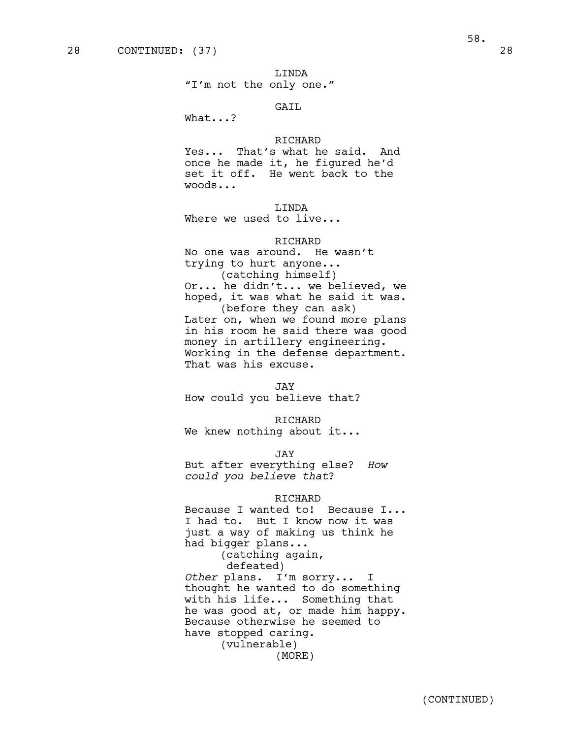28 CONTINUED: (37) 28

LINDA
"I'm not the only one."

GAIL
What...?

RICHARD
Yes... That's what he said. And once he made it, he figured he'd set it off. He went back to the woods...

LINDA
Where we used to live...

RICHARD
No one was around. He wasn't trying to hurt anyone...
(catching himself)
Or... he didn't... we believed, we hoped, it was what he said it was.
(before they can ask)
Later on, when we found more plans in his room he said there was good money in artillery engineering. Working in the defense department. That was his excuse.

JAY
How could you believe that?

RICHARD
We knew nothing about it...

JAY
But after everything else? *How could you believe that*?

RICHARD
Because I wanted to! Because I... I had to. But I know now it was just a way of making us think he had bigger plans...
(catching again, defeated)
*Other* plans. I'm sorry... I thought he wanted to do something with his life... Something that he was good at, or made him happy. Because otherwise he seemed to have stopped caring.
(vulnerable)
(MORE)

(CONTINUED)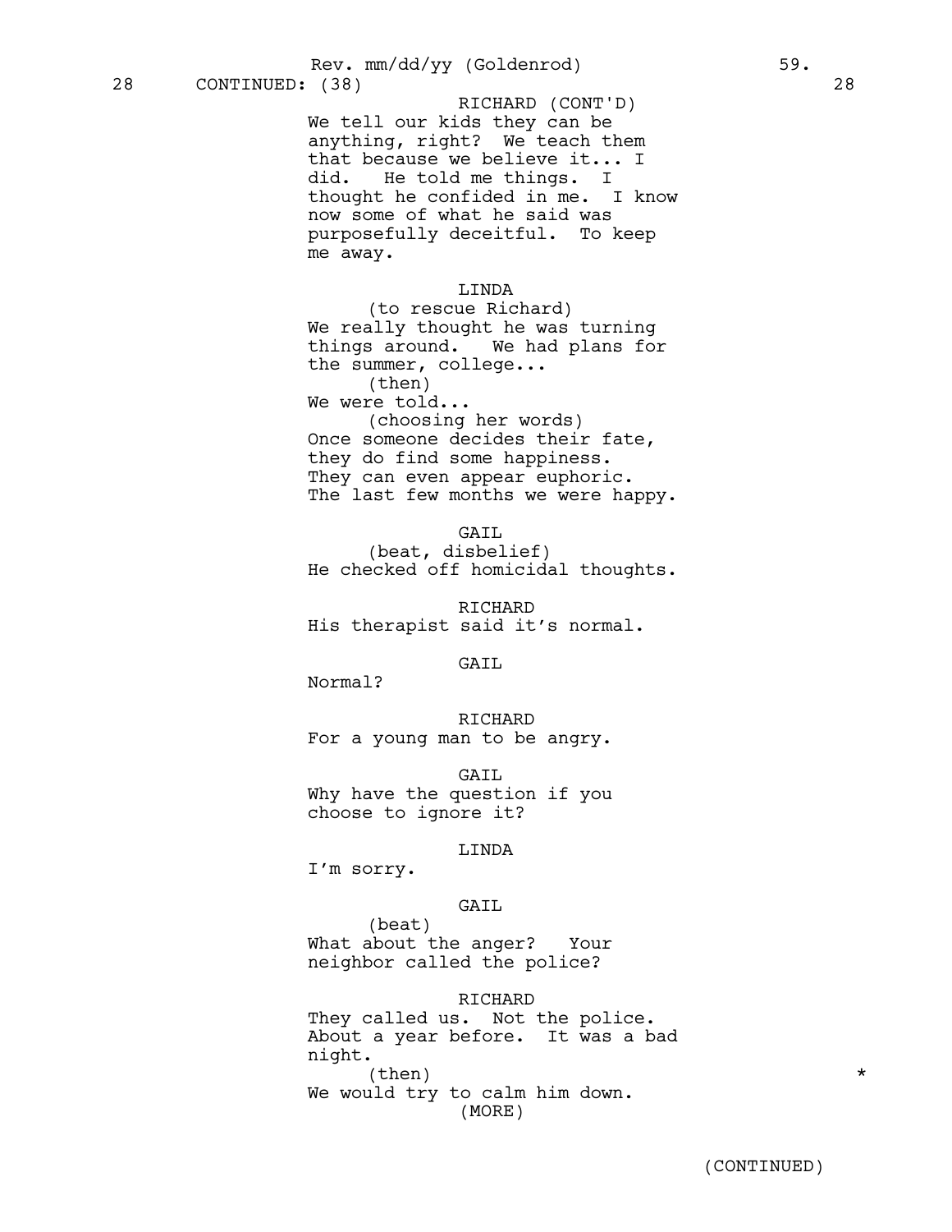28 CONTINUED: (38) 28

RICHARD (CONT'D)
We tell our kids they can be anything, right? We teach them that because we believe it... I did. He told me things. I thought he confided in me. I know now some of what he said was purposefully deceitful. To keep me away.

LINDA
(to rescue Richard)
We really thought he was turning things around. We had plans for the summer, college...
(then)
We were told...
(choosing her words)
Once someone decides their fate, they do find some happiness. They can even appear euphoric. The last few months we were happy.

GAIL
(beat, disbelief)
He checked off homicidal thoughts.

RICHARD
His therapist said it's normal.

GAIL
Normal?

RICHARD
For a young man to be angry.

GAIL
Why have the question if you choose to ignore it?

LINDA
I'm sorry.

GAIL
(beat)
What about the anger? Your neighbor called the police?

RICHARD
They called us. Not the police. About a year before. It was a bad night.
(then) *
We would try to calm him down.
(MORE)

(CONTINUED)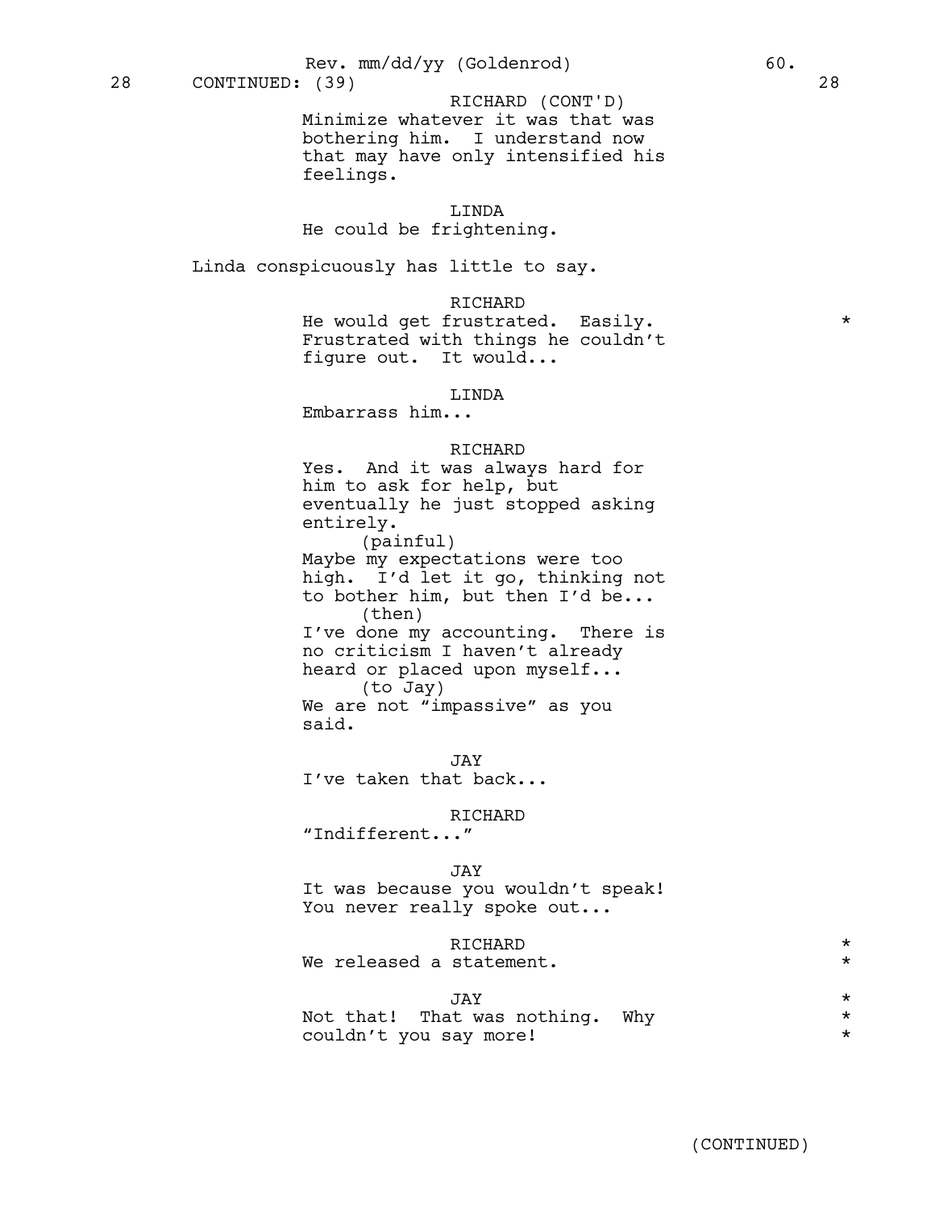28 CONTINUED: (39) 28

RICHARD (CONT'D)
Minimize whatever it was that was bothering him. I understand now that may have only intensified his feelings.

LINDA
He could be frightening.

Linda conspicuously has little to say.

RICHARD
He would get frustrated. Easily. *
Frustrated with things he couldn't figure out. It would...

LINDA
Embarrass him...

RICHARD
Yes. And it was always hard for him to ask for help, but eventually he just stopped asking entirely.
(painful)
Maybe my expectations were too high. I'd let it go, thinking not to bother him, but then I'd be...
(then)
I've done my accounting. There is no criticism I haven't already heard or placed upon myself...
(to Jay)
We are not "impassive" as you said.

JAY
I've taken that back...

RICHARD
"Indifferent..."

JAY
It was because you wouldn't speak! You never really spoke out...

RICHARD *
We released a statement. *

JAY *
Not that! That was nothing. Why *
couldn't you say more! *

(CONTINUED)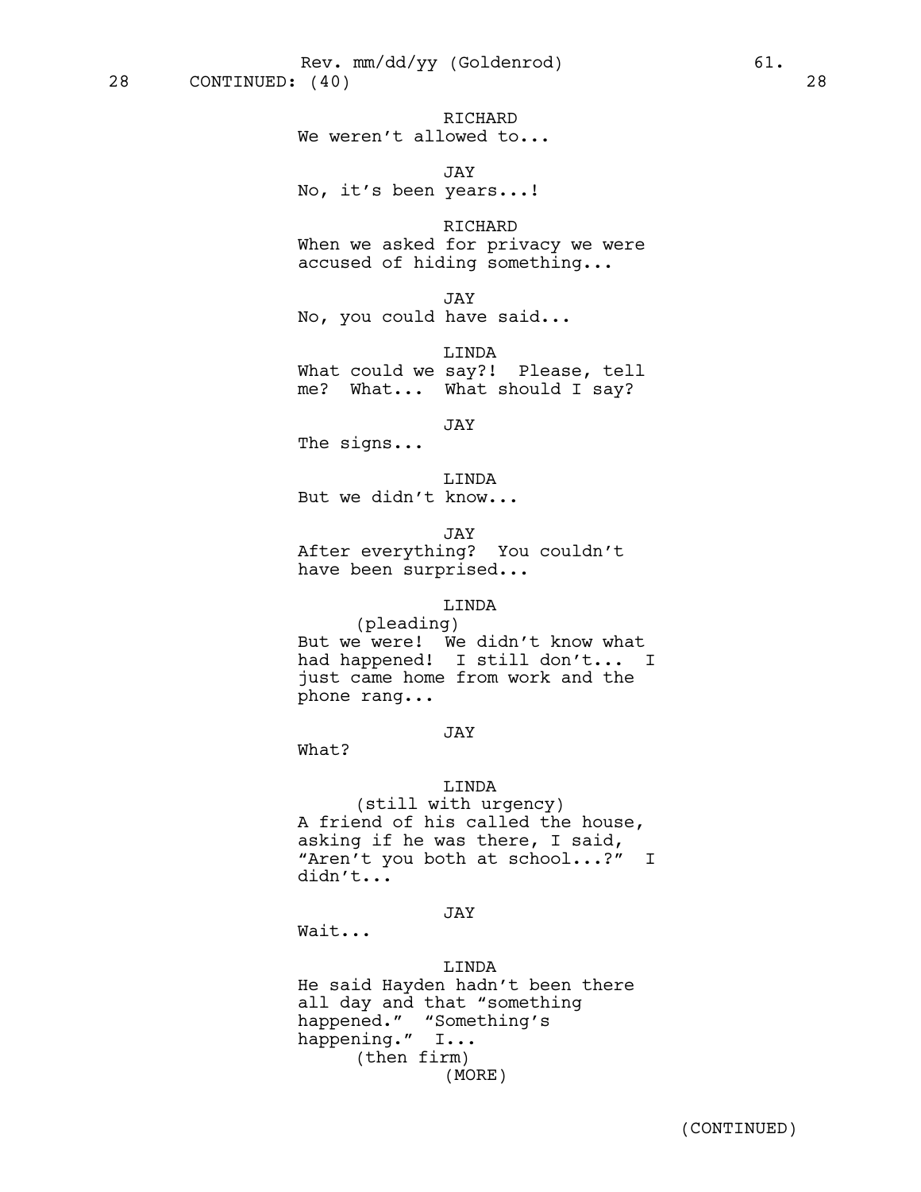28 CONTINUED: (40) 28

RICHARD
We weren't allowed to...

JAY
No, it's been years...!

RICHARD
When we asked for privacy we were accused of hiding something...

JAY
No, you could have said...

LINDA
What could we say?! Please, tell me? What... What should I say?

JAY
The signs...

LINDA
But we didn't know...

JAY
After everything? You couldn't have been surprised...

LINDA
(pleading)
But we were! We didn't know what had happened! I still don't... I just came home from work and the phone rang...

JAY
What?

LINDA
(still with urgency)
A friend of his called the house, asking if he was there, I said, "Aren't you both at school...?" I didn't...

JAY
Wait...

LINDA
He said Hayden hadn't been there all day and that "something happened." "Something's happening." I...
(then firm)
(MORE)

(CONTINUED)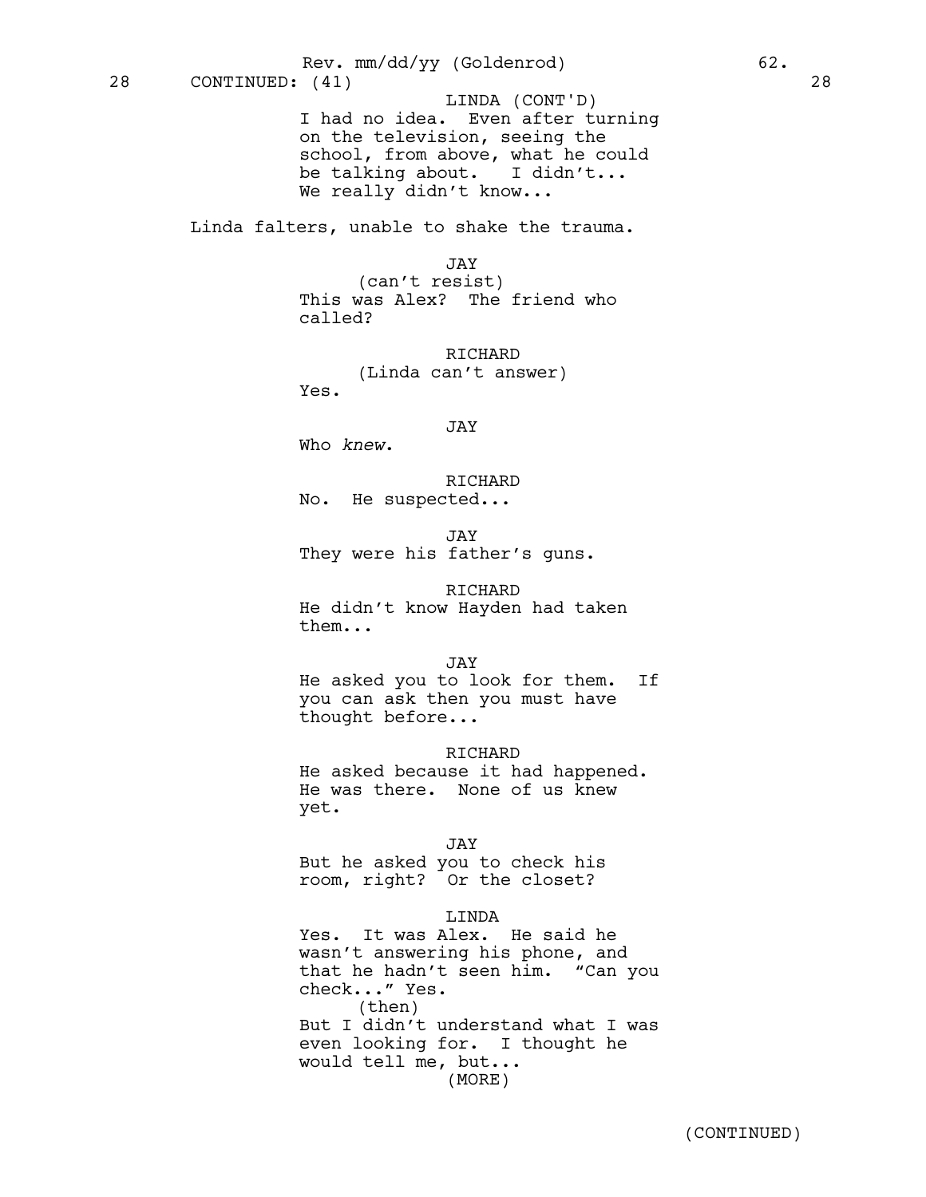28 CONTINUED: (41) 28

LINDA (CONT'D)
I had no idea. Even after turning on the television, seeing the school, from above, what he could be talking about. I didn't... We really didn't know...

Linda falters, unable to shake the trauma.

JAY
(can't resist)
This was Alex? The friend who called?

RICHARD
(Linda can't answer)
Yes.

JAY
Who *knew*.

RICHARD
No. He suspected...

JAY
They were his father's guns.

RICHARD
He didn't know Hayden had taken them...

JAY
He asked you to look for them. If you can ask then you must have thought before...

RICHARD
He asked because it had happened. He was there. None of us knew yet.

JAY
But he asked you to check his room, right? Or the closet?

LINDA
Yes. It was Alex. He said he wasn't answering his phone, and that he hadn't seen him. "Can you check..." Yes.
(then)
But I didn't understand what I was even looking for. I thought he would tell me, but...
(MORE)

(CONTINUED)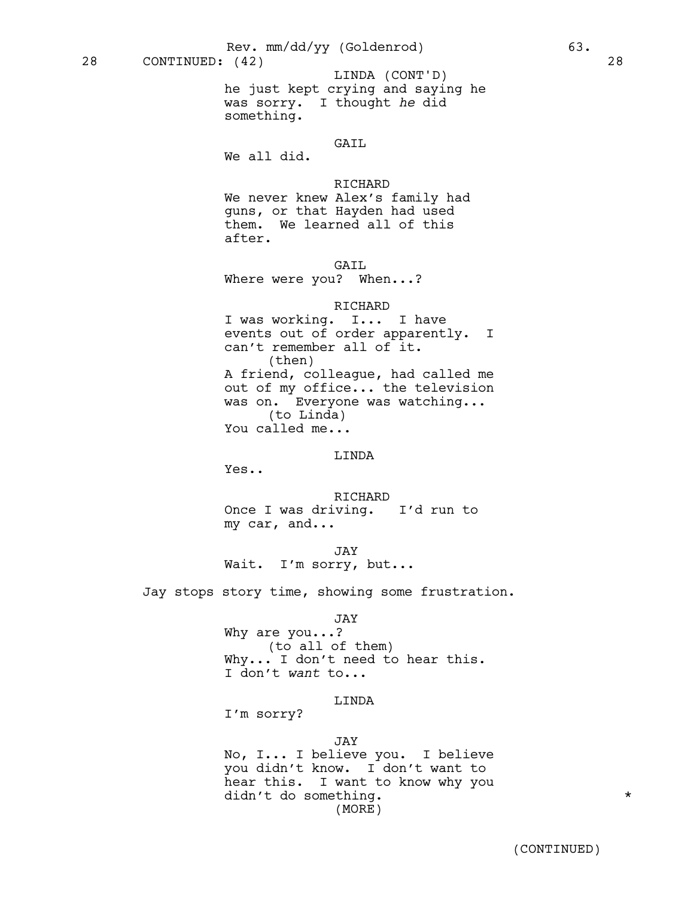28 CONTINUED: (42) 28

LINDA (CONT'D)
he just kept crying and saying he was sorry. I thought *he* did something.

GAIL
We all did.

RICHARD
We never knew Alex's family had guns, or that Hayden had used them. We learned all of this after.

GAIL
Where were you? When...?

RICHARD
I was working. I... I have events out of order apparently. I can't remember all of it.
(then)
A friend, colleague, had called me out of my office... the television was on. Everyone was watching...
(to Linda)
You called me...

LINDA
Yes..

RICHARD
Once I was driving. I'd run to my car, and...

JAY
Wait. I'm sorry, but...

Jay stops story time, showing some frustration.

JAY
Why are you...?
(to all of them)
Why... I don't need to hear this. I don't *want* to...

LINDA
I'm sorry?

JAY
No, I... I believe you. I believe you didn't know. I don't want to hear this. I want to know why you didn't do something. *
(MORE)

(CONTINUED)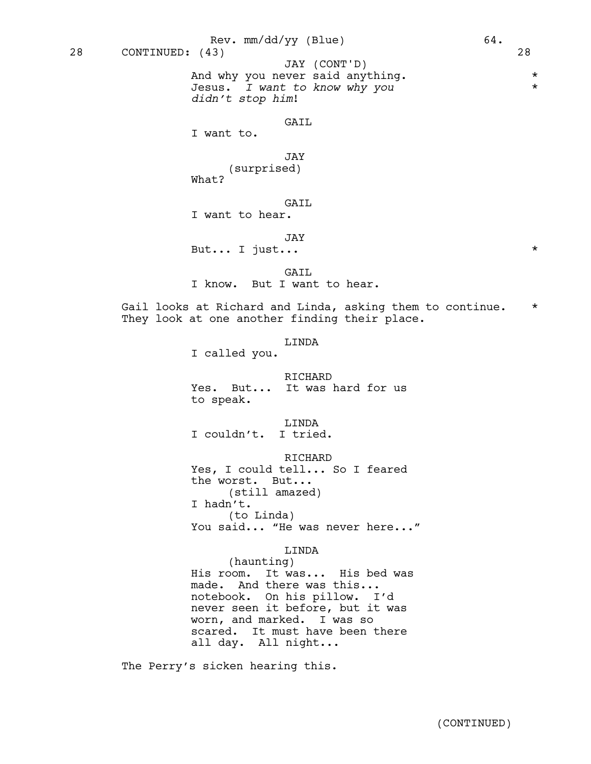28 CONTINUED: (43) 28

JAY (CONT'D)
And why you never said anything. *
Jesus. *I want to know why you* *
*didn't stop him*!

GAIL
I want to.

JAY
(surprised)
What?

GAIL
I want to hear.

JAY
But... I just... *

GAIL
I know. But I want to hear.

Gail looks at Richard and Linda, asking them to continue. *
They look at one another finding their place.

LINDA
I called you.

RICHARD
Yes. But... It was hard for us
to speak.

LINDA
I couldn't. I tried.

RICHARD
Yes, I could tell... So I feared
the worst. But...
(still amazed)
I hadn't.
(to Linda)
You said... "He was never here..."

LINDA
(haunting)
His room. It was... His bed was
made. And there was this...
notebook. On his pillow. I'd
never seen it before, but it was
worn, and marked. I was so
scared. It must have been there
all day. All night...

The Perry's sicken hearing this.

(CONTINUED)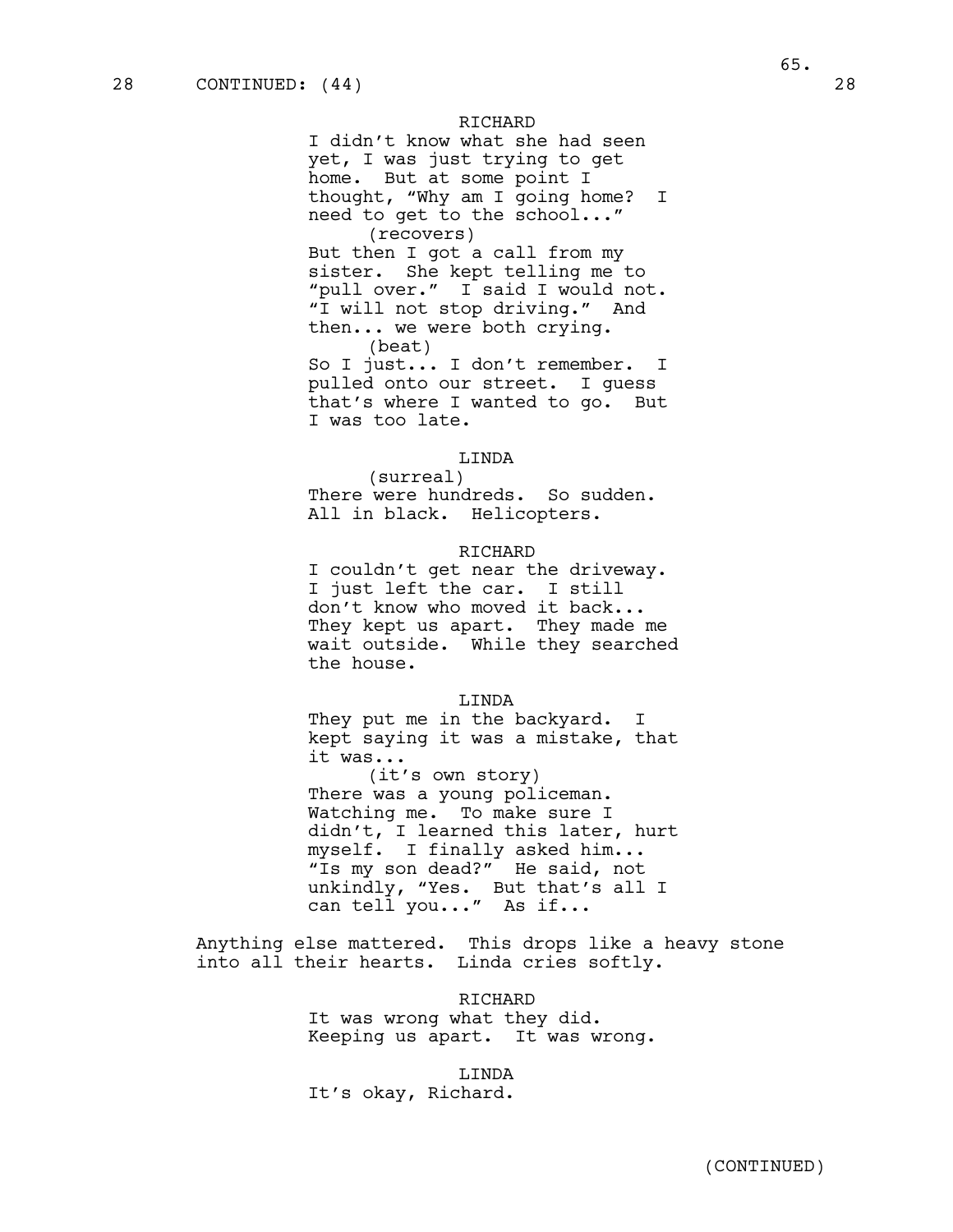28 CONTINUED: (44) 28

RICHARD
I didn't know what she had seen yet, I was just trying to get home. But at some point I thought, "Why am I going home? I need to get to the school..."
(recovers)
But then I got a call from my sister. She kept telling me to "pull over." I said I would not. "I will not stop driving." And then... we were both crying.
(beat)
So I just... I don't remember. I pulled onto our street. I guess that's where I wanted to go. But I was too late.

LINDA
(surreal)
There were hundreds. So sudden. All in black. Helicopters.

RICHARD
I couldn't get near the driveway. I just left the car. I still don't know who moved it back... They kept us apart. They made me wait outside. While they searched the house.

LINDA
They put me in the backyard. I kept saying it was a mistake, that it was...
(it's own story)
There was a young policeman. Watching me. To make sure I didn't, I learned this later, hurt myself. I finally asked him... "Is my son dead?" He said, not unkindly, "Yes. But that's all I can tell you..." As if...

Anything else mattered. This drops like a heavy stone into all their hearts. Linda cries softly.

RICHARD
It was wrong what they did. Keeping us apart. It was wrong.

LINDA
It's okay, Richard.

(CONTINUED)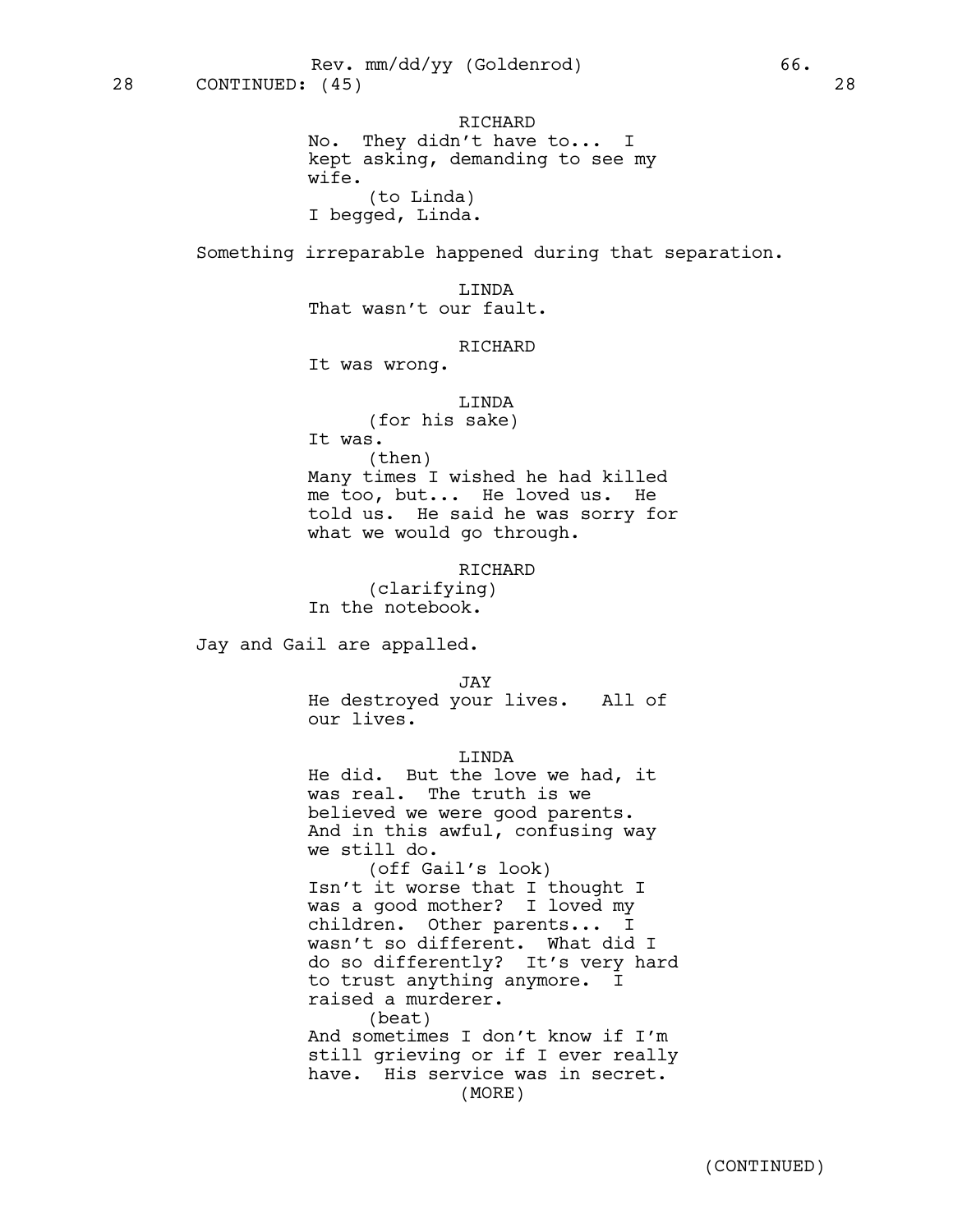RICHARD
No. They didn't have to... I kept asking, demanding to see my wife.
(to Linda)
I begged, Linda.

Something irreparable happened during that separation.

LINDA
That wasn't our fault.

RICHARD
It was wrong.

LINDA
(for his sake)
It was.
(then)
Many times I wished he had killed me too, but... He loved us. He told us. He said he was sorry for what we would go through.

RICHARD
(clarifying)
In the notebook.

Jay and Gail are appalled.

JAY
He destroyed your lives. All of our lives.

LINDA
He did. But the love we had, it was real. The truth is we believed we were good parents. And in this awful, confusing way we still do.
(off Gail's look)
Isn't it worse that I thought I was a good mother? I loved my children. Other parents... I wasn't so different. What did I do so differently? It's very hard to trust anything anymore. I raised a murderer.
(beat)
And sometimes I don't know if I'm still grieving or if I ever really have. His service was in secret.
(MORE)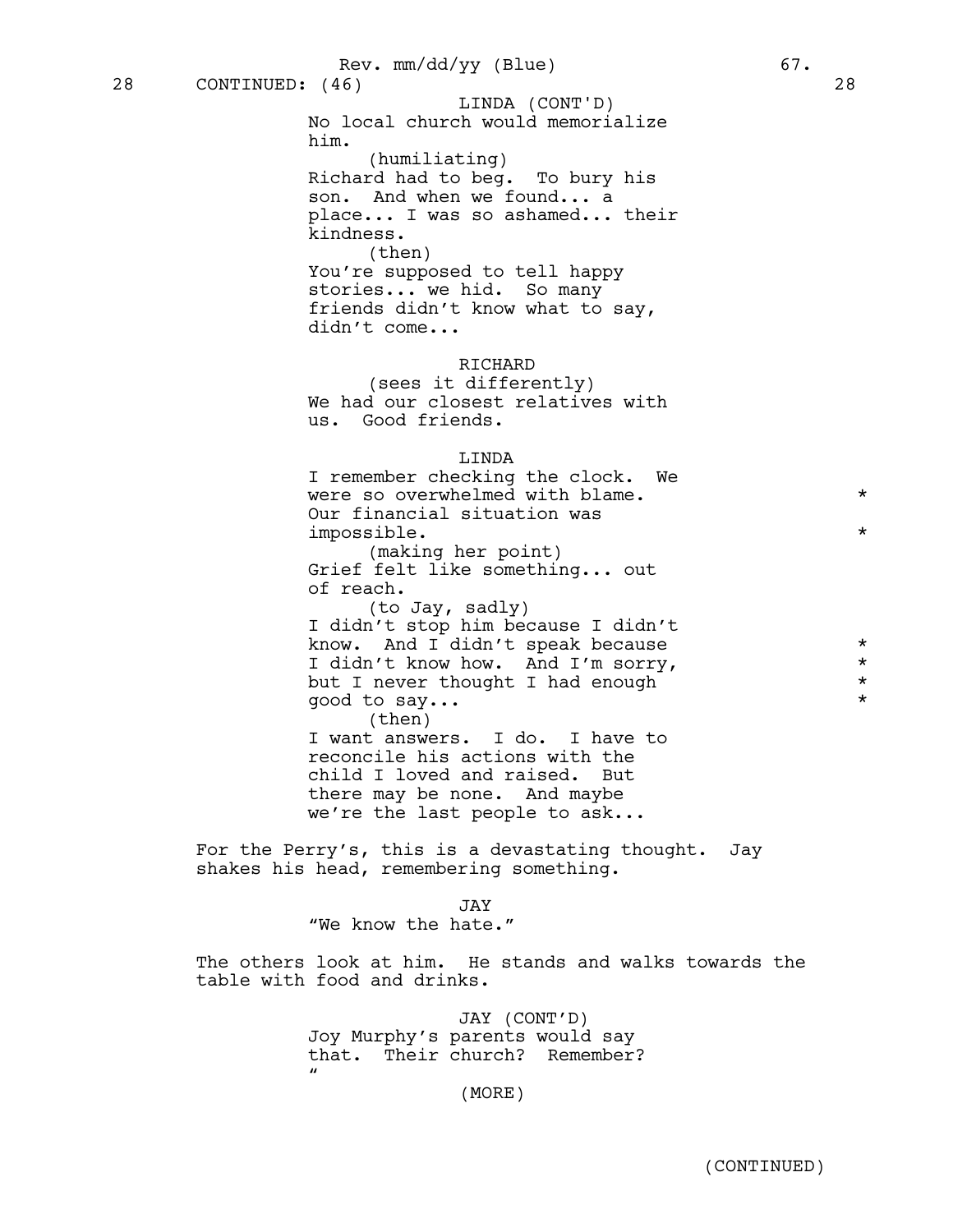28 CONTINUED: (46) 28

LINDA (CONT'D)
No local church would memorialize him.
(humiliating)
Richard had to beg. To bury his son. And when we found... a place... I was so ashamed... their kindness.
(then)
You're supposed to tell happy stories... we hid. So many friends didn't know what to say, didn't come...

RICHARD
(sees it differently)
We had our closest relatives with us. Good friends.

LINDA
I remember checking the clock. We were so overwhelmed with blame. *
Our financial situation was impossible. *
(making her point)
Grief felt like something... out of reach.
(to Jay, sadly)
I didn't stop him because I didn't know. And I didn't speak because *
I didn't know how. And I'm sorry, *
but I never thought I had enough *
good to say... *
(then)
I want answers. I do. I have to reconcile his actions with the child I loved and raised. But there may be none. And maybe we're the last people to ask...

For the Perry's, this is a devastating thought. Jay shakes his head, remembering something.

JAY
"We know the hate."

The others look at him. He stands and walks towards the table with food and drinks.

JAY (CONT'D)
Joy Murphy's parents would say that. Their church? Remember?
"

(MORE)

(CONTINUED)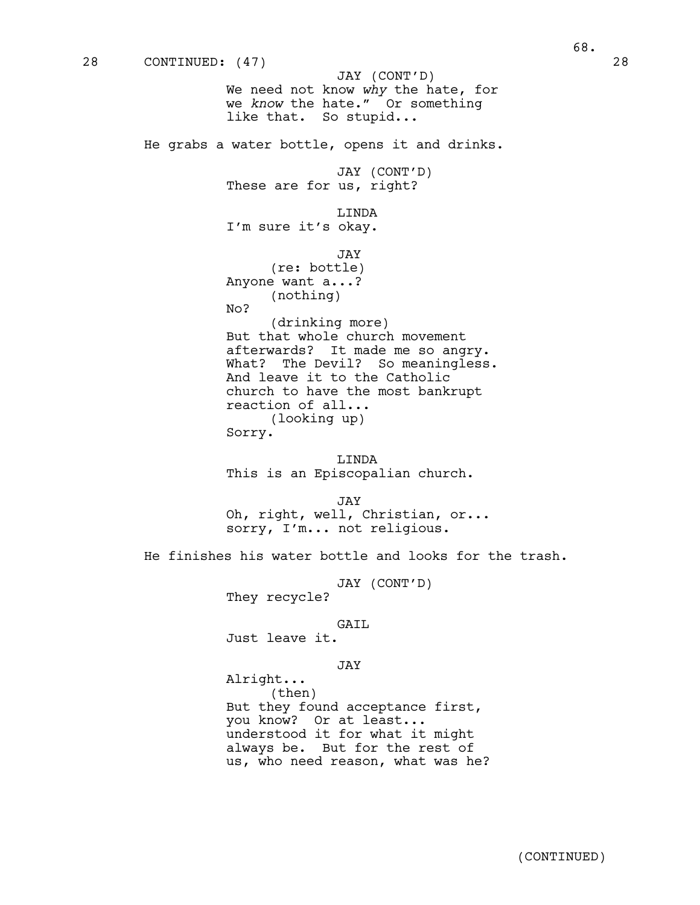28 CONTINUED: (47) 28

JAY (CONT'D)

We need not know *why* the hate, for we *know* the hate." Or something like that. So stupid...

He grabs a water bottle, opens it and drinks.

JAY (CONT'D)

These are for us, right?

LINDA

I'm sure it's okay.

JAY

(re: bottle)

Anyone want a...?

(nothing)

No?

(drinking more)

But that whole church movement afterwards? It made me so angry. What? The Devil? So meaningless. And leave it to the Catholic church to have the most bankrupt reaction of all...

(looking up)

Sorry.

LINDA

This is an Episcopalian church.

JAY

Oh, right, well, Christian, or... sorry, I'm... not religious.

He finishes his water bottle and looks for the trash.

JAY (CONT'D)

They recycle?

GAIL

Just leave it.

JAY

Alright...

(then)

But they found acceptance first, you know? Or at least... understood it for what it might always be. But for the rest of us, who need reason, what was he?

(CONTINUED)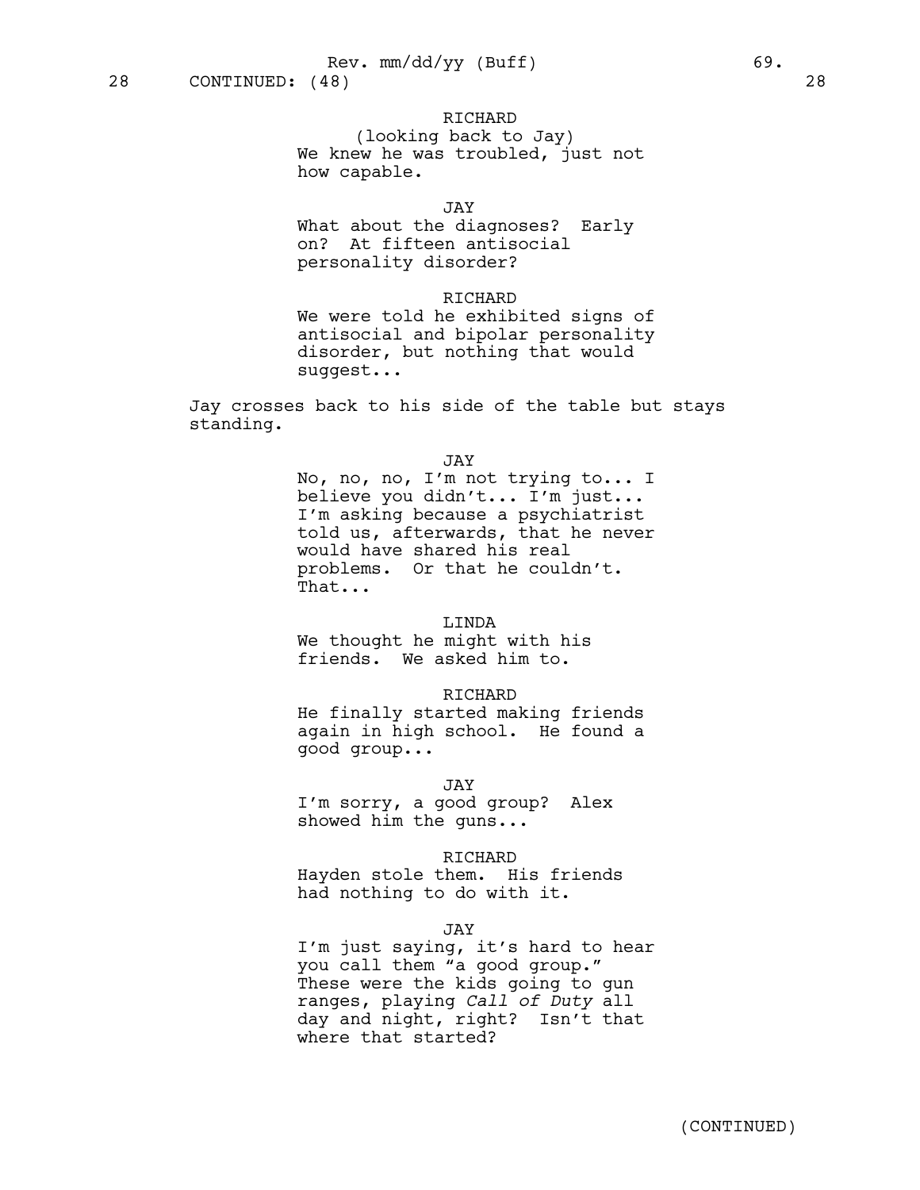28 CONTINUED: (48) 28

RICHARD
(looking back to Jay)
We knew he was troubled, just not how capable.

JAY
What about the diagnoses? Early on? At fifteen antisocial personality disorder?

RICHARD
We were told he exhibited signs of antisocial and bipolar personality disorder, but nothing that would suggest...

Jay crosses back to his side of the table but stays standing.

JAY
No, no, no, I'm not trying to... I believe you didn't... I'm just... I'm asking because a psychiatrist told us, afterwards, that he never would have shared his real problems. Or that he couldn't. That...

LINDA
We thought he might with his friends. We asked him to.

RICHARD
He finally started making friends again in high school. He found a good group...

JAY
I'm sorry, a good group? Alex showed him the guns...

RICHARD
Hayden stole them. His friends had nothing to do with it.

JAY
I'm just saying, it's hard to hear you call them "a good group." These were the kids going to gun ranges, playing *Call of Duty* all day and night, right? Isn't that where that started?

(CONTINUED)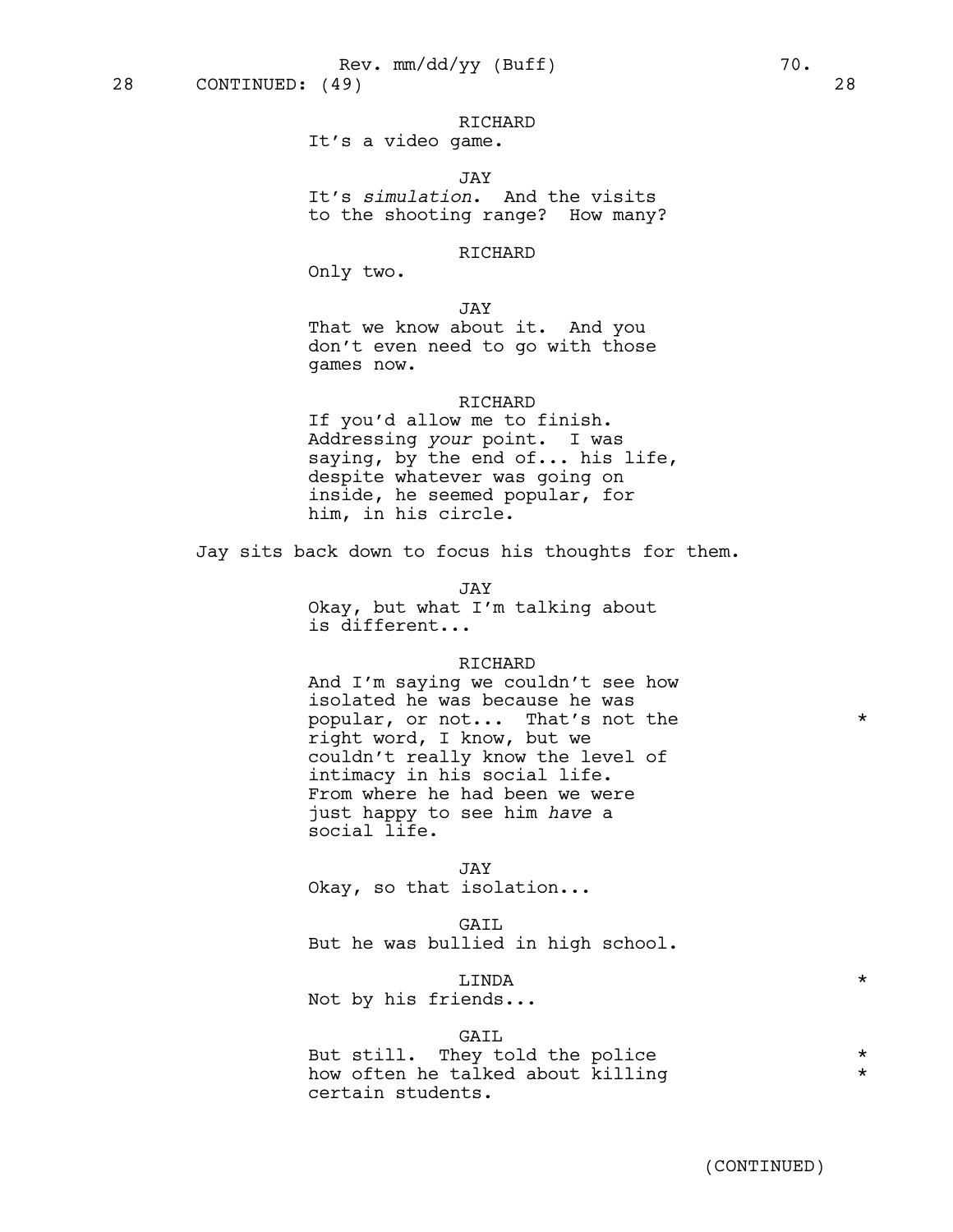28 CONTINUED: (49) 28

RICHARD
It's a video game.

JAY
It's *simulation*. And the visits to the shooting range? How many?

RICHARD
Only two.

JAY
That we know about it. And you don't even need to go with those games now.

RICHARD
If you'd allow me to finish. Addressing *your* point. I was saying, by the end of... his life, despite whatever was going on inside, he seemed popular, for him, in his circle.

Jay sits back down to focus his thoughts for them.

JAY
Okay, but what I'm talking about is different...

RICHARD
And I'm saying we couldn't see how isolated he was because he was popular, or not... That's not the right word, I know, but we couldn't really know the level of intimacy in his social life. From where he had been we were just happy to see him *have* a social life. *

JAY
Okay, so that isolation...

GAIL
But he was bullied in high school.

LINDA *
Not by his friends...

GAIL
But still. They told the police how often he talked about killing certain students. * *

(CONTINUED)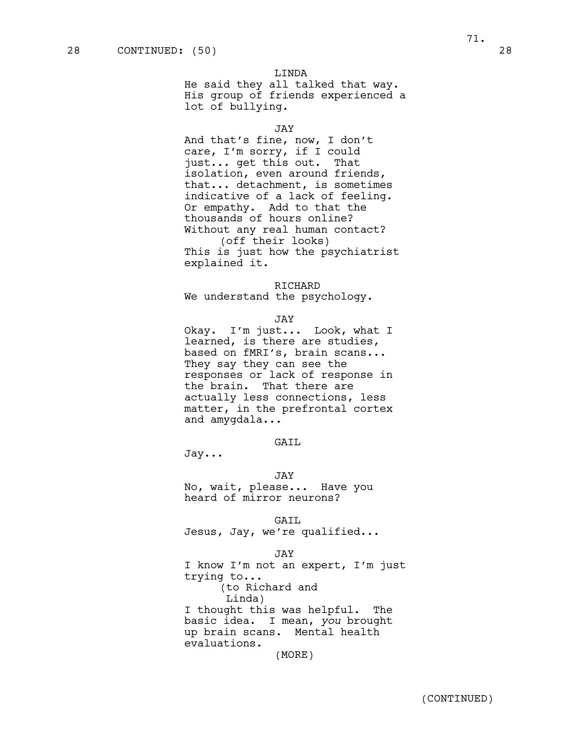28 CONTINUED: (50) 28

LINDA
He said they all talked that way. His group of friends experienced a lot of bullying.

JAY
And that's fine, now, I don't care, I'm sorry, if I could just... get this out. That isolation, even around friends, that... detachment, is sometimes indicative of a lack of feeling. Or empathy. Add to that the thousands of hours online? Without any real human contact?
(off their looks)
This is just how the psychiatrist explained it.

RICHARD
We understand the psychology.

JAY
Okay. I'm just... Look, what I learned, is there are studies, based on fMRI's, brain scans... They say they can see the responses or lack of response in the brain. That there are actually less connections, less matter, in the prefrontal cortex and amygdala...

GAIL
Jay...

JAY
No, wait, please... Have you heard of mirror neurons?

GAIL
Jesus, Jay, we're qualified...

JAY
I know I'm not an expert, I'm just trying to...
(to Richard and Linda)
I thought this was helpful. The basic idea. I mean, *you* brought up brain scans. Mental health evaluations.
(MORE)

(CONTINUED)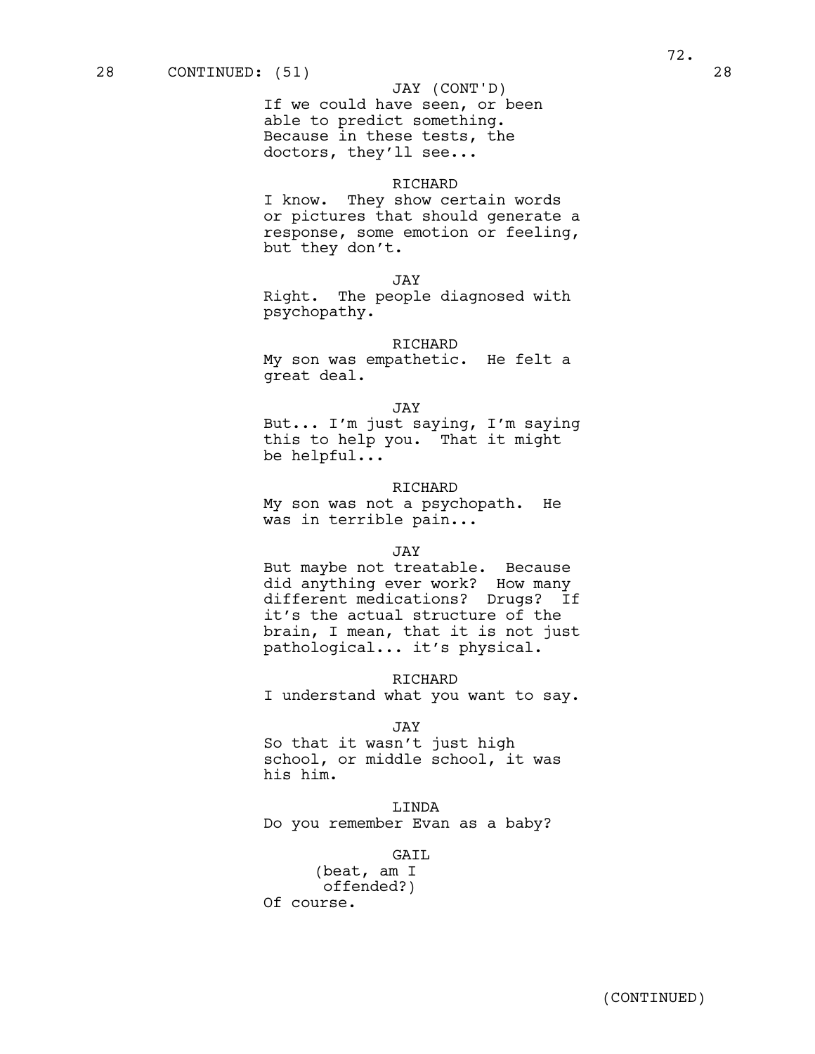28 CONTINUED: (51) 28

JAY (CONT'D)
If we could have seen, or been able to predict something. Because in these tests, the doctors, they'll see...

RICHARD
I know. They show certain words or pictures that should generate a response, some emotion or feeling, but they don't.

JAY
Right. The people diagnosed with psychopathy.

RICHARD
My son was empathetic. He felt a great deal.

JAY
But... I'm just saying, I'm saying this to help you. That it might be helpful...

RICHARD
My son was not a psychopath. He was in terrible pain...

JAY
But maybe not treatable. Because did anything ever work? How many different medications? Drugs? If it's the actual structure of the brain, I mean, that it is not just pathological... it's physical.

RICHARD
I understand what you want to say.

JAY
So that it wasn't just high school, or middle school, it was his him.

LINDA
Do you remember Evan as a baby?

GAIL
(beat, am I offended?)
Of course.

(CONTINUED)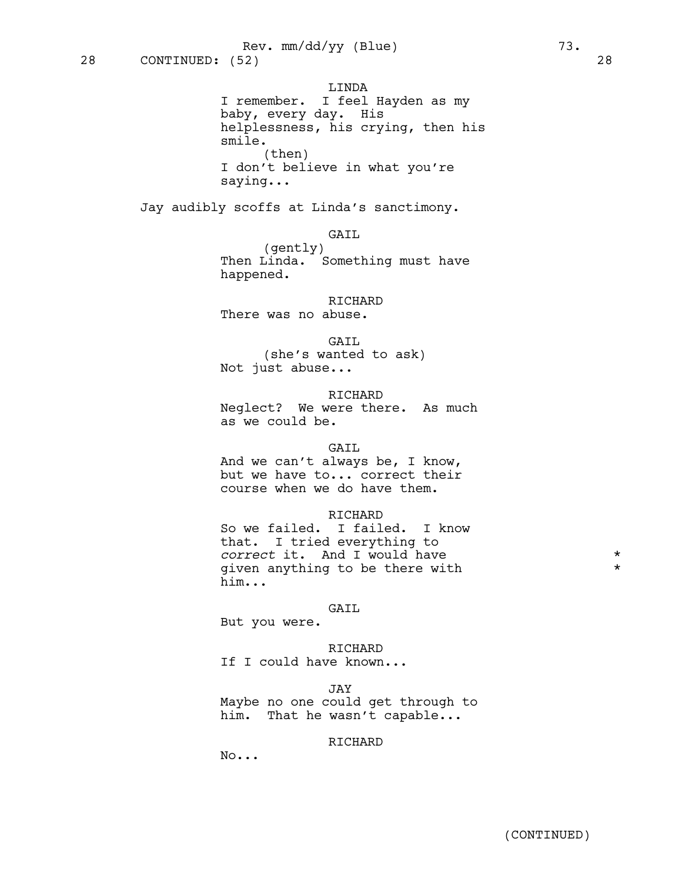28 CONTINUED: (52) 28

LINDA
I remember. I feel Hayden as my baby, every day. His helplessness, his crying, then his smile.
(then)
I don't believe in what you're saying...

Jay audibly scoffs at Linda's sanctimony.

GAIL
(gently)
Then Linda. Something must have happened.

RICHARD
There was no abuse.

GAIL
(she's wanted to ask)
Not just abuse...

RICHARD
Neglect? We were there. As much as we could be.

GAIL
And we can't always be, I know, but we have to... correct their course when we do have them.

RICHARD
So we failed. I failed. I know that. I tried everything to *correct* it. And I would have given anything to be there with him... *

GAIL
But you were.

RICHARD
If I could have known...

JAY
Maybe no one could get through to him. That he wasn't capable...

RICHARD
No...

(CONTINUED)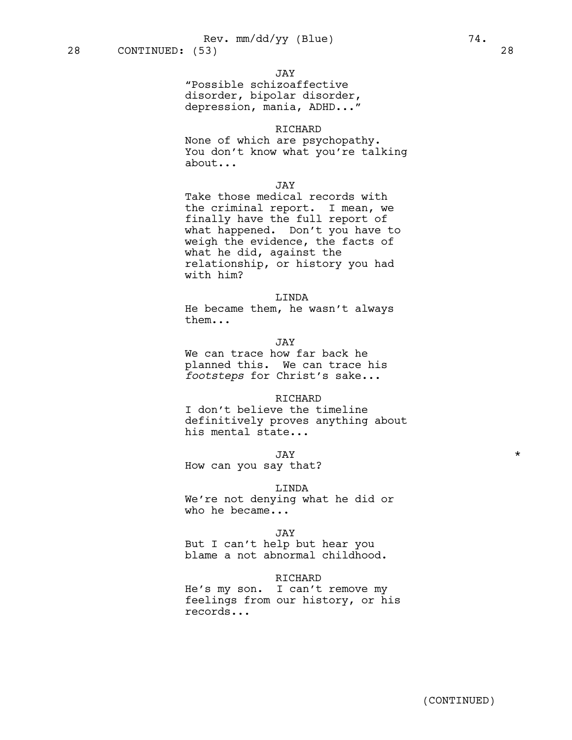28 CONTINUED: (53) 28

JAY
"Possible schizoaffective disorder, bipolar disorder, depression, mania, ADHD..."

RICHARD
None of which are psychopathy. You don't know what you're talking about...

JAY
Take those medical records with the criminal report. I mean, we finally have the full report of what happened. Don't you have to weigh the evidence, the facts of what he did, against the relationship, or history you had with him?

LINDA
He became them, he wasn't always them...

JAY
We can trace how far back he planned this. We can trace his *footsteps* for Christ's sake...

RICHARD
I don't believe the timeline definitively proves anything about his mental state...

JAY *
How can you say that?

LINDA
We're not denying what he did or who he became...

JAY
But I can't help but hear you blame a not abnormal childhood.

RICHARD
He's my son. I can't remove my feelings from our history, or his records...

(CONTINUED)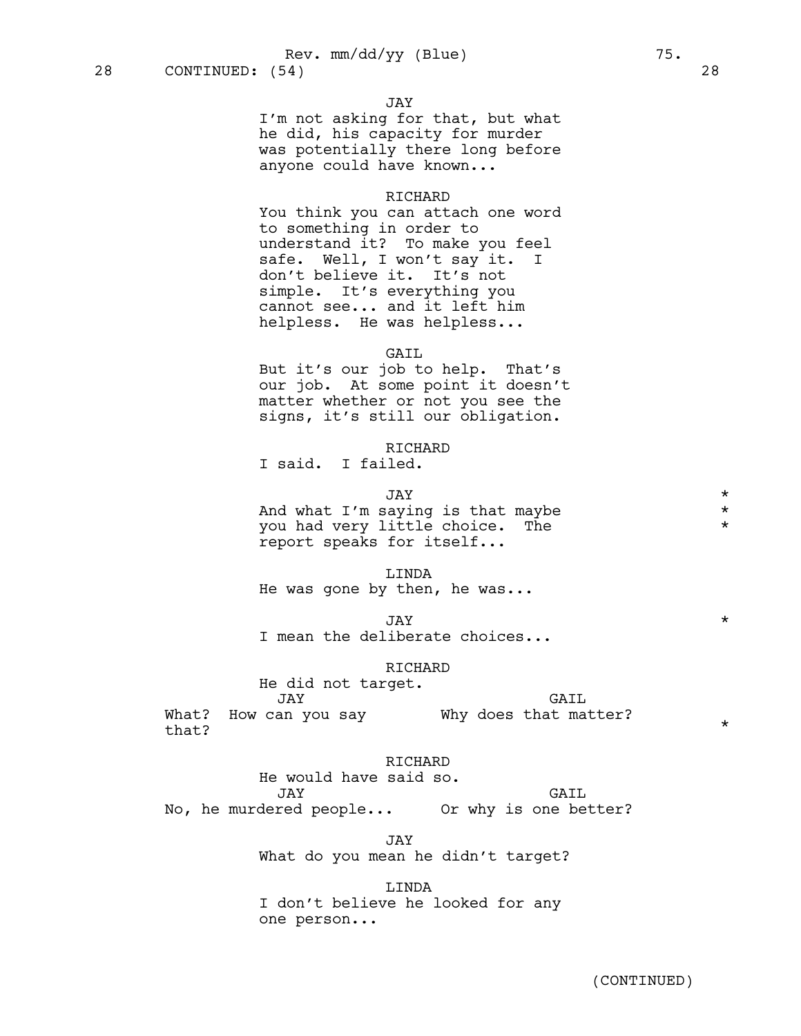Rev. mm/dd/yy (Blue)

28 CONTINUED: (54) 28

JAY
I'm not asking for that, but what he did, his capacity for murder was potentially there long before anyone could have known...

RICHARD
You think you can attach one word to something in order to understand it? To make you feel safe. Well, I won't say it. I don't believe it. It's not simple. It's everything you cannot see... and it left him helpless. He was helpless...

GAIL
But it's our job to help. That's our job. At some point it doesn't matter whether or not you see the signs, it's still our obligation.

RICHARD
I said. I failed.

JAY *
And what I'm saying is that maybe *
you had very little choice. The *
report speaks for itself...

LINDA
He was gone by then, he was...

JAY *
I mean the deliberate choices...

RICHARD
He did not target.

JAY
What? How can you say that? *

GAIL
Why does that matter?

RICHARD
He would have said so.

JAY
No, he murdered people...

GAIL
Or why is one better?

JAY
What do you mean he didn't target?

LINDA
I don't believe he looked for any one person...

(CONTINUED)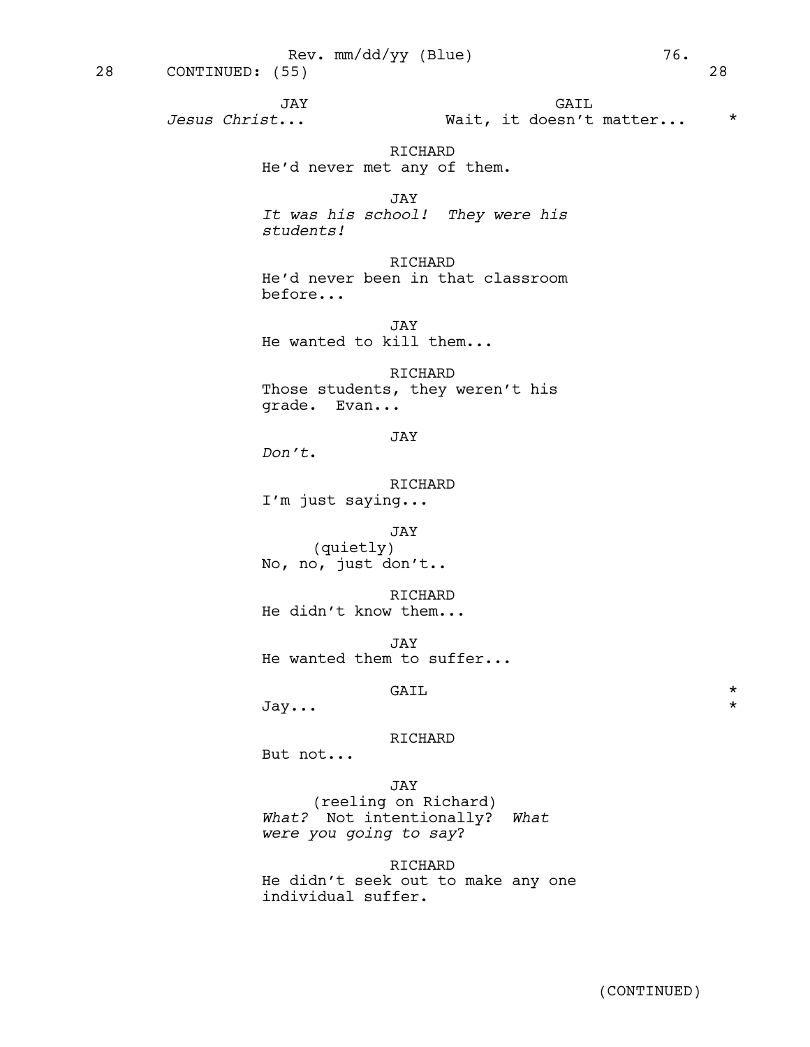28 CONTINUED: (55) 28

JAY
*Jesus Christ*...

GAIL
Wait, it doesn't matter... *

RICHARD
He'd never met any of them.

JAY
*It was his school! They were his students!*

RICHARD
He'd never been in that classroom before...

JAY
He wanted to kill them...

RICHARD
Those students, they weren't his grade. Evan...

JAY
*Don't*.

RICHARD
I'm just saying...

JAY
(quietly)
No, no, just don't..

RICHARD
He didn't know them...

JAY
He wanted them to suffer...

GAIL *
Jay... *

RICHARD
But not...

JAY
(reeling on Richard)
*What?* Not intentionally? *What were you going to say*?

RICHARD
He didn't seek out to make any one individual suffer.

(CONTINUED)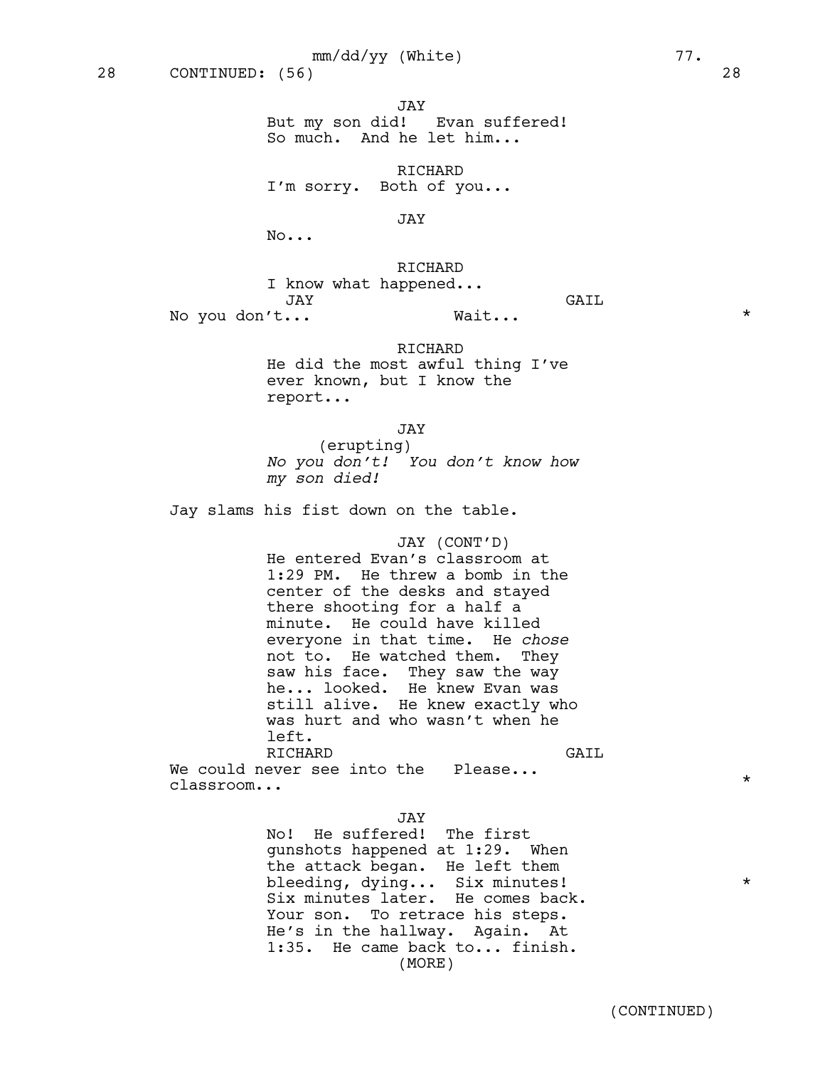28 CONTINUED: (56) 28

JAY
But my son did! Evan suffered! So much. And he let him...

RICHARD
I'm sorry. Both of you...

JAY
No...

RICHARD
I know what happened...

JAY
No you don't...

GAIL
Wait... *

RICHARD
He did the most awful thing I've ever known, but I know the report...

JAY
(erupting)
*No you don't! You don't know how my son died!*

Jay slams his fist down on the table.

JAY (CONT'D)
He entered Evan's classroom at 1:29 PM. He threw a bomb in the center of the desks and stayed there shooting for a half a minute. He could have killed everyone in that time. He *chose* not to. He watched them. They saw his face. They saw the way he... looked. He knew Evan was still alive. He knew exactly who was hurt and who wasn't when he left.

RICHARD
We could never see into the classroom...

GAIL
Please... *

JAY
No! He suffered! The first gunshots happened at 1:29. When the attack began. He left them bleeding, dying... Six minutes! * Six minutes later. He comes back. Your son. To retrace his steps. He's in the hallway. Again. At 1:35. He came back to... finish.
(MORE)

(CONTINUED)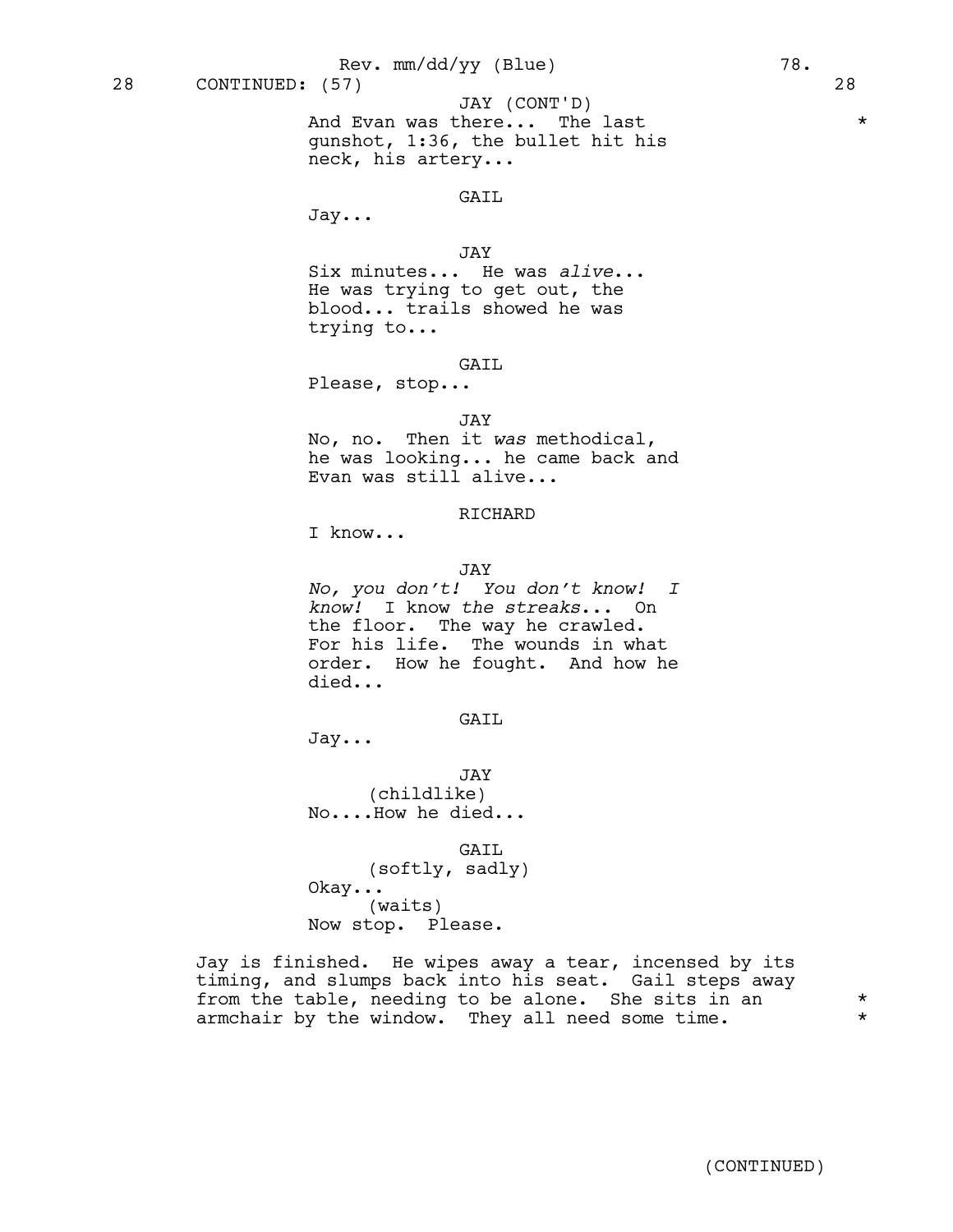28 CONTINUED: (57) 28

JAY (CONT'D)
And Evan was there... The last gunshot, 1:36, the bullet hit his neck, his artery... *

GAIL
Jay...

JAY
Six minutes... He was *alive*... He was trying to get out, the blood... trails showed he was trying to...

GAIL
Please, stop...

JAY
No, no. Then it *was* methodical, he was looking... he came back and Evan was still alive...

RICHARD
I know...

JAY
*No, you don't! You don't know! I know!* I know *the streaks*... On the floor. The way he crawled. For his life. The wounds in what order. How he fought. And how he died...

GAIL
Jay...

JAY
(childlike)
No....How he died...

GAIL
(softly, sadly)
Okay...
(waits)
Now stop. Please.

Jay is finished. He wipes away a tear, incensed by its timing, and slumps back into his seat. Gail steps away from the table, needing to be alone. She sits in an armchair by the window. They all need some time. *

(CONTINUED)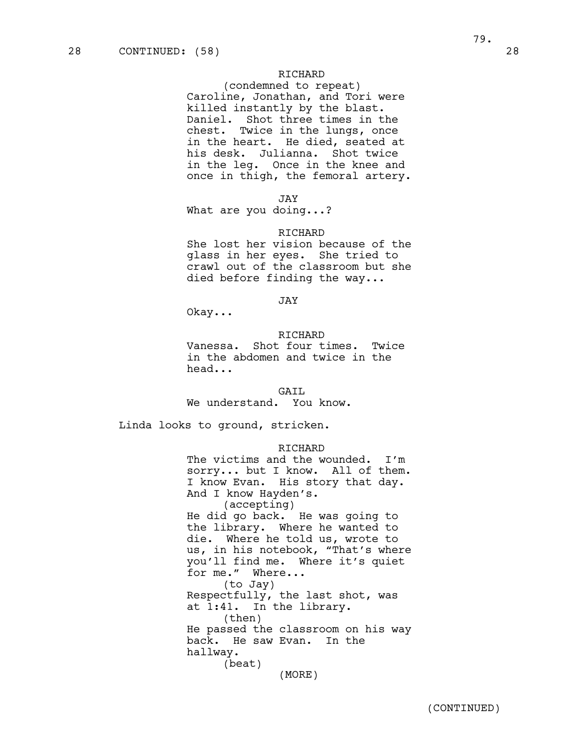28 CONTINUED: (58) 28

RICHARD
(condemned to repeat)
Caroline, Jonathan, and Tori were killed instantly by the blast. Daniel. Shot three times in the chest. Twice in the lungs, once in the heart. He died, seated at his desk. Julianna. Shot twice in the leg. Once in the knee and once in thigh, the femoral artery.

JAY
What are you doing...?

RICHARD
She lost her vision because of the glass in her eyes. She tried to crawl out of the classroom but she died before finding the way...

JAY
Okay...

RICHARD
Vanessa. Shot four times. Twice in the abdomen and twice in the head...

GAIL
We understand. You know.

Linda looks to ground, stricken.

RICHARD
The victims and the wounded. I'm sorry... but I know. All of them. I know Evan. His story that day. And I know Hayden's.
(accepting)
He did go back. He was going to the library. Where he wanted to die. Where he told us, wrote to us, in his notebook, "That's where you'll find me. Where it's quiet for me." Where...
(to Jay)
Respectfully, the last shot, was at 1:41. In the library.
(then)
He passed the classroom on his way back. He saw Evan. In the hallway.
(beat)
(MORE)

(CONTINUED)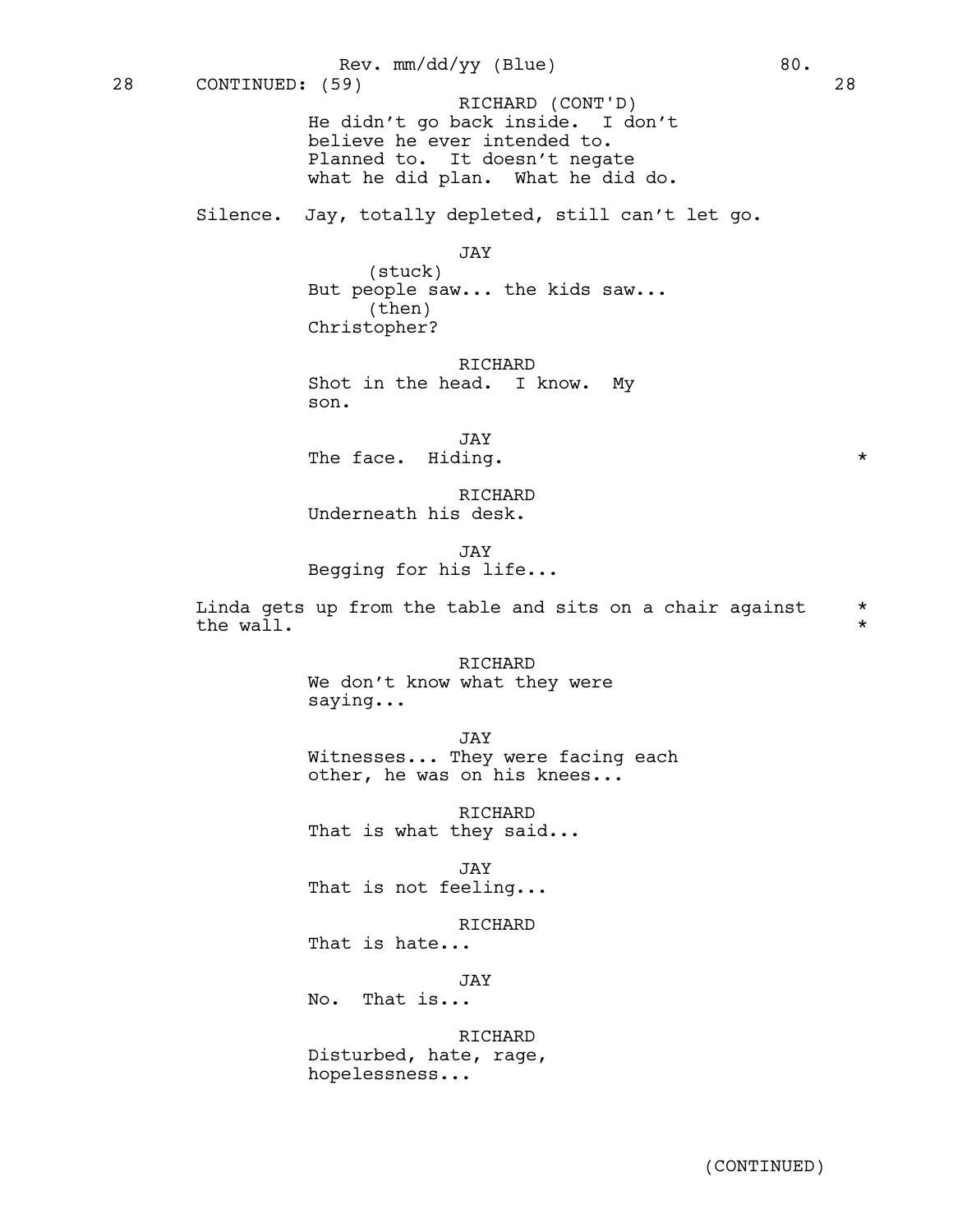28 CONTINUED: (59) 28

RICHARD (CONT'D)
He didn't go back inside. I don't believe he ever intended to. Planned to. It doesn't negate what he did plan. What he did do.

Silence. Jay, totally depleted, still can't let go.

JAY
(stuck)
But people saw... the kids saw...
(then)
Christopher?

RICHARD
Shot in the head. I know. My son.

JAY
The face. Hiding. *

RICHARD
Underneath his desk.

JAY
Begging for his life...

Linda gets up from the table and sits on a chair against the wall. *

RICHARD
We don't know what they were saying...

JAY
Witnesses... They were facing each other, he was on his knees...

RICHARD
That is what they said...

JAY
That is not feeling...

RICHARD
That is hate...

JAY
No. That is...

RICHARD
Disturbed, hate, rage, hopelessness...

(CONTINUED)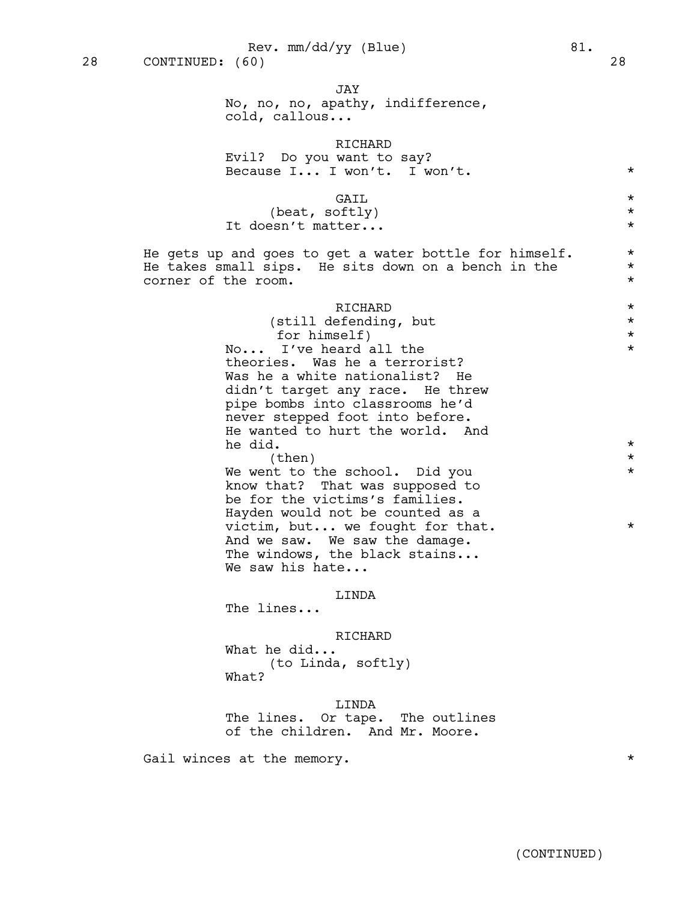28 CONTINUED: (60) 28

JAY
No, no, no, apathy, indifference, cold, callous...

RICHARD
Evil? Do you want to say? Because I... I won't. I won't. *

GAIL *
(beat, softly) *
It doesn't matter... *

He gets up and goes to get a water bottle for himself. He takes small sips. He sits down on a bench in the corner of the room. *

RICHARD *
(still defending, but for himself) *
No... I've heard all the theories. Was he a terrorist? Was he a white nationalist? He didn't target any race. He threw pipe bombs into classrooms he'd never stepped foot into before. He wanted to hurt the world. And he did. *
(then) *
We went to the school. Did you know that? That was supposed to be for the victims's families. Hayden would not be counted as a victim, but... we fought for that. * And we saw. We saw the damage. The windows, the black stains... We saw his hate...

LINDA
The lines...

RICHARD
What he did...
(to Linda, softly)
What?

LINDA
The lines. Or tape. The outlines of the children. And Mr. Moore.

Gail winces at the memory. *

(CONTINUED)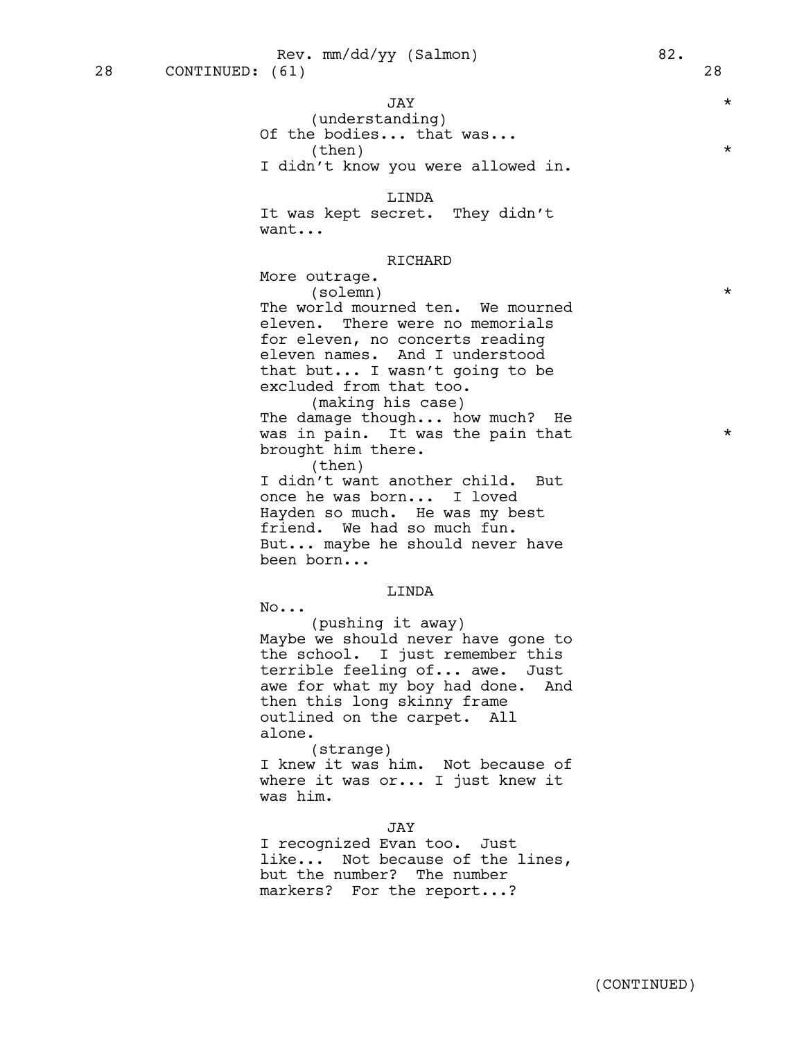28 CONTINUED: (61) 28

JAY *
(understanding)
Of the bodies... that was...
(then) *
I didn't know you were allowed in.

LINDA
It was kept secret. They didn't want...

RICHARD
More outrage.
(solemn) *
The world mourned ten. We mourned eleven. There were no memorials for eleven, no concerts reading eleven names. And I understood that but... I wasn't going to be excluded from that too.
(making his case)
The damage though... how much? He was in pain. It was the pain that *
brought him there.
(then)
I didn't want another child. But once he was born... I loved Hayden so much. He was my best friend. We had so much fun. But... maybe he should never have been born...

LINDA
No...
(pushing it away)
Maybe we should never have gone to the school. I just remember this terrible feeling of... awe. Just awe for what my boy had done. And then this long skinny frame outlined on the carpet. All alone.
(strange)
I knew it was him. Not because of where it was or... I just knew it was him.

JAY
I recognized Evan too. Just like... Not because of the lines, but the number? The number markers? For the report...?

(CONTINUED)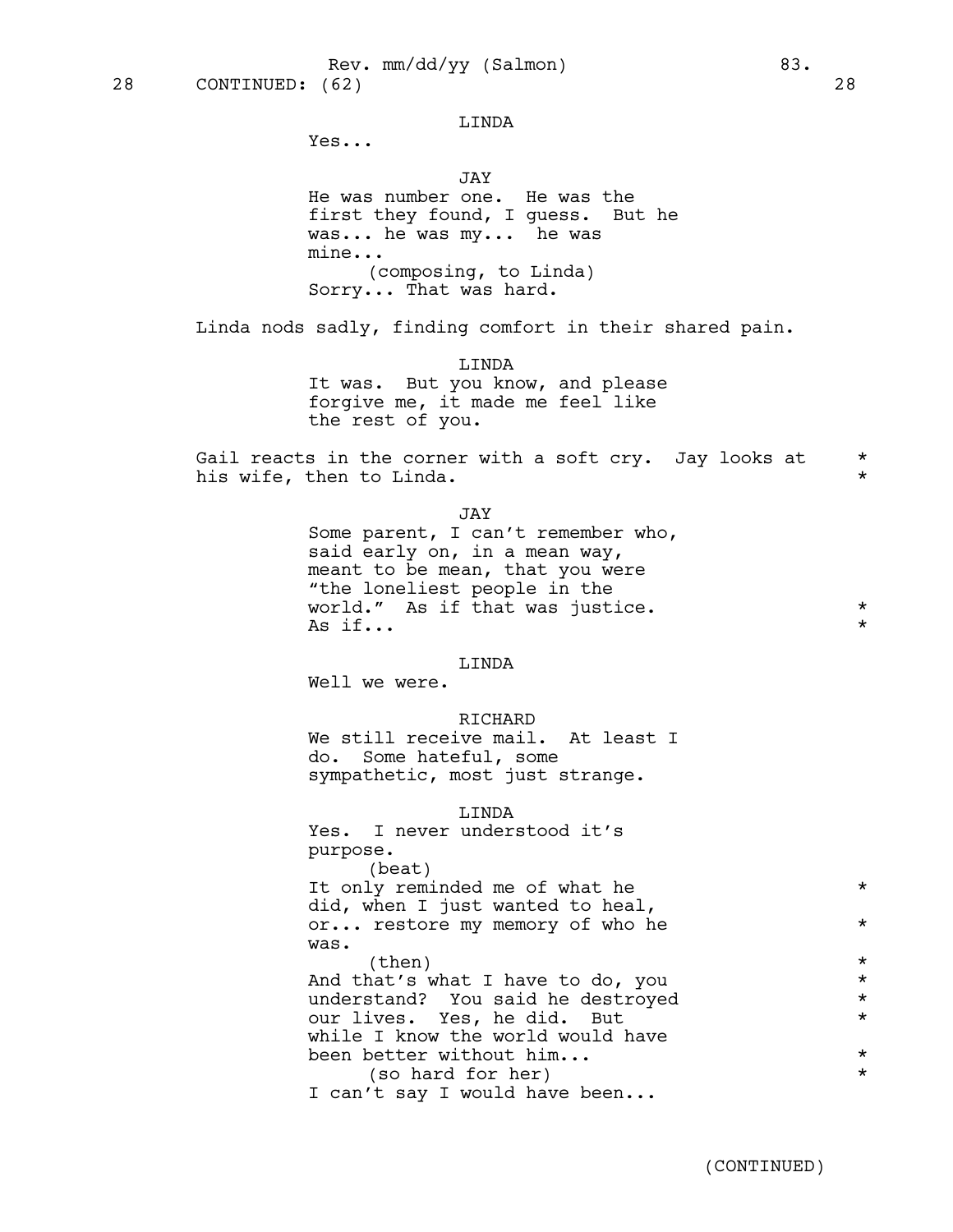28 CONTINUED: (62) 28

LINDA
Yes...

JAY
He was number one. He was the first they found, I guess. But he was... he was my... he was mine...
(composing, to Linda)
Sorry... That was hard.

Linda nods sadly, finding comfort in their shared pain.

LINDA
It was. But you know, and please forgive me, it made me feel like the rest of you.

Gail reacts in the corner with a soft cry. Jay looks at his wife, then to Linda. *

JAY
Some parent, I can't remember who, said early on, in a mean way, meant to be mean, that you were "the loneliest people in the world." As if that was justice. As if... *

LINDA
Well we were.

RICHARD
We still receive mail. At least I do. Some hateful, some sympathetic, most just strange.

LINDA
Yes. I never understood it's purpose.
(beat)
It only reminded me of what he did, when I just wanted to heal, or... restore my memory of who he was. *
(then)
And that's what I have to do, you understand? You said he destroyed our lives. Yes, he did. But while I know the world would have been better without him... *
(so hard for her)
I can't say I would have been...

(CONTINUED)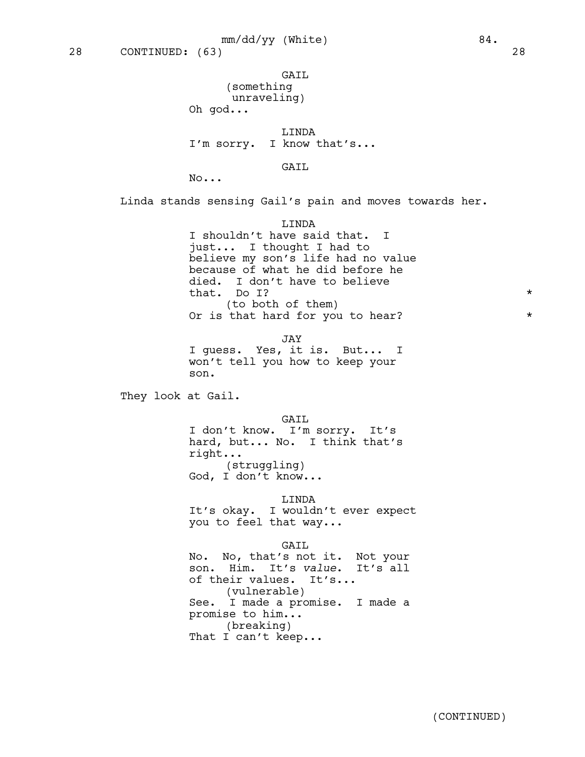28 CONTINUED: (63) 28

GAIL
(something unraveling)
Oh god...

LINDA
I'm sorry. I know that's...

GAIL
No...

Linda stands sensing Gail's pain and moves towards her.

LINDA
I shouldn't have said that. I just... I thought I had to believe my son's life had no value because of what he did before he died. I don't have to believe that. Do I? *
(to both of them)
Or is that hard for you to hear? *

JAY
I guess. Yes, it is. But... I won't tell you how to keep your son.

They look at Gail.

GAIL
I don't know. I'm sorry. It's hard, but... No. I think that's right...
(struggling)
God, I don't know...

LINDA
It's okay. I wouldn't ever expect you to feel that way...

GAIL
No. No, that's not it. Not your son. Him. It's *value*. It's all of their values. It's...
(vulnerable)
See. I made a promise. I made a promise to him...
(breaking)
That I can't keep...

(CONTINUED)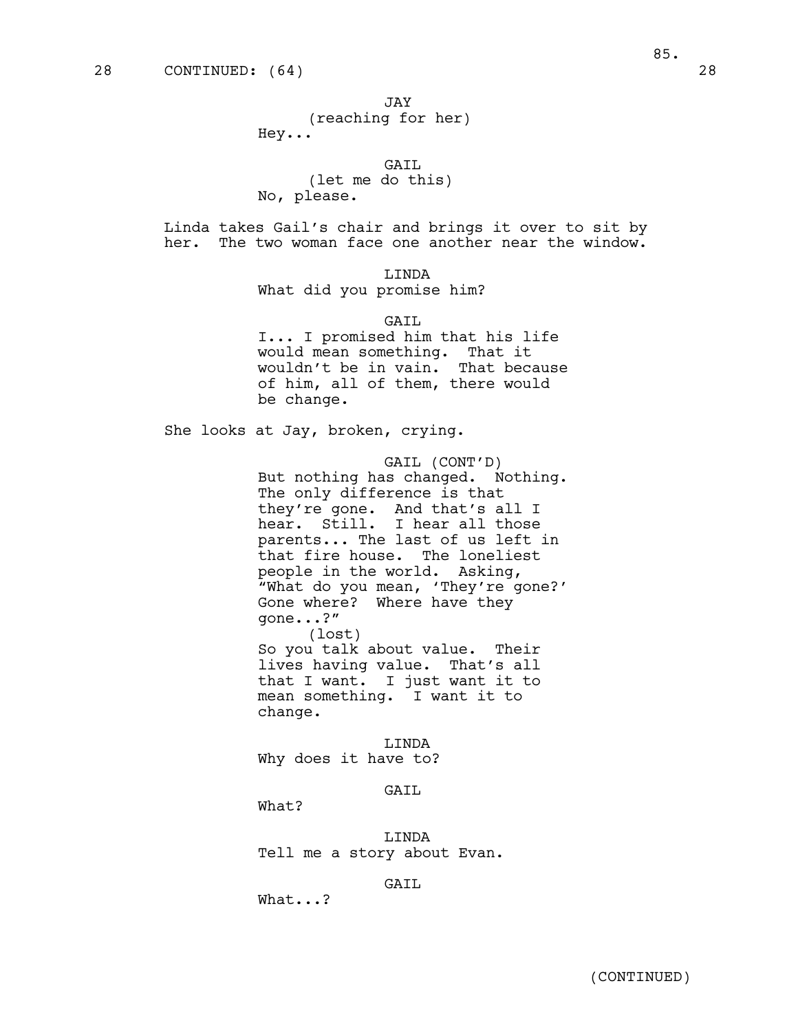28 CONTINUED: (64) 28

JAY
(reaching for her)
Hey...

GAIL
(let me do this)
No, please.

Linda takes Gail's chair and brings it over to sit by her. The two woman face one another near the window.

LINDA
What did you promise him?

GAIL
I... I promised him that his life would mean something. That it wouldn't be in vain. That because of him, all of them, there would be change.

She looks at Jay, broken, crying.

GAIL (CONT'D)
But nothing has changed. Nothing. The only difference is that they're gone. And that's all I hear. Still. I hear all those parents... The last of us left in that fire house. The loneliest people in the world. Asking, "What do you mean, 'They're gone?' Gone where? Where have they gone...?"
(lost)
So you talk about value. Their lives having value. That's all that I want. I just want it to mean something. I want it to change.

LINDA
Why does it have to?

GAIL
What?

LINDA
Tell me a story about Evan.

GAIL
What...?

(CONTINUED)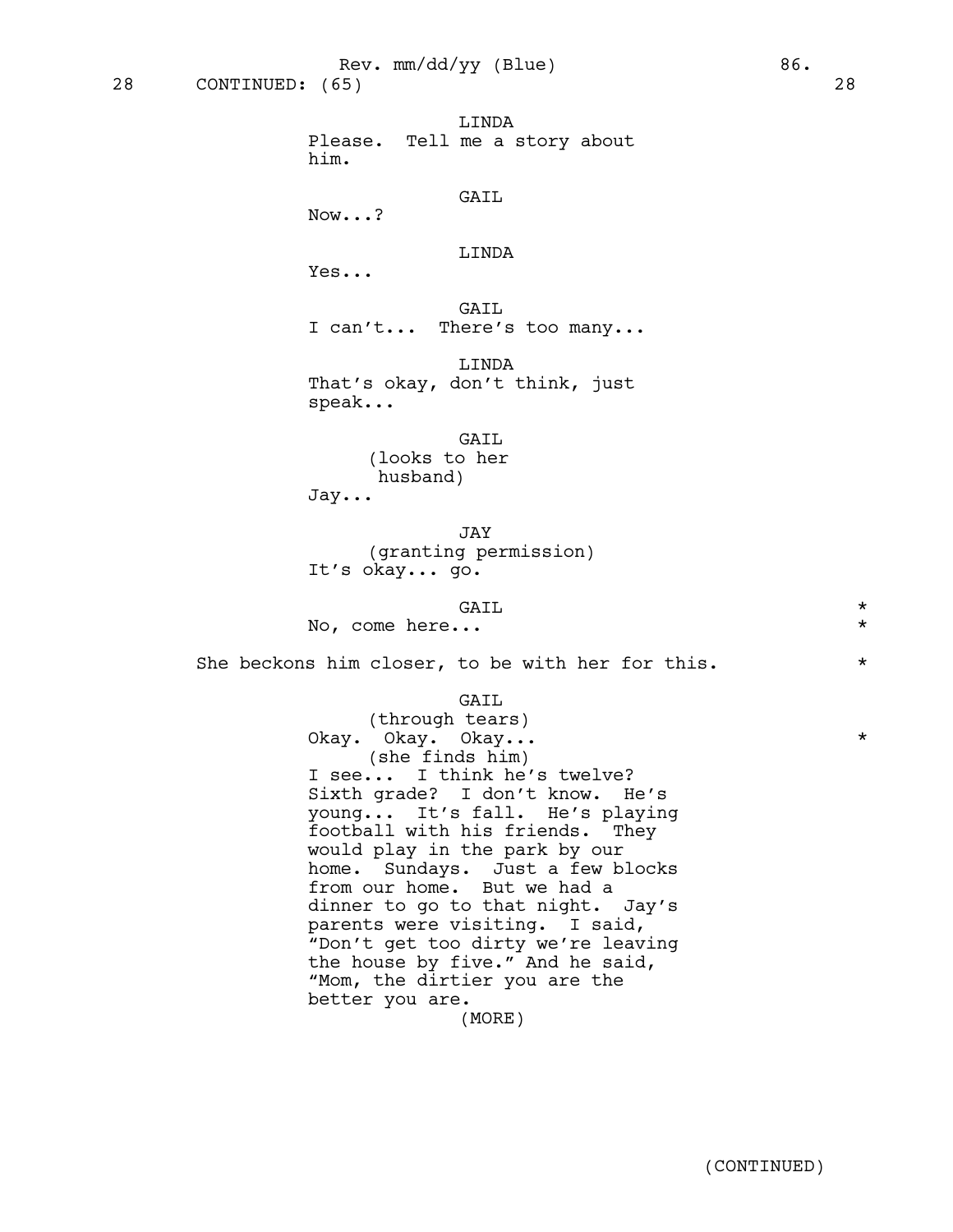28 CONTINUED: (65) 28

LINDA
Please. Tell me a story about him.

GAIL
Now...?

LINDA
Yes...

GAIL
I can't... There's too many...

LINDA
That's okay, don't think, just speak...

GAIL
(looks to her husband)
Jay...

JAY
(granting permission)
It's okay... go.

GAIL *
No, come here... *

She beckons him closer, to be with her for this. *

GAIL
(through tears)
Okay. Okay. Okay... *
(she finds him)
I see... I think he's twelve? Sixth grade? I don't know. He's young... It's fall. He's playing football with his friends. They would play in the park by our home. Sundays. Just a few blocks from our home. But we had a dinner to go to that night. Jay's parents were visiting. I said, "Don't get too dirty we're leaving the house by five." And he said, "Mom, the dirtier you are the better you are.
(MORE)

(CONTINUED)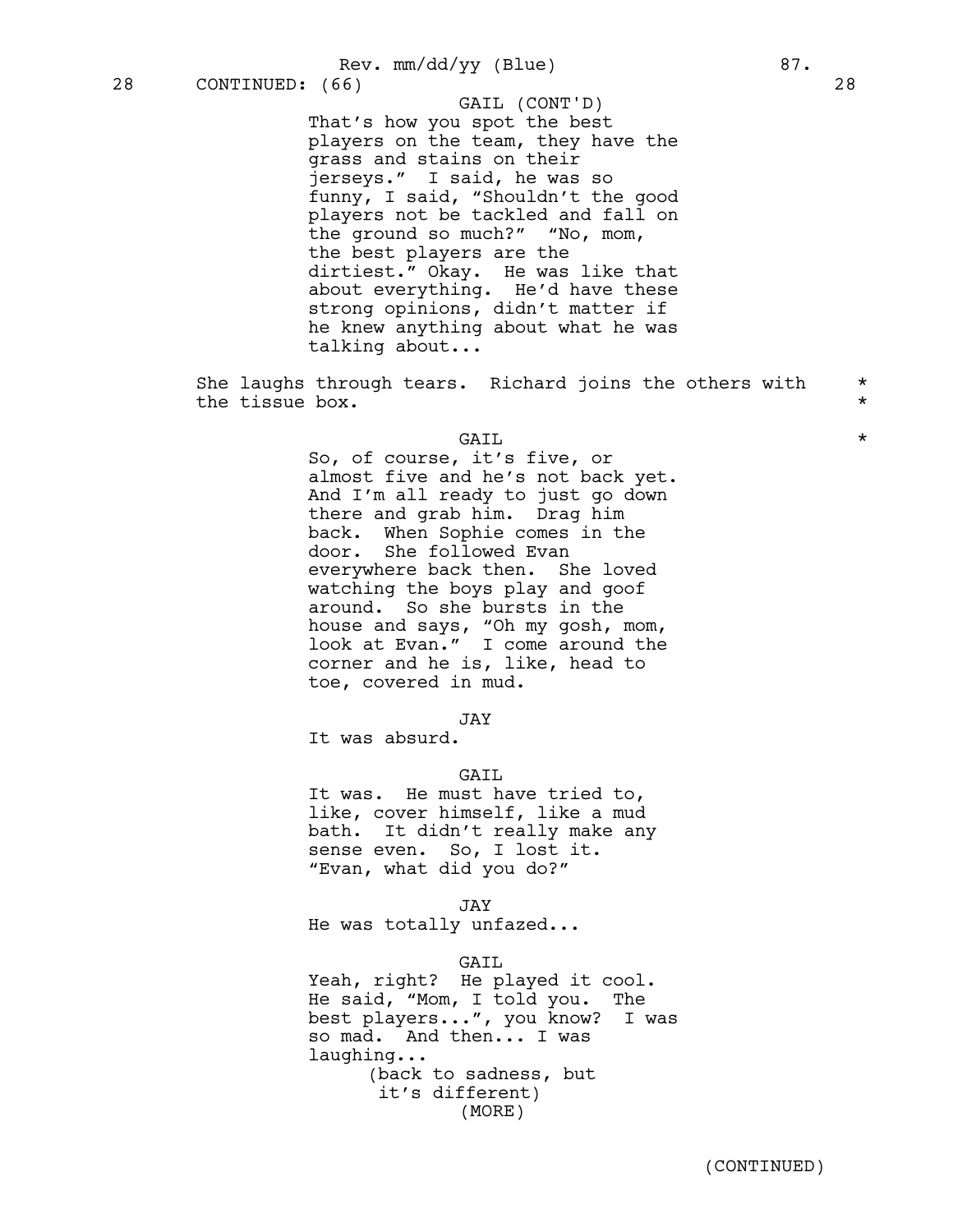28 CONTINUED: (66) 28

GAIL (CONT'D)
That's how you spot the best players on the team, they have the grass and stains on their jerseys." I said, he was so funny, I said, "Shouldn't the good players not be tackled and fall on the ground so much?" "No, mom, the best players are the dirtiest." Okay. He was like that about everything. He'd have these strong opinions, didn't matter if he knew anything about what he was talking about...

She laughs through tears. Richard joins the others with the tissue box. *

GAIL *
So, of course, it's five, or almost five and he's not back yet. And I'm all ready to just go down there and grab him. Drag him back. When Sophie comes in the door. She followed Evan everywhere back then. She loved watching the boys play and goof around. So she bursts in the house and says, "Oh my gosh, mom, look at Evan." I come around the corner and he is, like, head to toe, covered in mud.

JAY
It was absurd.

GAIL
It was. He must have tried to, like, cover himself, like a mud bath. It didn't really make any sense even. So, I lost it. "Evan, what did you do?"

JAY
He was totally unfazed...

GAIL
Yeah, right? He played it cool. He said, "Mom, I told you. The best players...", you know? I was so mad. And then... I was laughing...
(back to sadness, but it's different)
(MORE)

(CONTINUED)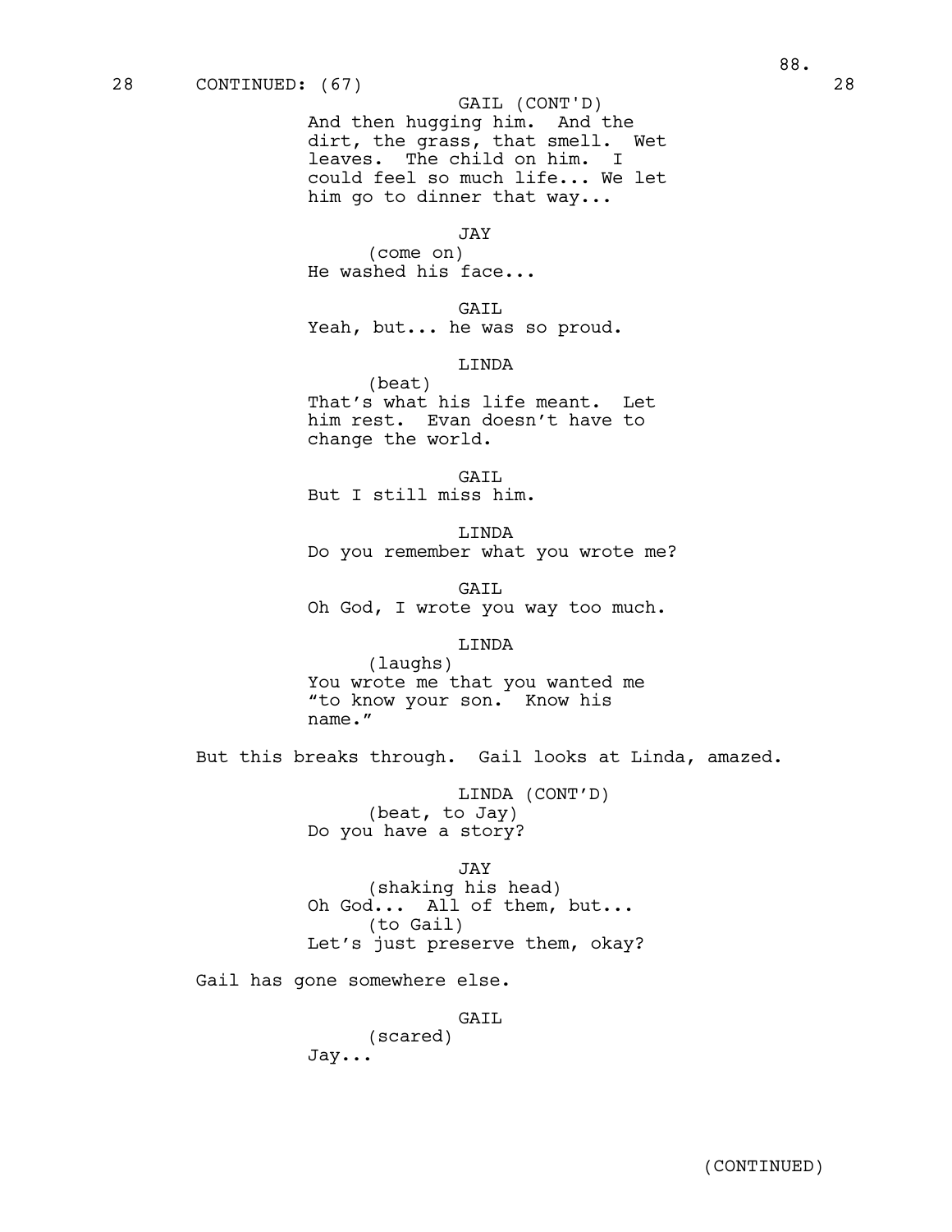28 CONTINUED: (67) 28

GAIL (CONT'D)
And then hugging him. And the dirt, the grass, that smell. Wet leaves. The child on him. I could feel so much life... We let him go to dinner that way...

JAY
(come on)
He washed his face...

GAIL
Yeah, but... he was so proud.

LINDA
(beat)
That's what his life meant. Let him rest. Evan doesn't have to change the world.

GAIL
But I still miss him.

LINDA
Do you remember what you wrote me?

GAIL
Oh God, I wrote you way too much.

LINDA
(laughs)
You wrote me that you wanted me "to know your son. Know his name."

But this breaks through. Gail looks at Linda, amazed.

LINDA (CONT'D)
(beat, to Jay)
Do you have a story?

JAY
(shaking his head)
Oh God... All of them, but...
(to Gail)
Let's just preserve them, okay?

Gail has gone somewhere else.

GAIL
(scared)
Jay...

(CONTINUED)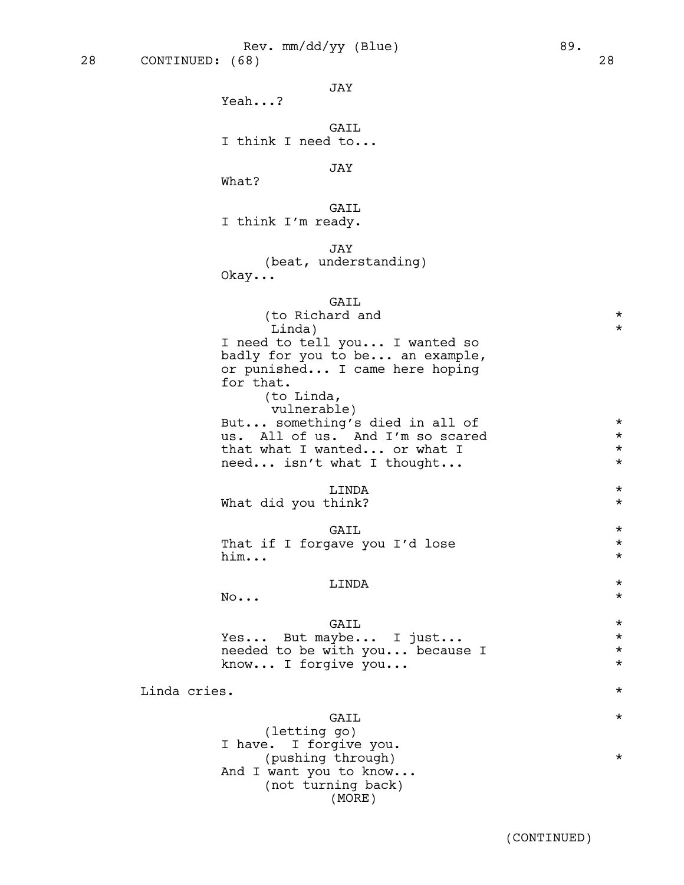28 CONTINUED: (68) 28

JAY
Yeah...?

GAIL
I think I need to...

JAY
What?

GAIL
I think I'm ready.

JAY
(beat, understanding)
Okay...

GAIL
(to Richard and Linda) *
I need to tell you... I wanted so badly for you to be... an example, or punished... I came here hoping for that.
(to Linda, vulnerable)
But... something's died in all of us. All of us. And I'm so scared that what I wanted... or what I need... isn't what I thought... *

LINDA *
What did you think? *

GAIL *
That if I forgave you I'd lose him... *

LINDA *
No... *

GAIL *
Yes... But maybe... I just... needed to be with you... because I know... I forgive you... *

Linda cries. *

GAIL *
(letting go)
I have. I forgive you.
(pushing through) *
And I want you to know...
(not turning back)
(MORE)

(CONTINUED)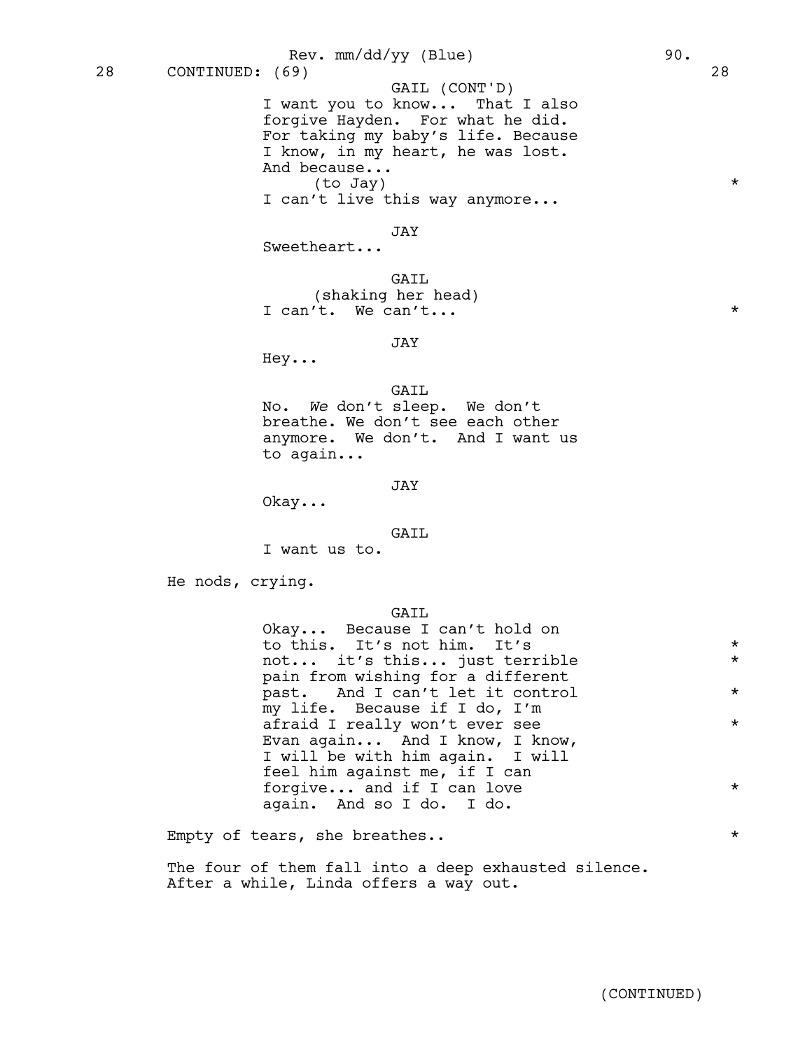28 CONTINUED: (69) 28

GAIL (CONT'D)
I want you to know... That I also forgive Hayden. For what he did. For taking my baby's life. Because I know, in my heart, he was lost. And because...
(to Jay) *
I can't live this way anymore...

JAY
Sweetheart...

GAIL
(shaking her head)
I can't. We can't... *

JAY
Hey...

GAIL
No. *We* don't sleep. We don't breathe. We don't see each other anymore. We don't. And I want us to again...

JAY
Okay...

GAIL
I want us to.

He nods, crying.

GAIL
Okay... Because I can't hold on to this. It's not him. It's * not... it's this... just terrible * pain from wishing for a different past. And I can't let it control * my life. Because if I do, I'm afraid I really won't ever see * Evan again... And I know, I know, I will be with him again. I will feel him against me, if I can forgive... and if I can love * again. And so I do. I do.

Empty of tears, she breathes.. *

The four of them fall into a deep exhausted silence. After a while, Linda offers a way out.

(CONTINUED)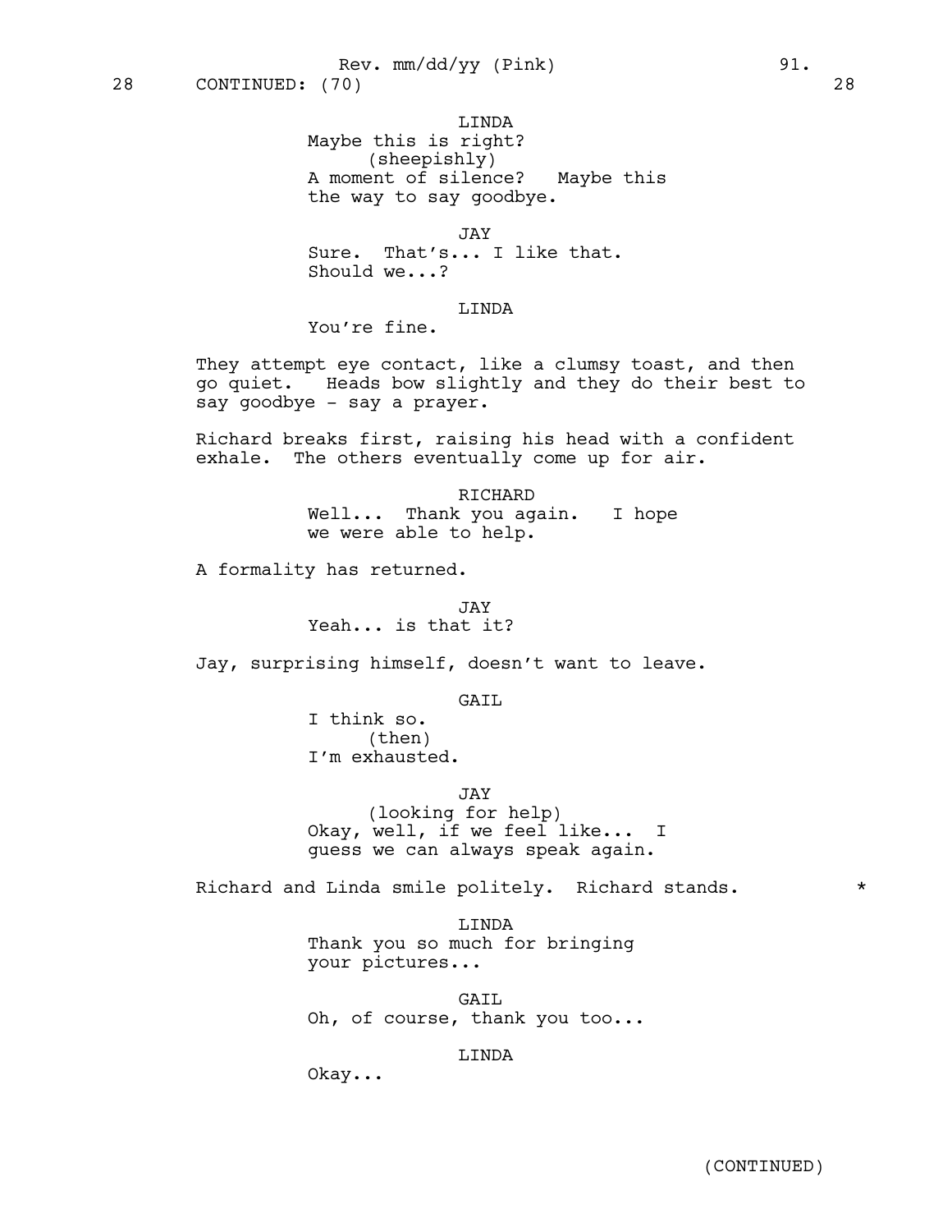28 CONTINUED: (70) 28

LINDA
Maybe this is right?
(sheepishly)
A moment of silence? Maybe this
the way to say goodbye.

JAY
Sure. That's... I like that.
Should we...?

LINDA
You're fine.

They attempt eye contact, like a clumsy toast, and then go quiet. Heads bow slightly and they do their best to say goodbye - say a prayer.

Richard breaks first, raising his head with a confident exhale. The others eventually come up for air.

RICHARD
Well... Thank you again. I hope
we were able to help.

A formality has returned.

JAY
Yeah... is that it?

Jay, surprising himself, doesn't want to leave.

GAIL
I think so.
(then)
I'm exhausted.

JAY
(looking for help)
Okay, well, if we feel like... I
guess we can always speak again.

Richard and Linda smile politely. Richard stands. *

LINDA
Thank you so much for bringing
your pictures...

GAIL
Oh, of course, thank you too...

LINDA
Okay...

(CONTINUED)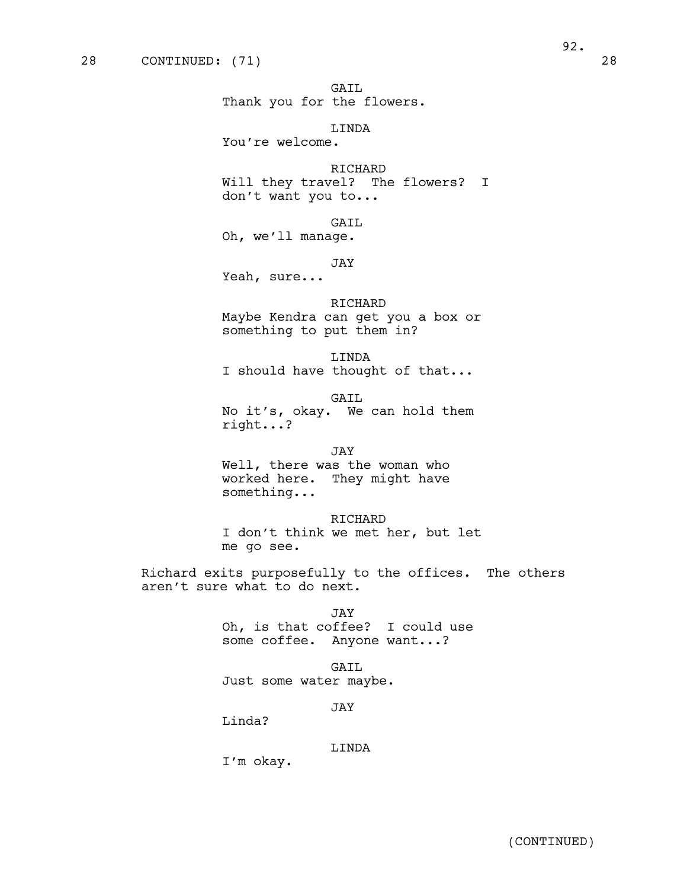28 CONTINUED: (71) 28

GAIL
Thank you for the flowers.

LINDA
You're welcome.

RICHARD
Will they travel? The flowers? I don't want you to...

GAIL
Oh, we'll manage.

JAY
Yeah, sure...

RICHARD
Maybe Kendra can get you a box or something to put them in?

LINDA
I should have thought of that...

GAIL
No it's, okay. We can hold them right...?

JAY
Well, there was the woman who worked here. They might have something...

RICHARD
I don't think we met her, but let me go see.

Richard exits purposefully to the offices. The others aren't sure what to do next.

JAY
Oh, is that coffee? I could use some coffee. Anyone want...?

GAIL
Just some water maybe.

JAY
Linda?

LINDA
I'm okay.

(CONTINUED)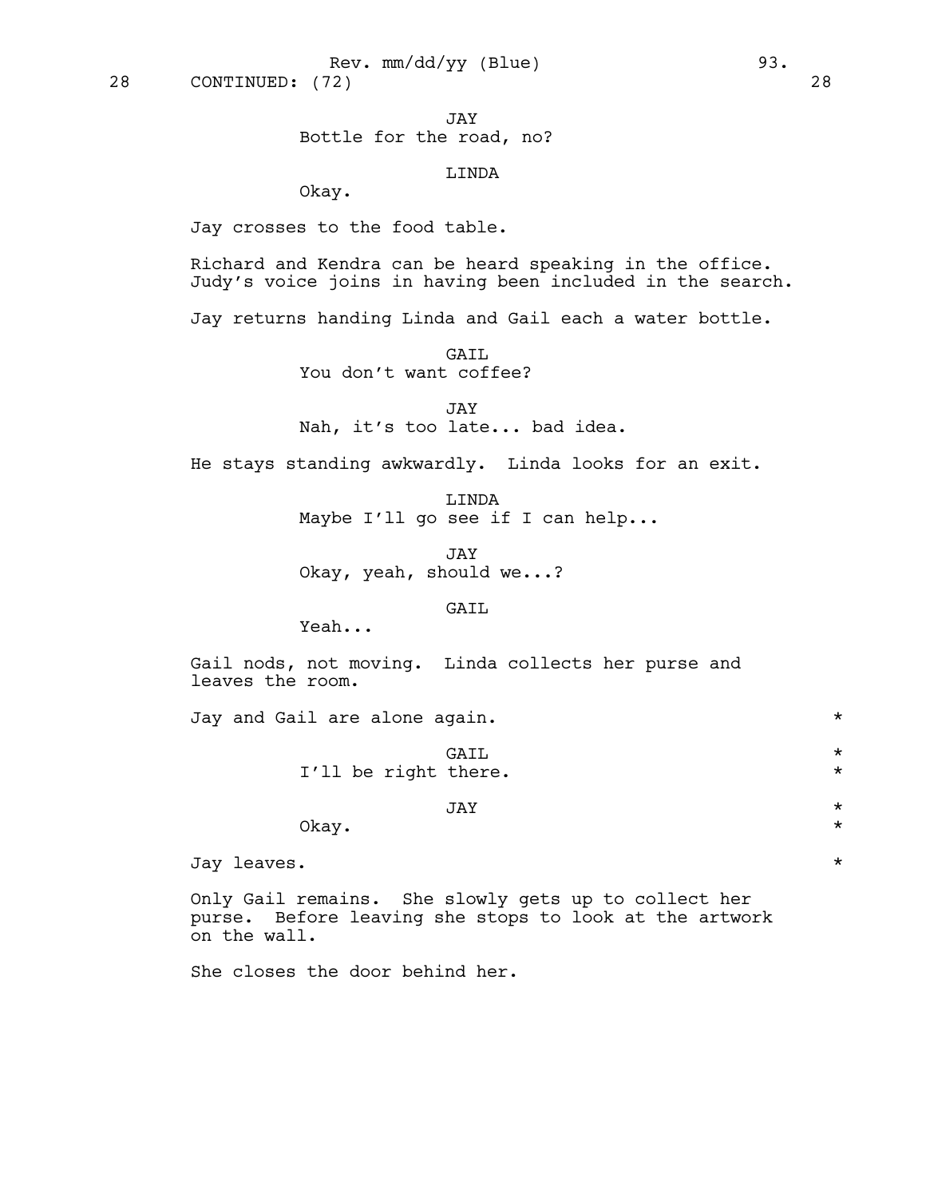JAY
Bottle for the road, no?

LINDA
Okay.

Jay crosses to the food table.

Richard and Kendra can be heard speaking in the office. Judy's voice joins in having been included in the search.

Jay returns handing Linda and Gail each a water bottle.

GAIL
You don't want coffee?

JAY
Nah, it's too late... bad idea.

He stays standing awkwardly. Linda looks for an exit.

LINDA
Maybe I'll go see if I can help...

JAY
Okay, yeah, should we...?

GAIL
Yeah...

Gail nods, not moving. Linda collects her purse and leaves the room.

Jay and Gail are alone again. *

GAIL *
I'll be right there. *

JAY *
Okay. *

Jay leaves. *

Only Gail remains. She slowly gets up to collect her purse. Before leaving she stops to look at the artwork on the wall.

She closes the door behind her.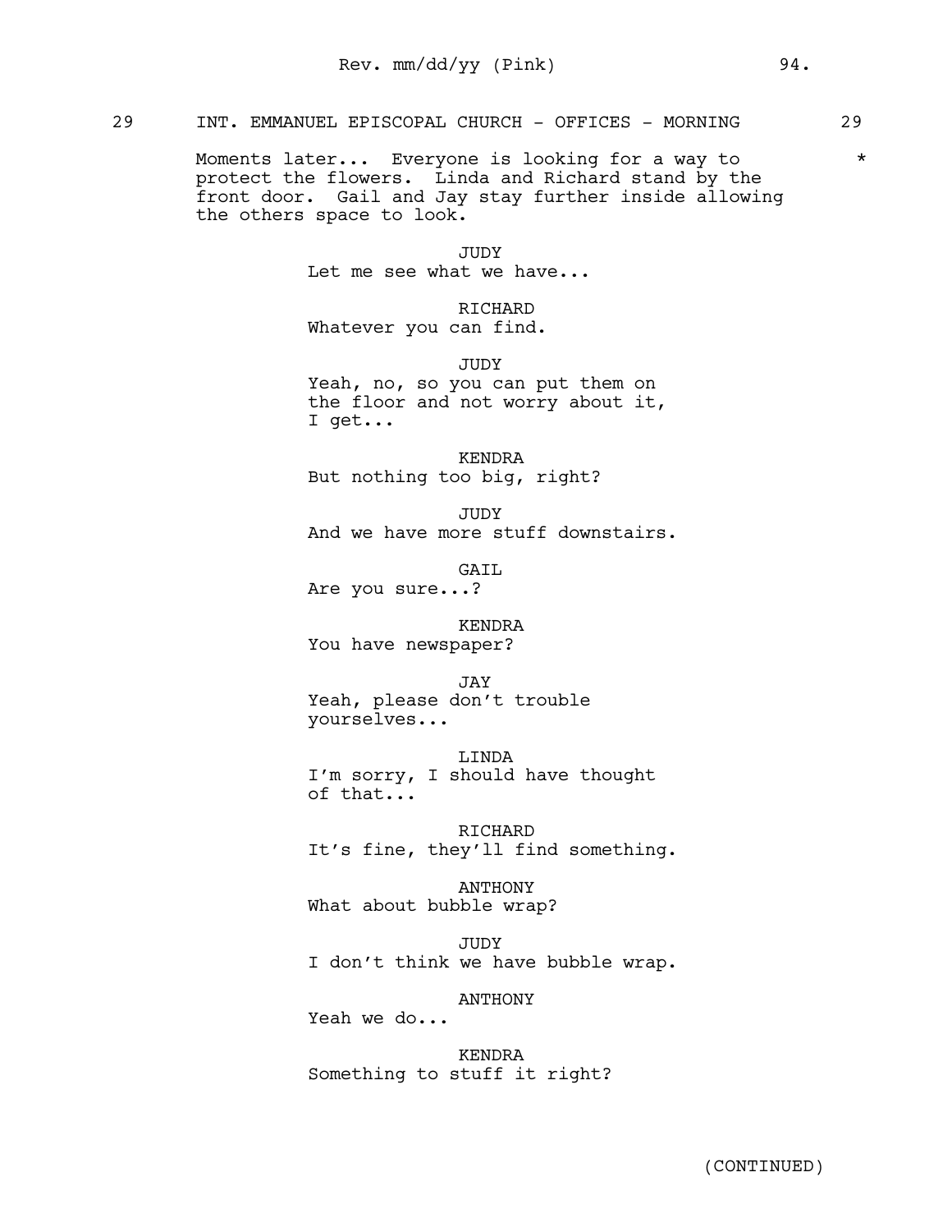29 INT. EMMANUEL EPISCOPAL CHURCH - OFFICES - MORNING 29

Moments later... Everyone is looking for a way to protect the flowers. Linda and Richard stand by the front door. Gail and Jay stay further inside allowing the others space to look. *

JUDY
Let me see what we have...

RICHARD
Whatever you can find.

JUDY
Yeah, no, so you can put them on the floor and not worry about it, I get...

KENDRA
But nothing too big, right?

JUDY
And we have more stuff downstairs.

GAIL
Are you sure...?

KENDRA
You have newspaper?

JAY
Yeah, please don't trouble yourselves...

LINDA
I'm sorry, I should have thought of that...

RICHARD
It's fine, they'll find something.

ANTHONY
What about bubble wrap?

JUDY
I don't think we have bubble wrap.

ANTHONY
Yeah we do...

KENDRA
Something to stuff it right?

(CONTINUED)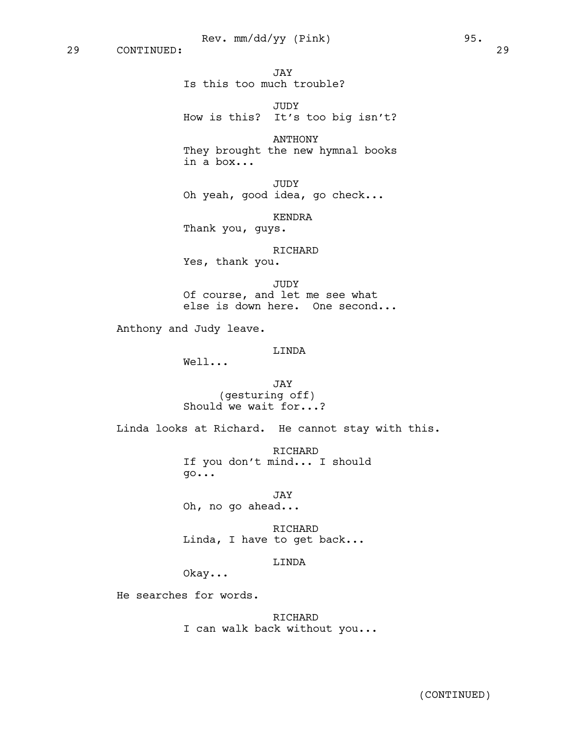29 CONTINUED: 29

JAY
Is this too much trouble?

JUDY
How is this? It's too big isn't?

ANTHONY
They brought the new hymnal books in a box...

JUDY
Oh yeah, good idea, go check...

KENDRA
Thank you, guys.

RICHARD
Yes, thank you.

JUDY
Of course, and let me see what else is down here. One second...

Anthony and Judy leave.

LINDA
Well...

JAY
(gesturing off)
Should we wait for...?

Linda looks at Richard. He cannot stay with this.

RICHARD
If you don't mind... I should go...

JAY
Oh, no go ahead...

RICHARD
Linda, I have to get back...

LINDA
Okay...

He searches for words.

RICHARD
I can walk back without you...

(CONTINUED)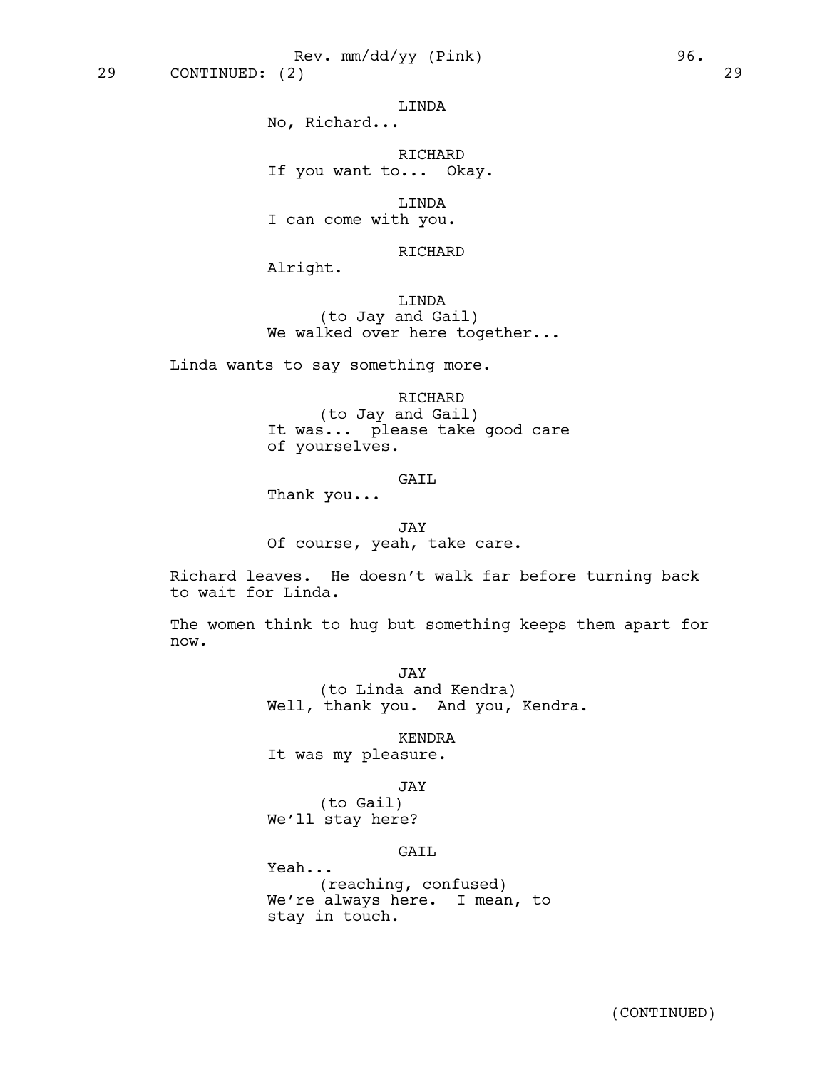29 CONTINUED: (2) 29

LINDA
No, Richard...

RICHARD
If you want to... Okay.

LINDA
I can come with you.

RICHARD
Alright.

LINDA
(to Jay and Gail)
We walked over here together...

Linda wants to say something more.

RICHARD
(to Jay and Gail)
It was... please take good care of yourselves.

GAIL
Thank you...

JAY
Of course, yeah, take care.

Richard leaves. He doesn't walk far before turning back to wait for Linda.

The women think to hug but something keeps them apart for now.

JAY
(to Linda and Kendra)
Well, thank you. And you, Kendra.

KENDRA
It was my pleasure.

JAY
(to Gail)
We'll stay here?

GAIL
Yeah...
(reaching, confused)
We're always here. I mean, to stay in touch.

(CONTINUED)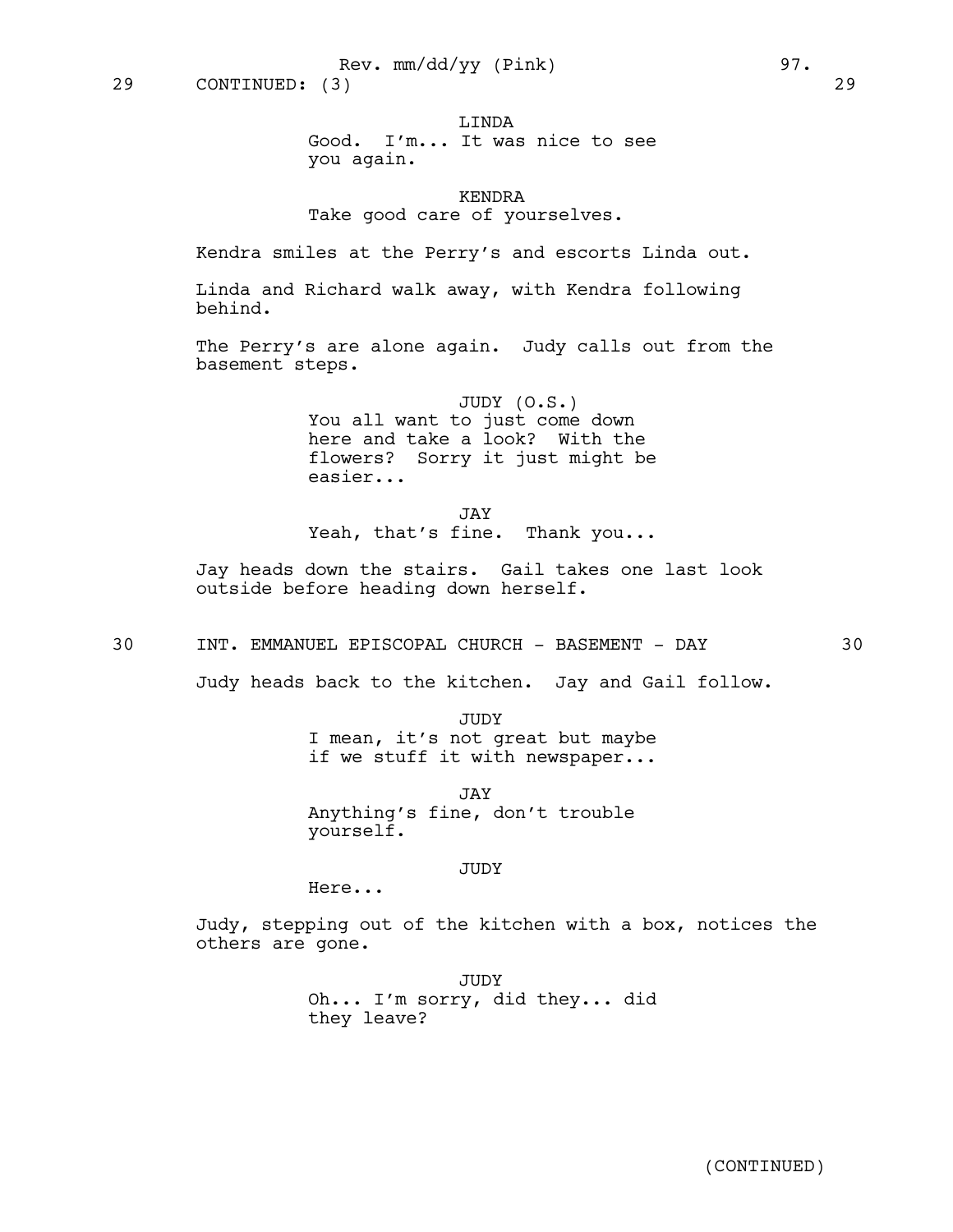29 CONTINUED: (3) 29

LINDA
Good. I'm... It was nice to see you again.

KENDRA
Take good care of yourselves.

Kendra smiles at the Perry's and escorts Linda out.

Linda and Richard walk away, with Kendra following behind.

The Perry's are alone again. Judy calls out from the basement steps.

JUDY (O.S.)
You all want to just come down here and take a look? With the flowers? Sorry it just might be easier...

JAY
Yeah, that's fine. Thank you...

Jay heads down the stairs. Gail takes one last look outside before heading down herself.

30 INT. EMMANUEL EPISCOPAL CHURCH - BASEMENT - DAY 30

Judy heads back to the kitchen. Jay and Gail follow.

JUDY
I mean, it's not great but maybe if we stuff it with newspaper...

JAY
Anything's fine, don't trouble yourself.

JUDY
Here...

Judy, stepping out of the kitchen with a box, notices the others are gone.

JUDY
Oh... I'm sorry, did they... did they leave?

(CONTINUED)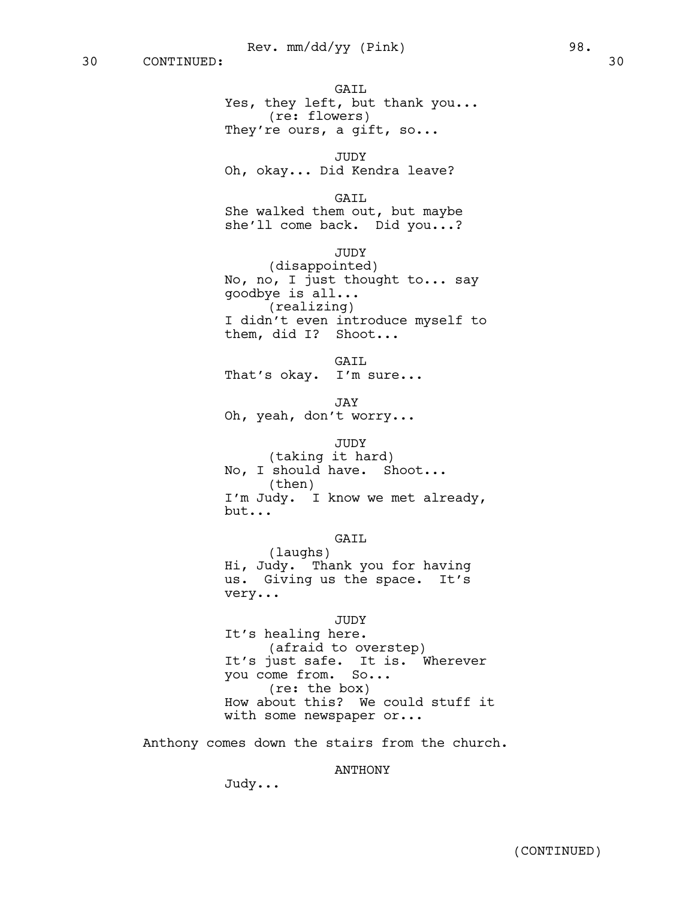30 CONTINUED: 30

GAIL
Yes, they left, but thank you...
(re: flowers)
They're ours, a gift, so...

JUDY
Oh, okay... Did Kendra leave?

GAIL
She walked them out, but maybe
she'll come back. Did you...?

JUDY
(disappointed)
No, no, I just thought to... say
goodbye is all...
(realizing)
I didn't even introduce myself to
them, did I? Shoot...

GAIL
That's okay. I'm sure...

JAY
Oh, yeah, don't worry...

JUDY
(taking it hard)
No, I should have. Shoot...
(then)
I'm Judy. I know we met already,
but...

GAIL
(laughs)
Hi, Judy. Thank you for having
us. Giving us the space. It's
very...

JUDY
It's healing here.
(afraid to overstep)
It's just safe. It is. Wherever
you come from. So...
(re: the box)
How about this? We could stuff it
with some newspaper or...

Anthony comes down the stairs from the church.

ANTHONY
Judy...

(CONTINUED)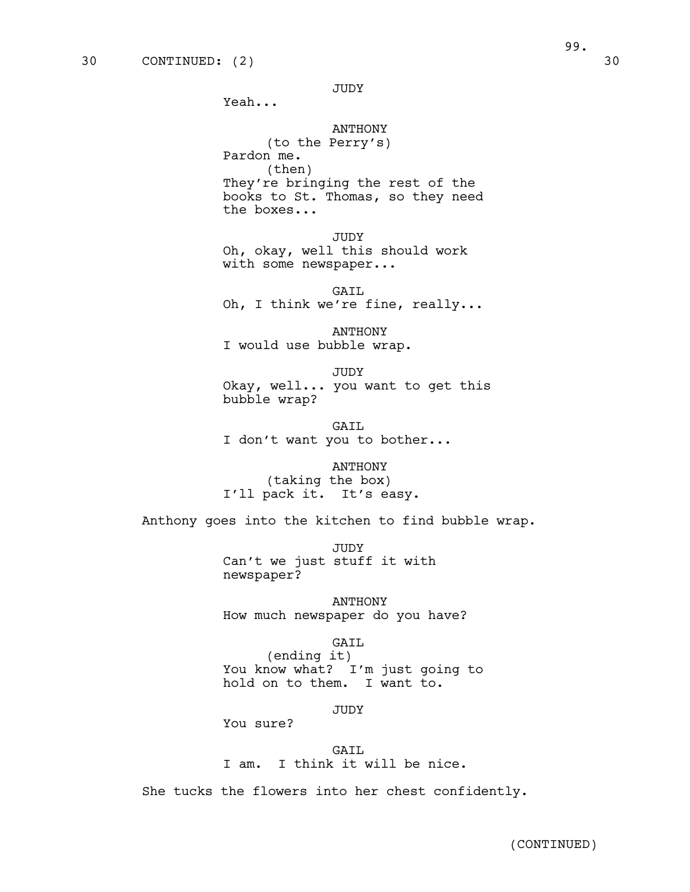30 CONTINUED: (2) 30

JUDY
Yeah...

ANTHONY
(to the Perry's)
Pardon me.
(then)
They're bringing the rest of the books to St. Thomas, so they need the boxes...

JUDY
Oh, okay, well this should work with some newspaper...

GAIL
Oh, I think we're fine, really...

ANTHONY
I would use bubble wrap.

JUDY
Okay, well... you want to get this bubble wrap?

GAIL
I don't want you to bother...

ANTHONY
(taking the box)
I'll pack it. It's easy.

Anthony goes into the kitchen to find bubble wrap.

JUDY
Can't we just stuff it with newspaper?

ANTHONY
How much newspaper do you have?

GAIL
(ending it)
You know what? I'm just going to hold on to them. I want to.

JUDY
You sure?

GAIL
I am. I think it will be nice.

She tucks the flowers into her chest confidently.

(CONTINUED)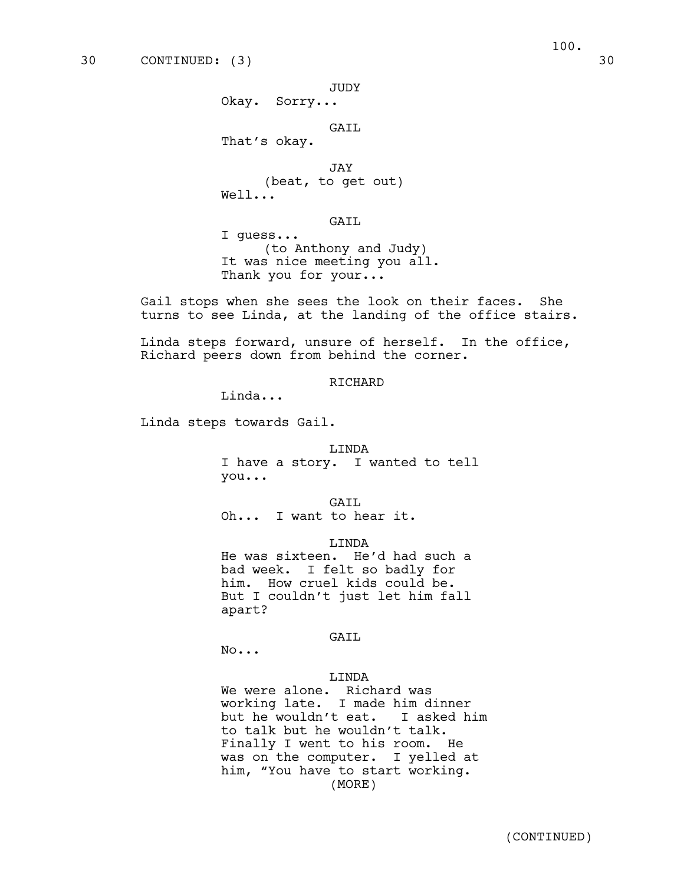30 CONTINUED: (3) 30

JUDY
Okay. Sorry...

GAIL
That's okay.

JAY
(beat, to get out)
Well...

GAIL
I guess...
(to Anthony and Judy)
It was nice meeting you all.
Thank you for your...

Gail stops when she sees the look on their faces. She turns to see Linda, at the landing of the office stairs.

Linda steps forward, unsure of herself. In the office, Richard peers down from behind the corner.

RICHARD
Linda...

Linda steps towards Gail.

LINDA
I have a story. I wanted to tell you...

GAIL
Oh... I want to hear it.

LINDA
He was sixteen. He'd had such a bad week. I felt so badly for him. How cruel kids could be. But I couldn't just let him fall apart?

GAIL
No...

LINDA
We were alone. Richard was working late. I made him dinner but he wouldn't eat. I asked him to talk but he wouldn't talk. Finally I went to his room. He was on the computer. I yelled at him, "You have to start working.
(MORE)

(CONTINUED)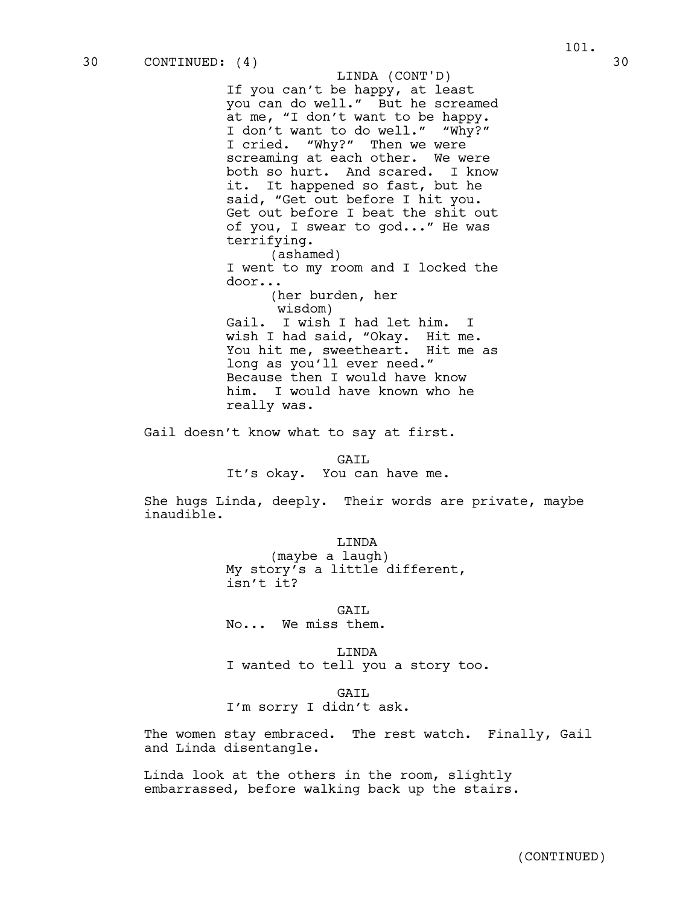30 CONTINUED: (4) 30

LINDA (CONT'D)
If you can't be happy, at least you can do well." But he screamed at me, "I don't want to be happy. I don't want to do well." "Why?" I cried. "Why?" Then we were screaming at each other. We were both so hurt. And scared. I know it. It happened so fast, but he said, "Get out before I hit you. Get out before I beat the shit out of you, I swear to god..." He was terrifying.
(ashamed)
I went to my room and I locked the door...
(her burden, her wisdom)
Gail. I wish I had let him. I wish I had said, "Okay. Hit me. You hit me, sweetheart. Hit me as long as you'll ever need." Because then I would have know him. I would have known who he really was.

Gail doesn't know what to say at first.

GAIL
It's okay. You can have me.

She hugs Linda, deeply. Their words are private, maybe inaudible.

LINDA
(maybe a laugh)
My story's a little different, isn't it?

GAIL
No... We miss them.

LINDA
I wanted to tell you a story too.

GAIL
I'm sorry I didn't ask.

The women stay embraced. The rest watch. Finally, Gail and Linda disentangle.

Linda look at the others in the room, slightly embarrassed, before walking back up the stairs.

(CONTINUED)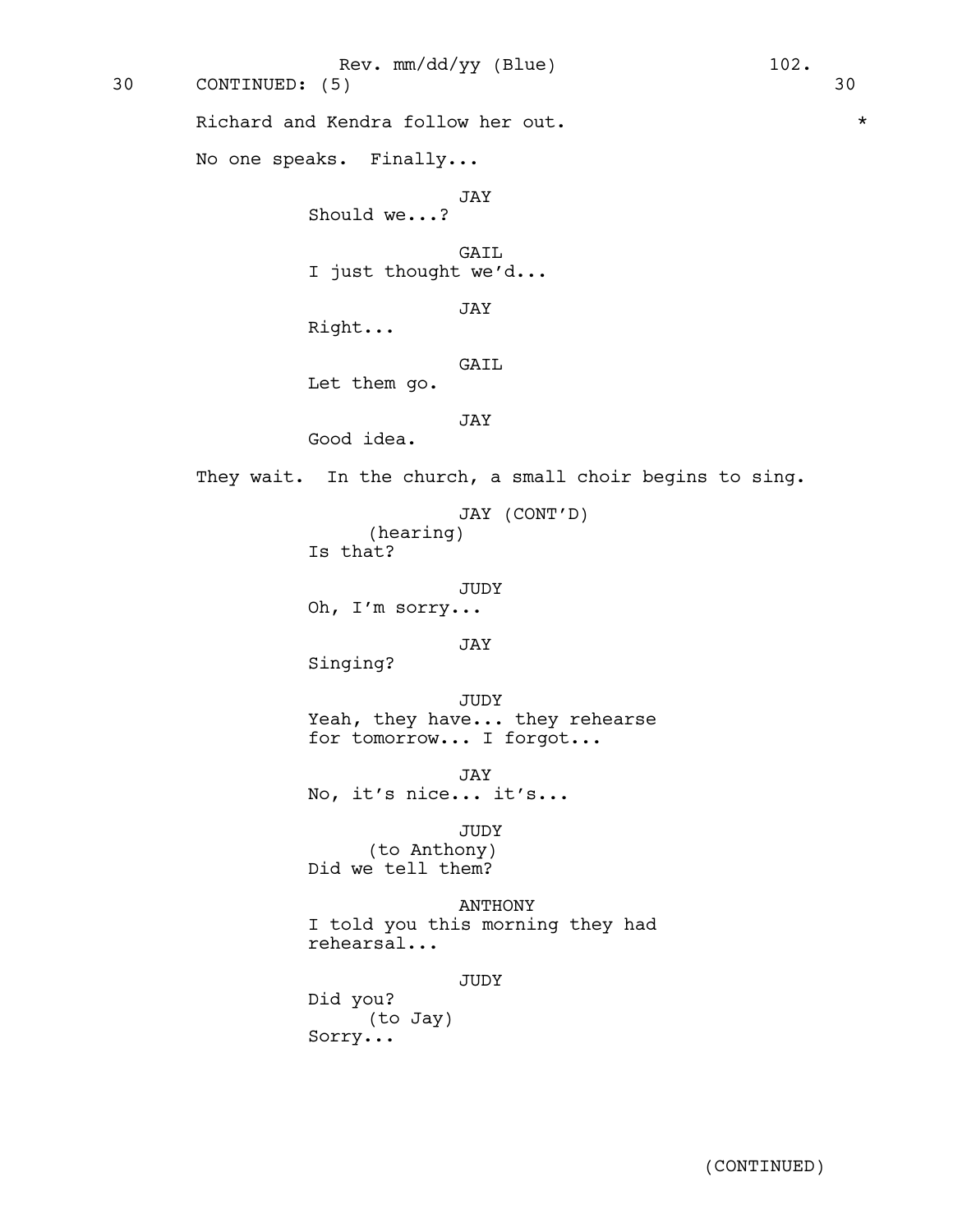Rev. mm/dd/yy (Blue)

30 CONTINUED: (5) 30

Richard and Kendra follow her out. *

No one speaks. Finally...

JAY
Should we...?

GAIL
I just thought we'd...

JAY
Right...

GAIL
Let them go.

JAY
Good idea.

They wait. In the church, a small choir begins to sing.

JAY (CONT'D)
(hearing)
Is that?

JUDY
Oh, I'm sorry...

JAY
Singing?

JUDY
Yeah, they have... they rehearse for tomorrow... I forgot...

JAY
No, it's nice... it's...

JUDY
(to Anthony)
Did we tell them?

ANTHONY
I told you this morning they had rehearsal...

JUDY
Did you?
(to Jay)
Sorry...

(CONTINUED)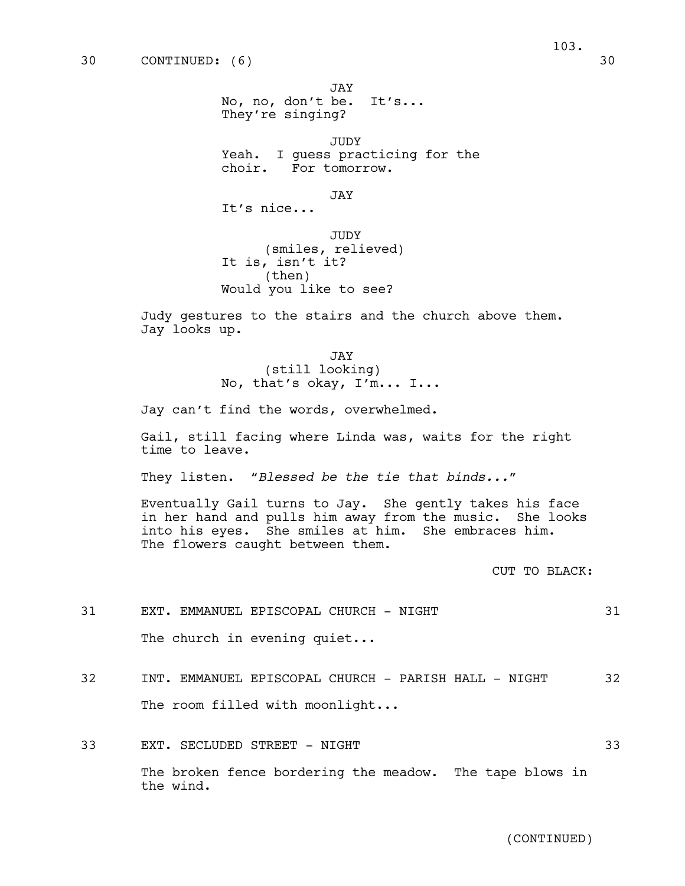30 CONTINUED: (6) 30

JAY
No, no, don't be. It's...
They're singing?

JUDY
Yeah. I guess practicing for the choir. For tomorrow.

JAY
It's nice...

JUDY
(smiles, relieved)
It is, isn't it?
(then)
Would you like to see?

Judy gestures to the stairs and the church above them. Jay looks up.

JAY
(still looking)
No, that's okay, I'm... I...

Jay can't find the words, overwhelmed.

Gail, still facing where Linda was, waits for the right time to leave.

They listen. "*Blessed be the tie that binds...*"

Eventually Gail turns to Jay. She gently takes his face in her hand and pulls him away from the music. She looks into his eyes. She smiles at him. She embraces him. The flowers caught between them.

CUT TO BLACK:

31 EXT. EMMANUEL EPISCOPAL CHURCH - NIGHT 31

The church in evening quiet...

32 INT. EMMANUEL EPISCOPAL CHURCH - PARISH HALL - NIGHT 32

The room filled with moonlight...

33 EXT. SECLUDED STREET - NIGHT 33

The broken fence bordering the meadow. The tape blows in the wind.

(CONTINUED)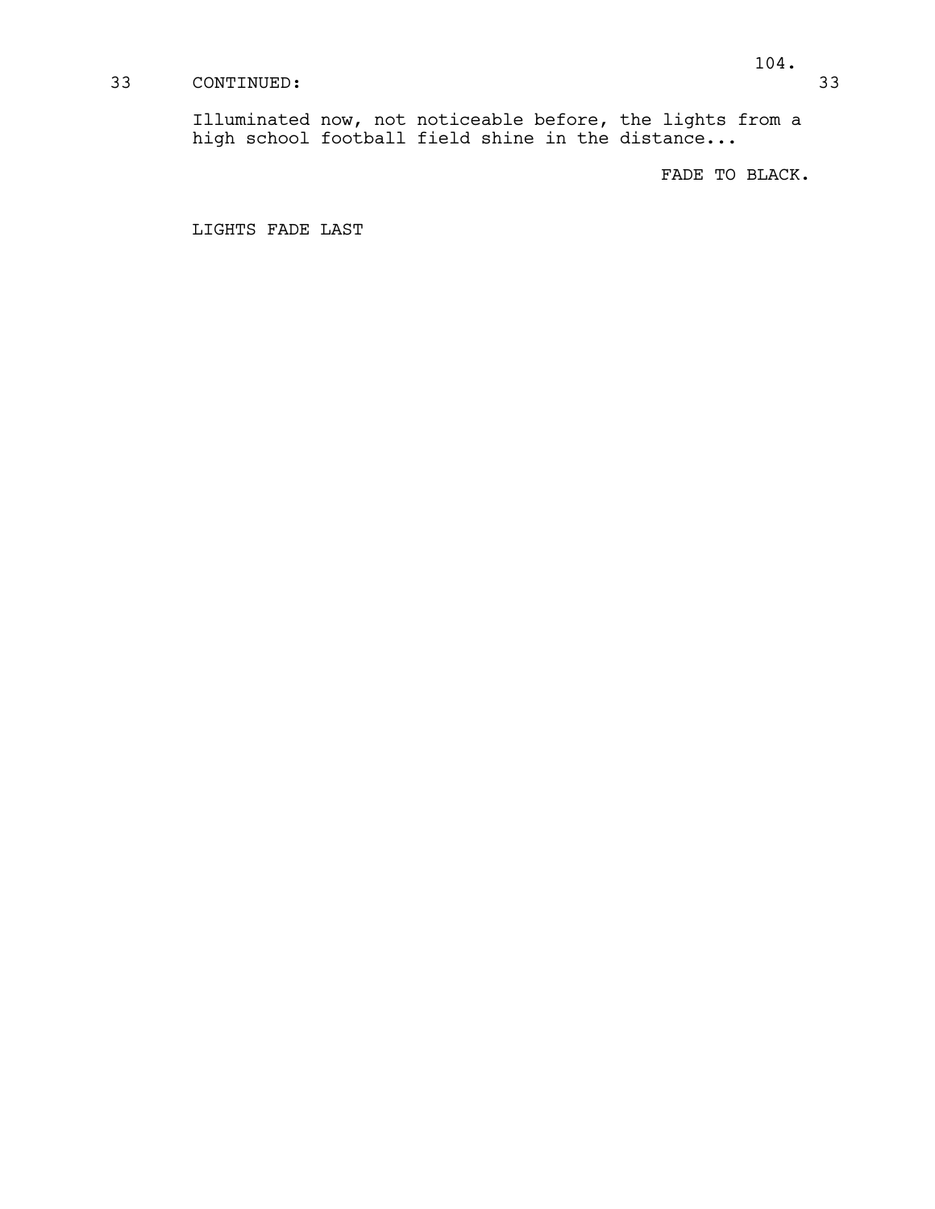33 CONTINUED: 33

Illuminated now, not noticeable before, the lights from a high school football field shine in the distance...

FADE TO BLACK.

LIGHTS FADE LAST